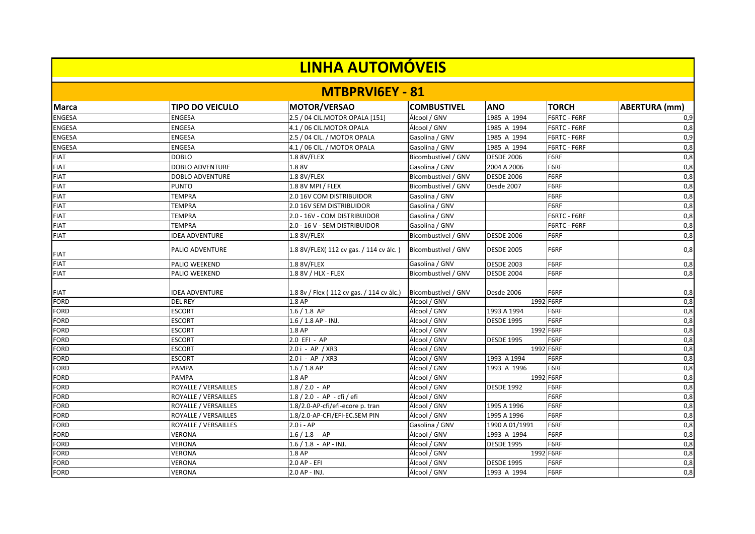# LINHA AUTOMÓVEIS

## MTBPRVI6EY - 81

| Marca | TIPO DO VEICULO | MOTOR/VERSAO | COMBUSTIVEL | ANO | TORCH | ABERTURA (mm) |
|---|---|---|---|---|---|---|
| ENGESA | ENGESA | 2.5 / 04 CIL.MOTOR OPALA [151] | Álcool / GNV | 1985 A 1994 | F6RTC - F6RF | 0,9 |
| ENGESA | ENGESA | 4.1 / 06 CIL.MOTOR OPALA | Álcool / GNV | 1985 A 1994 | F6RTC - F6RF | 0,8 |
| ENGESA | ENGESA | 2.5 / 04 CIL. / MOTOR OPALA | Gasolina / GNV | 1985 A 1994 | F6RTC - F6RF | 0,9 |
| ENGESA | ENGESA | 4.1 / 06 CIL. / MOTOR OPALA | Gasolina / GNV | 1985 A 1994 | F6RTC - F6RF | 0,8 |
| FIAT | DOBLO | 1.8 8V/FLEX | Bicombustível / GNV | DESDE 2006 | F6RF | 0,8 |
| FIAT | DOBLO ADVENTURE | 1.8 8V | Gasolina / GNV | 2004 A 2006 | F6RF | 0,8 |
| FIAT | DOBLO ADVENTURE | 1.8 8V/FLEX | Bicombustível / GNV | DESDE 2006 | F6RF | 0,8 |
| FIAT | PUNTO | 1.8 8V MPI / FLEX | Bicombustível / GNV | Desde 2007 | F6RF | 0,8 |
| FIAT | TEMPRA | 2.0 16V COM DISTRIBUIDOR | Gasolina / GNV | | F6RF | 0,8 |
| FIAT | TEMPRA | 2.0 16V SEM DISTRIBUIDOR | Gasolina / GNV | | F6RF | 0,8 |
| FIAT | TEMPRA | 2.0 - 16V - COM DISTRIBUIDOR | Gasolina / GNV | | F6RTC - F6RF | 0,8 |
| FIAT | TEMPRA | 2.0 - 16 V - SEM DISTRIBUIDOR | Gasolina / GNV | | F6RTC - F6RF | 0,8 |
| FIAT | IDEA ADVENTURE | 1.8 8V/FLEX | Bicombustível / GNV | DESDE 2006 | F6RF | 0,8 |
| FIAT | PALIO ADVENTURE | 1.8 8V/FLEX( 112 cv gas. / 114 cv álc. ) | Bicombustível / GNV | DESDE 2005 | F6RF | 0,8 |
| FIAT | PALIO WEEKEND | 1.8 8V/FLEX | Gasolina / GNV | DESDE 2003 | F6RF | 0,8 |
| FIAT | PALIO WEEKEND | 1.8 8V / HLX - FLEX | Bicombustível / GNV | DESDE 2004 | F6RF | 0,8 |
| FIAT | IDEA ADVENTURE | 1.8 8v / Flex ( 112 cv gas. / 114 cv álc.) | Bicombustível / GNV | Desde 2006 | F6RF | 0,8 |
| FORD | DEL REY | 1.8 AP | Álcool / GNV | 1992 | F6RF | 0,8 |
| FORD | ESCORT | 1.6 / 1.8 AP | Álcool / GNV | 1993 A 1994 | F6RF | 0,8 |
| FORD | ESCORT | 1.6 / 1.8 AP - INJ. | Álcool / GNV | DESDE 1995 | F6RF | 0,8 |
| FORD | ESCORT | 1.8 AP | Álcool / GNV | 1992 | F6RF | 0,8 |
| FORD | ESCORT | 2.0 EFI - AP | Álcool / GNV | DESDE 1995 | F6RF | 0,8 |
| FORD | ESCORT | 2.0 i - AP / XR3 | Álcool / GNV | 1992 | F6RF | 0,8 |
| FORD | ESCORT | 2.0 i - AP / XR3 | Álcool / GNV | 1993 A 1994 | F6RF | 0,8 |
| FORD | PAMPA | 1.6 / 1.8 AP | Álcool / GNV | 1993 A 1996 | F6RF | 0,8 |
| FORD | PAMPA | 1.8 AP | Álcool / GNV | 1992 | F6RF | 0,8 |
| FORD | ROYALLE / VERSAILLES | 1.8 / 2.0 - AP | Álcool / GNV | DESDE 1992 | F6RF | 0,8 |
| FORD | ROYALLE / VERSAILLES | 1.8 / 2.0 - AP - cfi / efi | Álcool / GNV | | F6RF | 0,8 |
| FORD | ROYALLE / VERSAILLES | 1.8/2.0-AP-cfi/efi-ecore p. tran | Álcool / GNV | 1995 A 1996 | F6RF | 0,8 |
| FORD | ROYALLE / VERSAILLES | 1.8/2.0-AP-CFI/EFI-EC.SEM PIN | Álcool / GNV | 1995 A 1996 | F6RF | 0,8 |
| FORD | ROYALLE / VERSAILLES | 2.0 i - AP | Gasolina / GNV | 1990 A 01/1991 | F6RF | 0,8 |
| FORD | VERONA | 1.6 / 1.8 - AP | Álcool / GNV | 1993 A 1994 | F6RF | 0,8 |
| FORD | VERONA | 1.6 / 1.8 - AP - INJ. | Álcool / GNV | DESDE 1995 | F6RF | 0,8 |
| FORD | VERONA | 1.8 AP | Álcool / GNV | 1992 | F6RF | 0,8 |
| FORD | VERONA | 2.0 AP - EFI | Álcool / GNV | DESDE 1995 | F6RF | 0,8 |
| FORD | VERONA | 2.0 AP - INJ. | Álcool / GNV | 1993 A 1994 | F6RF | 0,8 |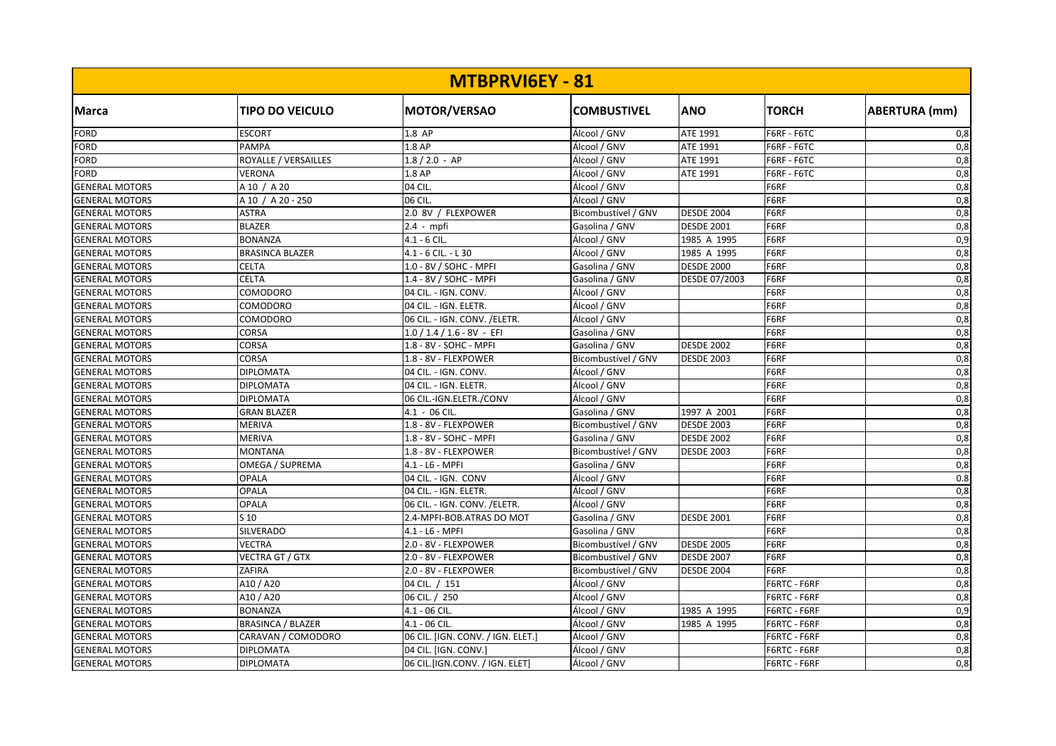| MTBPRVI6EY - 81 | | | | | | |
|---|---|---|---|---|---|---|
| **Marca** | **TIPO DO VEICULO** | **MOTOR/VERSAO** | **COMBUSTIVEL** | **ANO** | **TORCH** | **ABERTURA (mm)** |
| FORD | ESCORT | 1.8 AP | Álcool / GNV | ATE 1991 | F6RF - F6TC | 0,8 |
| FORD | PAMPA | 1.8 AP | Álcool / GNV | ATE 1991 | F6RF - F6TC | 0,8 |
| FORD | ROYALLE / VERSAILLES | 1.8 / 2.0 - AP | Álcool / GNV | ATE 1991 | F6RF - F6TC | 0,8 |
| FORD | VERONA | 1.8 AP | Álcool / GNV | ATE 1991 | F6RF - F6TC | 0,8 |
| GENERAL MOTORS | A 10 / A 20 | 04 CIL. | Álcool / GNV | | F6RF | 0,8 |
| GENERAL MOTORS | A 10 / A 20 - 250 | 06 CIL. | Álcool / GNV | | F6RF | 0,8 |
| GENERAL MOTORS | ASTRA | 2.0 8V / FLEXPOWER | Bicombustível / GNV | DESDE 2004 | F6RF | 0,8 |
| GENERAL MOTORS | BLAZER | 2.4 - mpfi | Gasolina / GNV | DESDE 2001 | F6RF | 0,8 |
| GENERAL MOTORS | BONANZA | 4.1 - 6 CIL. | Álcool / GNV | 1985 A 1995 | F6RF | 0,9 |
| GENERAL MOTORS | BRASINCA BLAZER | 4.1 - 6 CIL. - L 30 | Álcool / GNV | 1985 A 1995 | F6RF | 0,8 |
| GENERAL MOTORS | CELTA | 1.0 - 8V / SOHC - MPFI | Gasolina / GNV | DESDE 2000 | F6RF | 0,8 |
| GENERAL MOTORS | CELTA | 1.4 - 8V / SOHC - MPFI | Gasolina / GNV | DESDE 07/2003 | F6RF | 0,8 |
| GENERAL MOTORS | COMODORO | 04 CIL. - IGN. CONV. | Álcool / GNV | | F6RF | 0,8 |
| GENERAL MOTORS | COMODORO | 04 CIL. - IGN. ELETR. | Álcool / GNV | | F6RF | 0,8 |
| GENERAL MOTORS | COMODORO | 06 CIL. - IGN. CONV. /ELETR. | Álcool / GNV | | F6RF | 0,8 |
| GENERAL MOTORS | CORSA | 1.0 / 1.4 / 1.6 - 8V - EFI | Gasolina / GNV | | F6RF | 0,8 |
| GENERAL MOTORS | CORSA | 1.8 - 8V - SOHC - MPFI | Gasolina / GNV | DESDE 2002 | F6RF | 0,8 |
| GENERAL MOTORS | CORSA | 1.8 - 8V - FLEXPOWER | Bicombustível / GNV | DESDE 2003 | F6RF | 0,8 |
| GENERAL MOTORS | DIPLOMATA | 04 CIL. - IGN. CONV. | Álcool / GNV | | F6RF | 0,8 |
| GENERAL MOTORS | DIPLOMATA | 04 CIL. - IGN. ELETR. | Álcool / GNV | | F6RF | 0,8 |
| GENERAL MOTORS | DIPLOMATA | 06 CIL.-IGN.ELETR./CONV | Álcool / GNV | | F6RF | 0,8 |
| GENERAL MOTORS | GRAN BLAZER | 4.1 - 06 CIL. | Gasolina / GNV | 1997 A 2001 | F6RF | 0,8 |
| GENERAL MOTORS | MERIVA | 1.8 - 8V - FLEXPOWER | Bicombustível / GNV | DESDE 2003 | F6RF | 0,8 |
| GENERAL MOTORS | MERIVA | 1.8 - 8V - SOHC - MPFI | Gasolina / GNV | DESDE 2002 | F6RF | 0,8 |
| GENERAL MOTORS | MONTANA | 1.8 - 8V - FLEXPOWER | Bicombustível / GNV | DESDE 2003 | F6RF | 0,8 |
| GENERAL MOTORS | OMEGA / SUPREMA | 4.1 - L6 - MPFI | Gasolina / GNV | | F6RF | 0,8 |
| GENERAL MOTORS | OPALA | 04 CIL. - IGN. CONV | Álcool / GNV | | F6RF | 0.8 |
| GENERAL MOTORS | OPALA | 04 CIL. - IGN. ELETR. | Álcool / GNV | | F6RF | 0,8 |
| GENERAL MOTORS | OPALA | 06 CIL. - IGN. CONV. /ELETR. | Álcool / GNV | | F6RF | 0,8 |
| GENERAL MOTORS | S 10 | 2.4-MPFI-BOB.ATRAS DO MOT | Gasolina / GNV | DESDE 2001 | F6RF | 0,8 |
| GENERAL MOTORS | SILVERADO | 4.1 - L6 - MPFI | Gasolina / GNV | | F6RF | 0,8 |
| GENERAL MOTORS | VECTRA | 2.0 - 8V - FLEXPOWER | Bicombustível / GNV | DESDE 2005 | F6RF | 0,8 |
| GENERAL MOTORS | VECTRA GT / GTX | 2.0 - 8V - FLEXPOWER | Bicombustível / GNV | DESDE 2007 | F6RF | 0,8 |
| GENERAL MOTORS | ZAFIRA | 2.0 - 8V - FLEXPOWER | Bicombustível / GNV | DESDE 2004 | F6RF | 0,8 |
| GENERAL MOTORS | A10 / A20 | 04 CIL. / 151 | Álcool / GNV | | F6RTC - F6RF | 0,8 |
| GENERAL MOTORS | A10 / A20 | 06 CIL. / 250 | Álcool / GNV | | F6RTC - F6RF | 0,8 |
| GENERAL MOTORS | BONANZA | 4.1 - 06 CIL. | Álcool / GNV | 1985 A 1995 | F6RTC - F6RF | 0,9 |
| GENERAL MOTORS | BRASINCA / BLAZER | 4.1 - 06 CIL. | Álcool / GNV | 1985 A 1995 | F6RTC - F6RF | 0,8 |
| GENERAL MOTORS | CARAVAN / COMODORO | 06 CIL. [IGN. CONV. / IGN. ELET.] | Álcool / GNV | | F6RTC - F6RF | 0,8 |
| GENERAL MOTORS | DIPLOMATA | 04 CIL. [IGN. CONV.] | Álcool / GNV | | F6RTC - F6RF | 0,8 |
| GENERAL MOTORS | DIPLOMATA | 06 CIL.[IGN.CONV. / IGN. ELET] | Álcool / GNV | | F6RTC - F6RF | 0,8 |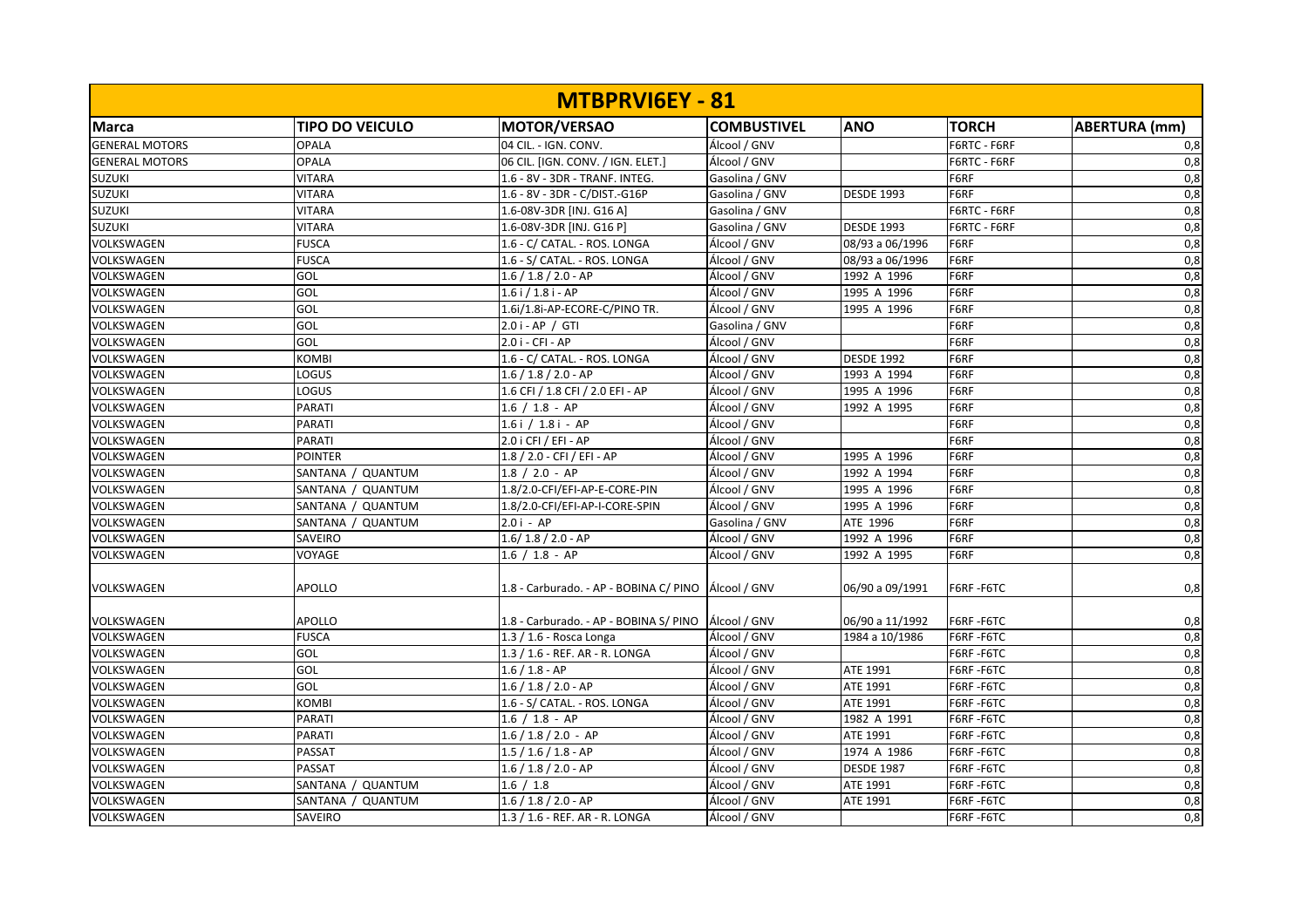| MTBPRVI6EY - 81 | | | | | | |
|---|---|---|---|---|---|---|
| **Marca** | **TIPO DO VEICULO** | **MOTOR/VERSAO** | **COMBUSTIVEL** | **ANO** | **TORCH** | **ABERTURA (mm)** |
| GENERAL MOTORS | OPALA | 04 CIL. - IGN. CONV. | Álcool / GNV | | F6RTC - F6RF | 0,8 |
| GENERAL MOTORS | OPALA | 06 CIL. [IGN. CONV. / IGN. ELET.] | Álcool / GNV | | F6RTC - F6RF | 0,8 |
| SUZUKI | VITARA | 1.6 - 8V - 3DR - TRANF. INTEG. | Gasolina / GNV | | F6RF | 0,8 |
| SUZUKI | VITARA | 1.6 - 8V - 3DR - C/DIST.-G16P | Gasolina / GNV | DESDE 1993 | F6RF | 0,8 |
| SUZUKI | VITARA | 1.6-08V-3DR [INJ. G16 A] | Gasolina / GNV | | F6RTC - F6RF | 0,8 |
| SUZUKI | VITARA | 1.6-08V-3DR [INJ. G16 P] | Gasolina / GNV | DESDE 1993 | F6RTC - F6RF | 0,8 |
| VOLKSWAGEN | FUSCA | 1.6 - C/ CATAL. - ROS. LONGA | Álcool / GNV | 08/93 a 06/1996 | F6RF | 0,8 |
| VOLKSWAGEN | FUSCA | 1.6 - S/ CATAL. - ROS. LONGA | Álcool / GNV | 08/93 a 06/1996 | F6RF | 0,8 |
| VOLKSWAGEN | GOL | 1.6 / 1.8 / 2.0 - AP | Álcool / GNV | 1992 A 1996 | F6RF | 0,8 |
| VOLKSWAGEN | GOL | 1.6 i / 1.8 i - AP | Álcool / GNV | 1995 A 1996 | F6RF | 0,8 |
| VOLKSWAGEN | GOL | 1.6i/1.8i-AP-ECORE-C/PINO TR. | Álcool / GNV | 1995 A 1996 | F6RF | 0,8 |
| VOLKSWAGEN | GOL | 2.0 i - AP / GTI | Gasolina / GNV | | F6RF | 0,8 |
| VOLKSWAGEN | GOL | 2.0 i - CFI - AP | Álcool / GNV | | F6RF | 0,8 |
| VOLKSWAGEN | KOMBI | 1.6 - C/ CATAL. - ROS. LONGA | Álcool / GNV | DESDE 1992 | F6RF | 0,8 |
| VOLKSWAGEN | LOGUS | 1.6 / 1.8 / 2.0 - AP | Álcool / GNV | 1993 A 1994 | F6RF | 0,8 |
| VOLKSWAGEN | LOGUS | 1.6 CFI / 1.8 CFI / 2.0 EFI - AP | Álcool / GNV | 1995 A 1996 | F6RF | 0,8 |
| VOLKSWAGEN | PARATI | 1.6 / 1.8 - AP | Álcool / GNV | 1992 A 1995 | F6RF | 0,8 |
| VOLKSWAGEN | PARATI | 1.6 i / 1.8 i - AP | Álcool / GNV | | F6RF | 0,8 |
| VOLKSWAGEN | PARATI | 2.0 i CFI / EFI - AP | Álcool / GNV | | F6RF | 0,8 |
| VOLKSWAGEN | POINTER | 1.8 / 2.0 - CFI / EFI - AP | Álcool / GNV | 1995 A 1996 | F6RF | 0,8 |
| VOLKSWAGEN | SANTANA / QUANTUM | 1.8 / 2.0 - AP | Álcool / GNV | 1992 A 1994 | F6RF | 0,8 |
| VOLKSWAGEN | SANTANA / QUANTUM | 1.8/2.0-CFI/EFI-AP-E-CORE-PIN | Álcool / GNV | 1995 A 1996 | F6RF | 0,8 |
| VOLKSWAGEN | SANTANA / QUANTUM | 1.8/2.0-CFI/EFI-AP-I-CORE-SPIN | Álcool / GNV | 1995 A 1996 | F6RF | 0,8 |
| VOLKSWAGEN | SANTANA / QUANTUM | 2.0 i - AP | Gasolina / GNV | ATE 1996 | F6RF | 0,8 |
| VOLKSWAGEN | SAVEIRO | 1.6/ 1.8 / 2.0 - AP | Álcool / GNV | 1992 A 1996 | F6RF | 0,8 |
| VOLKSWAGEN | VOYAGE | 1.6 / 1.8 - AP | Álcool / GNV | 1992 A 1995 | F6RF | 0,8 |
| VOLKSWAGEN | APOLLO | 1.8 - Carburado. - AP - BOBINA C/ PINO | Álcool / GNV | 06/90 a 09/1991 | F6RF -F6TC | 0,8 |
| VOLKSWAGEN | APOLLO | 1.8 - Carburado. - AP - BOBINA S/ PINO | Álcool / GNV | 06/90 a 11/1992 | F6RF -F6TC | 0,8 |
| VOLKSWAGEN | FUSCA | 1.3 / 1.6 - Rosca Longa | Álcool / GNV | 1984 a 10/1986 | F6RF -F6TC | 0,8 |
| VOLKSWAGEN | GOL | 1.3 / 1.6 - REF. AR - R. LONGA | Álcool / GNV | | F6RF -F6TC | 0,8 |
| VOLKSWAGEN | GOL | 1.6 / 1.8 - AP | Álcool / GNV | ATE 1991 | F6RF -F6TC | 0,8 |
| VOLKSWAGEN | GOL | 1.6 / 1.8 / 2.0 - AP | Álcool / GNV | ATE 1991 | F6RF -F6TC | 0,8 |
| VOLKSWAGEN | KOMBI | 1.6 - S/ CATAL. - ROS. LONGA | Álcool / GNV | ATE 1991 | F6RF -F6TC | 0,8 |
| VOLKSWAGEN | PARATI | 1.6 / 1.8 - AP | Álcool / GNV | 1982 A 1991 | F6RF -F6TC | 0,8 |
| VOLKSWAGEN | PARATI | 1.6 / 1.8 / 2.0 - AP | Álcool / GNV | ATE 1991 | F6RF -F6TC | 0,8 |
| VOLKSWAGEN | PASSAT | 1.5 / 1.6 / 1.8 - AP | Álcool / GNV | 1974 A 1986 | F6RF -F6TC | 0,8 |
| VOLKSWAGEN | PASSAT | 1.6 / 1.8 / 2.0 - AP | Álcool / GNV | DESDE 1987 | F6RF -F6TC | 0,8 |
| VOLKSWAGEN | SANTANA / QUANTUM | 1.6 / 1.8 | Álcool / GNV | ATE 1991 | F6RF -F6TC | 0,8 |
| VOLKSWAGEN | SANTANA / QUANTUM | 1.6 / 1.8 / 2.0 - AP | Álcool / GNV | ATE 1991 | F6RF -F6TC | 0,8 |
| VOLKSWAGEN | SAVEIRO | 1.3 / 1.6 - REF. AR - R. LONGA | Álcool / GNV | | F6RF -F6TC | 0,8 |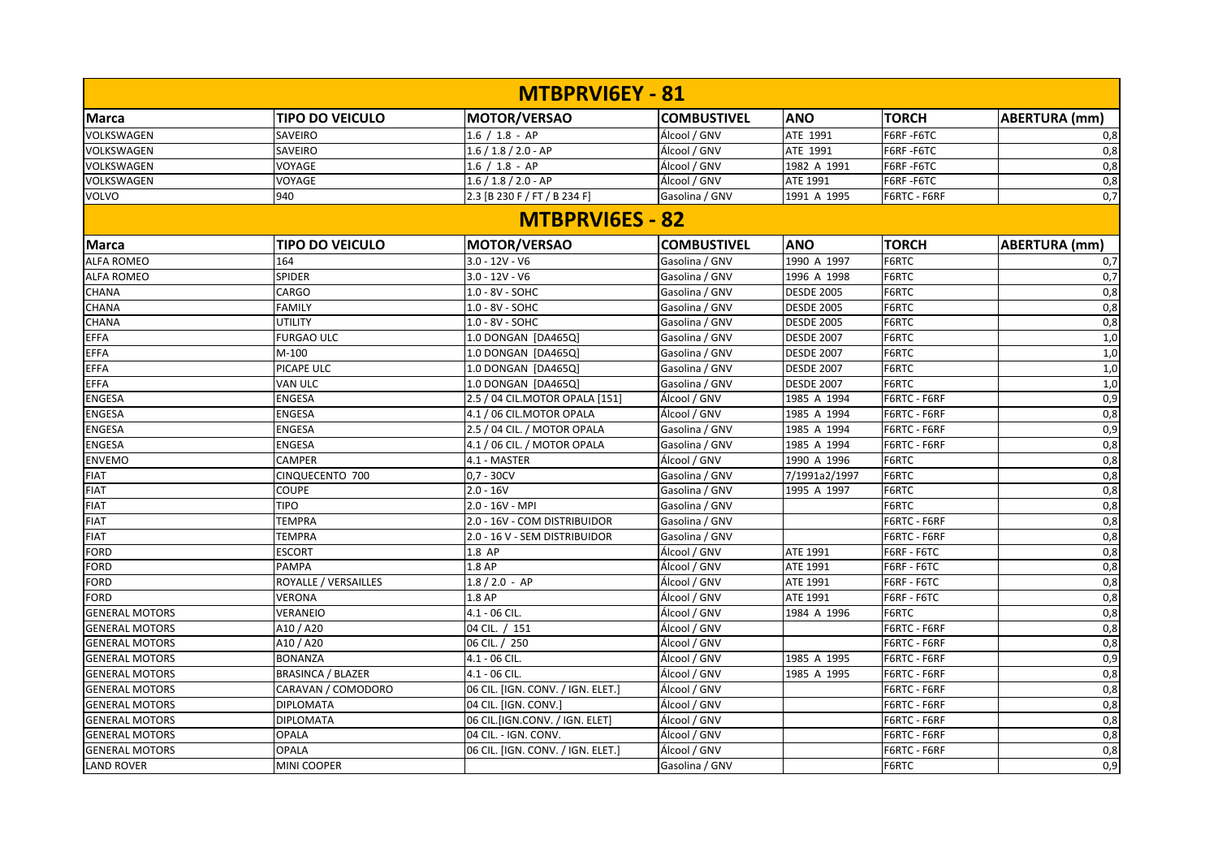## MTBPRVI6EY - 81

| Marca | TIPO DO VEICULO | MOTOR/VERSAO | COMBUSTIVEL | ANO | TORCH | ABERTURA (mm) |
|---|---|---|---|---|---|---|
| VOLKSWAGEN | SAVEIRO | 1.6 / 1.8 - AP | Álcool / GNV | ATE 1991 | F6RF -F6TC | 0,8 |
| VOLKSWAGEN | SAVEIRO | 1.6 / 1.8 / 2.0 - AP | Álcool / GNV | ATE 1991 | F6RF -F6TC | 0,8 |
| VOLKSWAGEN | VOYAGE | 1.6 / 1.8 - AP | Álcool / GNV | 1982 A 1991 | F6RF -F6TC | 0,8 |
| VOLKSWAGEN | VOYAGE | 1.6 / 1.8 / 2.0 - AP | Álcool / GNV | ATE 1991 | F6RF -F6TC | 0,8 |
| VOLVO | 940 | 2.3 [B 230 F / FT / B 234 F] | Gasolina / GNV | 1991 A 1995 | F6RTC - F6RF | 0,7 |

## MTBPRVI6ES - 82

| Marca | TIPO DO VEICULO | MOTOR/VERSAO | COMBUSTIVEL | ANO | TORCH | ABERTURA (mm) |
|---|---|---|---|---|---|---|
| ALFA ROMEO | 164 | 3.0 - 12V - V6 | Gasolina / GNV | 1990 A 1997 | F6RTC | 0,7 |
| ALFA ROMEO | SPIDER | 3.0 - 12V - V6 | Gasolina / GNV | 1996 A 1998 | F6RTC | 0,7 |
| CHANA | CARGO | 1.0 - 8V - SOHC | Gasolina / GNV | DESDE 2005 | F6RTC | 0,8 |
| CHANA | FAMILY | 1.0 - 8V - SOHC | Gasolina / GNV | DESDE 2005 | F6RTC | 0,8 |
| CHANA | UTILITY | 1.0 - 8V - SOHC | Gasolina / GNV | DESDE 2005 | F6RTC | 0,8 |
| EFFA | FURGAO ULC | 1.0 DONGAN [DA465Q] | Gasolina / GNV | DESDE 2007 | F6RTC | 1,0 |
| EFFA | M-100 | 1.0 DONGAN [DA465Q] | Gasolina / GNV | DESDE 2007 | F6RTC | 1,0 |
| EFFA | PICAPE ULC | 1.0 DONGAN [DA465Q] | Gasolina / GNV | DESDE 2007 | F6RTC | 1,0 |
| EFFA | VAN ULC | 1.0 DONGAN [DA465Q] | Gasolina / GNV | DESDE 2007 | F6RTC | 1,0 |
| ENGESA | ENGESA | 2.5 / 04 CIL.MOTOR OPALA [151] | Álcool / GNV | 1985 A 1994 | F6RTC - F6RF | 0,9 |
| ENGESA | ENGESA | 4.1 / 06 CIL.MOTOR OPALA | Álcool / GNV | 1985 A 1994 | F6RTC - F6RF | 0,8 |
| ENGESA | ENGESA | 2.5 / 04 CIL. / MOTOR OPALA | Gasolina / GNV | 1985 A 1994 | F6RTC - F6RF | 0,9 |
| ENGESA | ENGESA | 4.1 / 06 CIL. / MOTOR OPALA | Gasolina / GNV | 1985 A 1994 | F6RTC - F6RF | 0,8 |
| ENVEMO | CAMPER | 4.1 - MASTER | Álcool / GNV | 1990 A 1996 | F6RTC | 0,8 |
| FIAT | CINQUECENTO 700 | 0,7 - 30CV | Gasolina / GNV | 7/1991a2/1997 | F6RTC | 0,8 |
| FIAT | COUPE | 2.0 - 16V | Gasolina / GNV | 1995 A 1997 | F6RTC | 0,8 |
| FIAT | TIPO | 2.0 - 16V - MPI | Gasolina / GNV | | F6RTC | 0,8 |
| FIAT | TEMPRA | 2.0 - 16V - COM DISTRIBUIDOR | Gasolina / GNV | | F6RTC - F6RF | 0,8 |
| FIAT | TEMPRA | 2.0 - 16 V - SEM DISTRIBUIDOR | Gasolina / GNV | | F6RTC - F6RF | 0,8 |
| FORD | ESCORT | 1.8 AP | Álcool / GNV | ATE 1991 | F6RF - F6TC | 0,8 |
| FORD | PAMPA | 1.8 AP | Álcool / GNV | ATE 1991 | F6RF - F6TC | 0,8 |
| FORD | ROYALLE / VERSAILLES | 1.8 / 2.0 - AP | Álcool / GNV | ATE 1991 | F6RF - F6TC | 0,8 |
| FORD | VERONA | 1.8 AP | Álcool / GNV | ATE 1991 | F6RF - F6TC | 0,8 |
| GENERAL MOTORS | VERANEIO | 4.1 - 06 CIL. | Álcool / GNV | 1984 A 1996 | F6RTC | 0,8 |
| GENERAL MOTORS | A10 / A20 | 04 CIL. / 151 | Álcool / GNV | | F6RTC - F6RF | 0,8 |
| GENERAL MOTORS | A10 / A20 | 06 CIL. / 250 | Álcool / GNV | | F6RTC - F6RF | 0,8 |
| GENERAL MOTORS | BONANZA | 4.1 - 06 CIL. | Álcool / GNV | 1985 A 1995 | F6RTC - F6RF | 0,9 |
| GENERAL MOTORS | BRASINCA / BLAZER | 4.1 - 06 CIL. | Álcool / GNV | 1985 A 1995 | F6RTC - F6RF | 0,8 |
| GENERAL MOTORS | CARAVAN / COMODORO | 06 CIL. [IGN. CONV. / IGN. ELET.] | Álcool / GNV | | F6RTC - F6RF | 0,8 |
| GENERAL MOTORS | DIPLOMATA | 04 CIL. [IGN. CONV.] | Álcool / GNV | | F6RTC - F6RF | 0,8 |
| GENERAL MOTORS | DIPLOMATA | 06 CIL.[IGN.CONV. / IGN. ELET] | Álcool / GNV | | F6RTC - F6RF | 0,8 |
| GENERAL MOTORS | OPALA | 04 CIL. - IGN. CONV. | Álcool / GNV | | F6RTC - F6RF | 0,8 |
| GENERAL MOTORS | OPALA | 06 CIL. [IGN. CONV. / IGN. ELET.] | Álcool / GNV | | F6RTC - F6RF | 0,8 |
| LAND ROVER | MINI COOPER | | Gasolina / GNV | | F6RTC | 0,9 |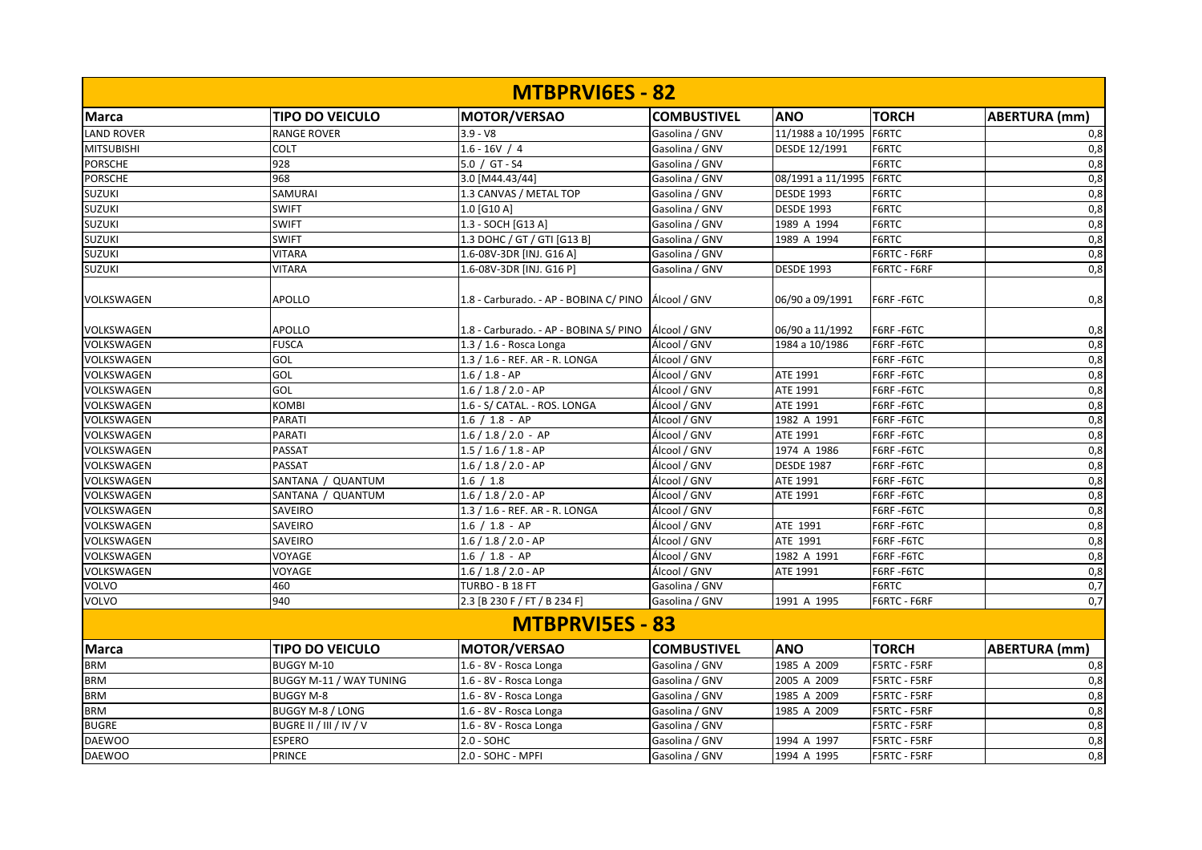## MTBPRVI6ES - 82

| Marca | TIPO DO VEICULO | MOTOR/VERSAO | COMBUSTIVEL | ANO | TORCH | ABERTURA (mm) |
|---|---|---|---|---|---|---|
| LAND ROVER | RANGE ROVER | 3.9 - V8 | Gasolina / GNV | 11/1988 a 10/1995 | F6RTC | 0,8 |
| MITSUBISHI | COLT | 1.6 - 16V / 4 | Gasolina / GNV | DESDE 12/1991 | F6RTC | 0,8 |
| PORSCHE | 928 | 5.0 / GT - S4 | Gasolina / GNV | | F6RTC | 0,8 |
| PORSCHE | 968 | 3.0 [M44.43/44] | Gasolina / GNV | 08/1991 a 11/1995 | F6RTC | 0,8 |
| SUZUKI | SAMURAI | 1.3 CANVAS / METAL TOP | Gasolina / GNV | DESDE 1993 | F6RTC | 0,8 |
| SUZUKI | SWIFT | 1.0 [G10 A] | Gasolina / GNV | DESDE 1993 | F6RTC | 0,8 |
| SUZUKI | SWIFT | 1.3 - SOCH [G13 A] | Gasolina / GNV | 1989 A 1994 | F6RTC | 0,8 |
| SUZUKI | SWIFT | 1.3 DOHC / GT / GTI [G13 B] | Gasolina / GNV | 1989 A 1994 | F6RTC | 0,8 |
| SUZUKI | VITARA | 1.6-08V-3DR [INJ. G16 A] | Gasolina / GNV | | F6RTC - F6RF | 0,8 |
| SUZUKI | VITARA | 1.6-08V-3DR [INJ. G16 P] | Gasolina / GNV | DESDE 1993 | F6RTC - F6RF | 0,8 |
| VOLKSWAGEN | APOLLO | 1.8 - Carburado. - AP - BOBINA C/ PINO | Álcool / GNV | 06/90 a 09/1991 | F6RF -F6TC | 0,8 |
| VOLKSWAGEN | APOLLO | 1.8 - Carburado. - AP - BOBINA S/ PINO | Álcool / GNV | 06/90 a 11/1992 | F6RF -F6TC | 0,8 |
| VOLKSWAGEN | FUSCA | 1.3 / 1.6 - Rosca Longa | Álcool / GNV | 1984 a 10/1986 | F6RF -F6TC | 0,8 |
| VOLKSWAGEN | GOL | 1.3 / 1.6 - REF. AR - R. LONGA | Álcool / GNV | | F6RF -F6TC | 0,8 |
| VOLKSWAGEN | GOL | 1.6 / 1.8 - AP | Álcool / GNV | ATE 1991 | F6RF -F6TC | 0,8 |
| VOLKSWAGEN | GOL | 1.6 / 1.8 / 2.0 - AP | Álcool / GNV | ATE 1991 | F6RF -F6TC | 0,8 |
| VOLKSWAGEN | KOMBI | 1.6 - S/ CATAL. - ROS. LONGA | Álcool / GNV | ATE 1991 | F6RF -F6TC | 0,8 |
| VOLKSWAGEN | PARATI | 1.6 / 1.8 - AP | Álcool / GNV | 1982 A 1991 | F6RF -F6TC | 0,8 |
| VOLKSWAGEN | PARATI | 1.6 / 1.8 / 2.0 - AP | Álcool / GNV | ATE 1991 | F6RF -F6TC | 0,8 |
| VOLKSWAGEN | PASSAT | 1.5 / 1.6 / 1.8 - AP | Álcool / GNV | 1974 A 1986 | F6RF -F6TC | 0,8 |
| VOLKSWAGEN | PASSAT | 1.6 / 1.8 / 2.0 - AP | Álcool / GNV | DESDE 1987 | F6RF -F6TC | 0,8 |
| VOLKSWAGEN | SANTANA / QUANTUM | 1.6 / 1.8 | Álcool / GNV | ATE 1991 | F6RF -F6TC | 0,8 |
| VOLKSWAGEN | SANTANA / QUANTUM | 1.6 / 1.8 / 2.0 - AP | Álcool / GNV | ATE 1991 | F6RF -F6TC | 0,8 |
| VOLKSWAGEN | SAVEIRO | 1.3 / 1.6 - REF. AR - R. LONGA | Álcool / GNV | | F6RF -F6TC | 0,8 |
| VOLKSWAGEN | SAVEIRO | 1.6 / 1.8 - AP | Álcool / GNV | ATE 1991 | F6RF -F6TC | 0,8 |
| VOLKSWAGEN | SAVEIRO | 1.6 / 1.8 / 2.0 - AP | Álcool / GNV | ATE 1991 | F6RF -F6TC | 0,8 |
| VOLKSWAGEN | VOYAGE | 1.6 / 1.8 - AP | Álcool / GNV | 1982 A 1991 | F6RF -F6TC | 0,8 |
| VOLKSWAGEN | VOYAGE | 1.6 / 1.8 / 2.0 - AP | Álcool / GNV | ATE 1991 | F6RF -F6TC | 0,8 |
| VOLVO | 460 | TURBO - B 18 FT | Gasolina / GNV | | F6RTC | 0,7 |
| VOLVO | 940 | 2.3 [B 230 F / FT / B 234 F] | Gasolina / GNV | 1991 A 1995 | F6RTC - F6RF | 0,7 |

## MTBPRVI5ES - 83

| Marca | TIPO DO VEICULO | MOTOR/VERSAO | COMBUSTIVEL | ANO | TORCH | ABERTURA (mm) |
|---|---|---|---|---|---|---|
| BRM | BUGGY M-10 | 1.6 - 8V - Rosca Longa | Gasolina / GNV | 1985 A 2009 | F5RTC - F5RF | 0,8 |
| BRM | BUGGY M-11 / WAY TUNING | 1.6 - 8V - Rosca Longa | Gasolina / GNV | 2005 A 2009 | F5RTC - F5RF | 0,8 |
| BRM | BUGGY M-8 | 1.6 - 8V - Rosca Longa | Gasolina / GNV | 1985 A 2009 | F5RTC - F5RF | 0,8 |
| BRM | BUGGY M-8 / LONG | 1.6 - 8V - Rosca Longa | Gasolina / GNV | 1985 A 2009 | F5RTC - F5RF | 0,8 |
| BUGRE | BUGRE II / III / IV / V | 1.6 - 8V - Rosca Longa | Gasolina / GNV | | F5RTC - F5RF | 0,8 |
| DAEWOO | ESPERO | 2.0 - SOHC | Gasolina / GNV | 1994 A 1997 | F5RTC - F5RF | 0,8 |
| DAEWOO | PRINCE | 2.0 - SOHC - MPFI | Gasolina / GNV | 1994 A 1995 | F5RTC - F5RF | 0,8 |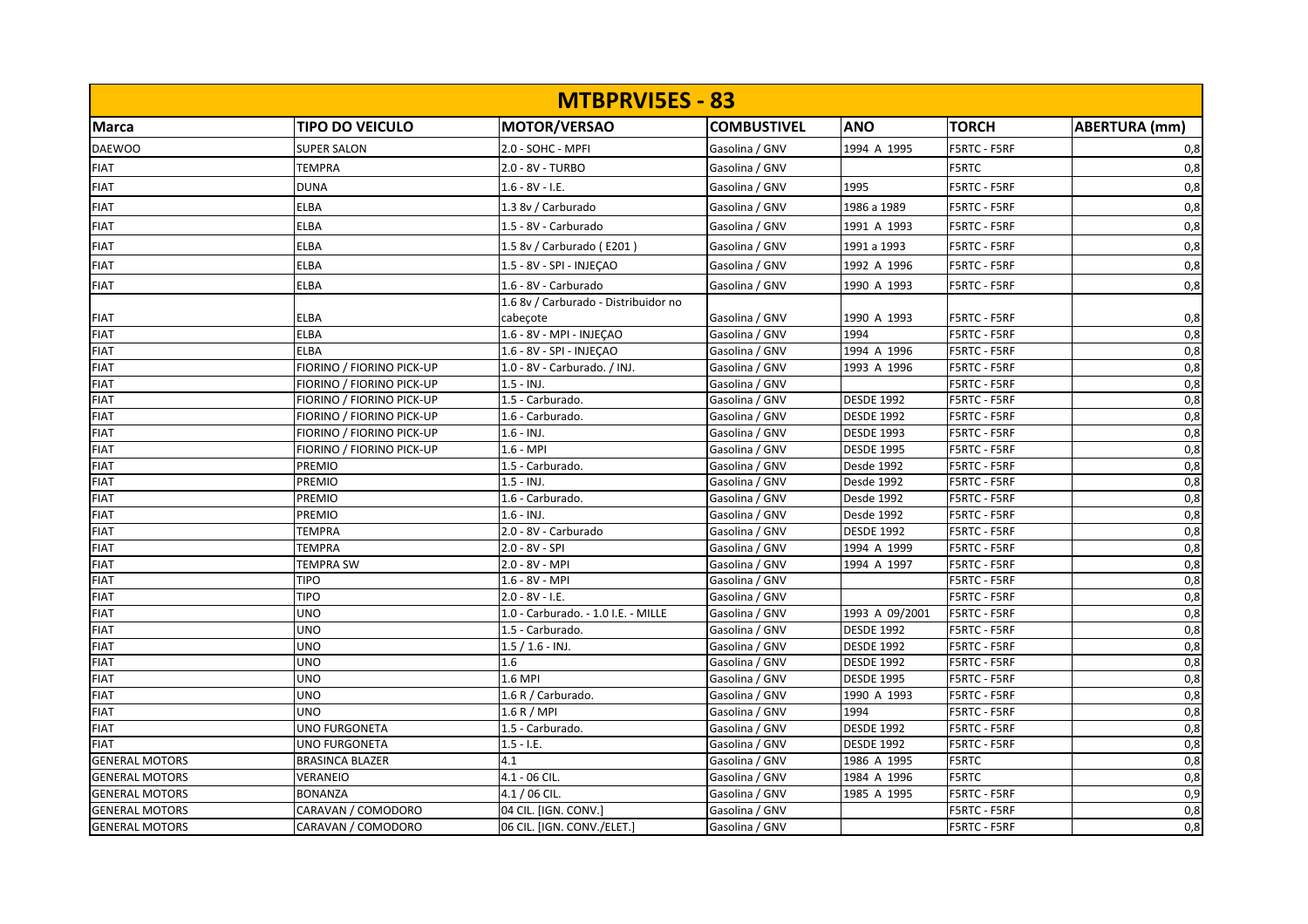| MTBPRVI5ES - 83 | | | | | | |
|---|---|---|---|---|---|---|
| **Marca** | **TIPO DO VEICULO** | **MOTOR/VERSAO** | **COMBUSTIVEL** | **ANO** | **TORCH** | **ABERTURA (mm)** |
| DAEWOO | SUPER SALON | 2.0 - SOHC - MPFI | Gasolina / GNV | 1994 A 1995 | F5RTC - F5RF | 0,8 |
| FIAT | TEMPRA | 2.0 - 8V - TURBO | Gasolina / GNV | | F5RTC | 0,8 |
| FIAT | DUNA | 1.6 - 8V - I.E. | Gasolina / GNV | 1995 | F5RTC - F5RF | 0,8 |
| FIAT | ELBA | 1.3 8v / Carburado | Gasolina / GNV | 1986 a 1989 | F5RTC - F5RF | 0,8 |
| FIAT | ELBA | 1.5 - 8V - Carburado | Gasolina / GNV | 1991 A 1993 | F5RTC - F5RF | 0,8 |
| FIAT | ELBA | 1.5 8v / Carburado ( E201 ) | Gasolina / GNV | 1991 a 1993 | F5RTC - F5RF | 0,8 |
| FIAT | ELBA | 1.5 - 8V - SPI - INJEÇAO | Gasolina / GNV | 1992 A 1996 | F5RTC - F5RF | 0,8 |
| FIAT | ELBA | 1.6 - 8V - Carburado | Gasolina / GNV | 1990 A 1993 | F5RTC - F5RF | 0,8 |
| FIAT | ELBA | 1.6 8v / Carburado - Distribuidor no cabeçote | Gasolina / GNV | 1990 A 1993 | F5RTC - F5RF | 0,8 |
| FIAT | ELBA | 1.6 - 8V - MPI - INJEÇAO | Gasolina / GNV | 1994 | F5RTC - F5RF | 0,8 |
| FIAT | ELBA | 1.6 - 8V - SPI - INJEÇAO | Gasolina / GNV | 1994 A 1996 | F5RTC - F5RF | 0,8 |
| FIAT | FIORINO / FIORINO PICK-UP | 1.0 - 8V - Carburado. / INJ. | Gasolina / GNV | 1993 A 1996 | F5RTC - F5RF | 0,8 |
| FIAT | FIORINO / FIORINO PICK-UP | 1.5 - INJ. | Gasolina / GNV | | F5RTC - F5RF | 0,8 |
| FIAT | FIORINO / FIORINO PICK-UP | 1.5 - Carburado. | Gasolina / GNV | DESDE 1992 | F5RTC - F5RF | 0,8 |
| FIAT | FIORINO / FIORINO PICK-UP | 1.6 - Carburado. | Gasolina / GNV | DESDE 1992 | F5RTC - F5RF | 0,8 |
| FIAT | FIORINO / FIORINO PICK-UP | 1.6 - INJ. | Gasolina / GNV | DESDE 1993 | F5RTC - F5RF | 0,8 |
| FIAT | FIORINO / FIORINO PICK-UP | 1.6 - MPI | Gasolina / GNV | DESDE 1995 | F5RTC - F5RF | 0,8 |
| FIAT | PREMIO | 1.5 - Carburado. | Gasolina / GNV | Desde 1992 | F5RTC - F5RF | 0,8 |
| FIAT | PREMIO | 1.5 - INJ. | Gasolina / GNV | Desde 1992 | F5RTC - F5RF | 0,8 |
| FIAT | PREMIO | 1.6 - Carburado. | Gasolina / GNV | Desde 1992 | F5RTC - F5RF | 0,8 |
| FIAT | PREMIO | 1.6 - INJ. | Gasolina / GNV | Desde 1992 | F5RTC - F5RF | 0,8 |
| FIAT | TEMPRA | 2.0 - 8V - Carburado | Gasolina / GNV | DESDE 1992 | F5RTC - F5RF | 0,8 |
| FIAT | TEMPRA | 2.0 - 8V - SPI | Gasolina / GNV | 1994 A 1999 | F5RTC - F5RF | 0,8 |
| FIAT | TEMPRA SW | 2.0 - 8V - MPI | Gasolina / GNV | 1994 A 1997 | F5RTC - F5RF | 0,8 |
| FIAT | TIPO | 1.6 - 8V - MPI | Gasolina / GNV | | F5RTC - F5RF | 0,8 |
| FIAT | TIPO | 2.0 - 8V - I.E. | Gasolina / GNV | | F5RTC - F5RF | 0,8 |
| FIAT | UNO | 1.0 - Carburado. - 1.0 I.E. - MILLE | Gasolina / GNV | 1993 A 09/2001 | F5RTC - F5RF | 0,8 |
| FIAT | UNO | 1.5 - Carburado. | Gasolina / GNV | DESDE 1992 | F5RTC - F5RF | 0,8 |
| FIAT | UNO | 1.5 / 1.6 - INJ. | Gasolina / GNV | DESDE 1992 | F5RTC - F5RF | 0,8 |
| FIAT | UNO | 1.6 | Gasolina / GNV | DESDE 1992 | F5RTC - F5RF | 0,8 |
| FIAT | UNO | 1.6 MPI | Gasolina / GNV | DESDE 1995 | F5RTC - F5RF | 0,8 |
| FIAT | UNO | 1.6 R / Carburado. | Gasolina / GNV | 1990 A 1993 | F5RTC - F5RF | 0,8 |
| FIAT | UNO | 1.6 R / MPI | Gasolina / GNV | 1994 | F5RTC - F5RF | 0,8 |
| FIAT | UNO FURGONETA | 1.5 - Carburado. | Gasolina / GNV | DESDE 1992 | F5RTC - F5RF | 0,8 |
| FIAT | UNO FURGONETA | 1.5 - I.E. | Gasolina / GNV | DESDE 1992 | F5RTC - F5RF | 0,8 |
| GENERAL MOTORS | BRASINCA BLAZER | 4.1 | Gasolina / GNV | 1986 A 1995 | F5RTC | 0,8 |
| GENERAL MOTORS | VERANEIO | 4.1 - 06 CIL. | Gasolina / GNV | 1984 A 1996 | F5RTC | 0,8 |
| GENERAL MOTORS | BONANZA | 4.1 / 06 CIL. | Gasolina / GNV | 1985 A 1995 | F5RTC - F5RF | 0,9 |
| GENERAL MOTORS | CARAVAN / COMODORO | 04 CIL. [IGN. CONV.] | Gasolina / GNV | | F5RTC - F5RF | 0,8 |
| GENERAL MOTORS | CARAVAN / COMODORO | 06 CIL. [IGN. CONV./ELET.] | Gasolina / GNV | | F5RTC - F5RF | 0,8 |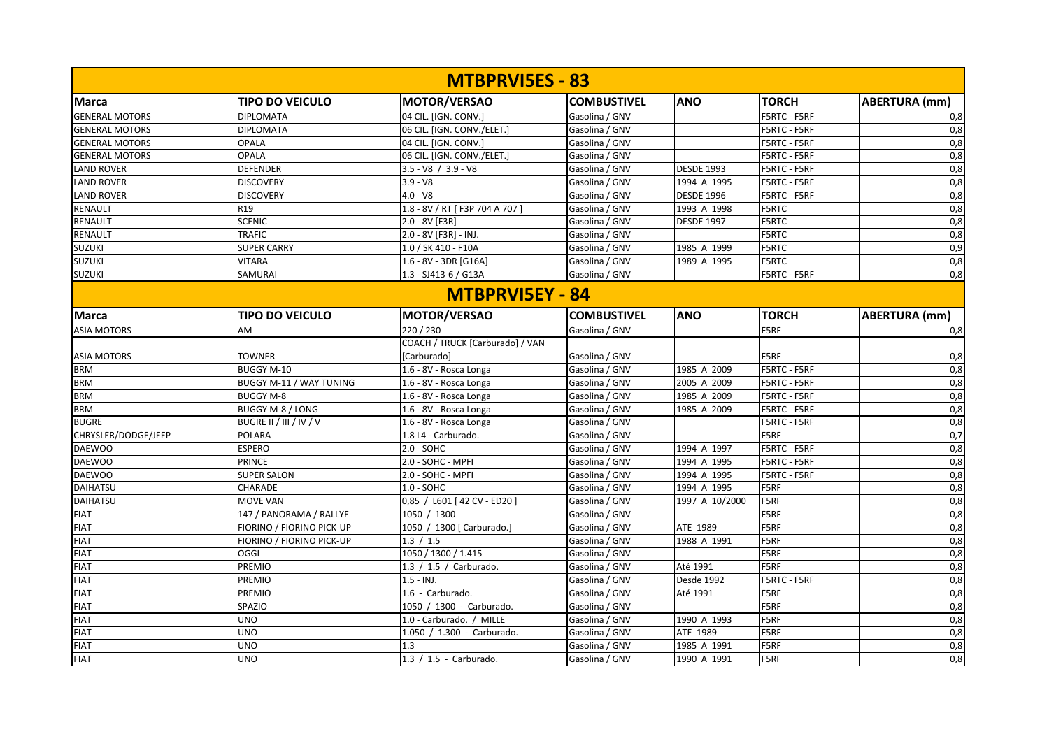## MTBPRVI5ES - 83

| Marca | TIPO DO VEICULO | MOTOR/VERSAO | COMBUSTIVEL | ANO | TORCH | ABERTURA (mm) |
|---|---|---|---|---|---|---|
| GENERAL MOTORS | DIPLOMATA | 04 CIL. [IGN. CONV.] | Gasolina / GNV | | F5RTC - F5RF | 0,8 |
| GENERAL MOTORS | DIPLOMATA | 06 CIL. [IGN. CONV./ELET.] | Gasolina / GNV | | F5RTC - F5RF | 0,8 |
| GENERAL MOTORS | OPALA | 04 CIL. [IGN. CONV.] | Gasolina / GNV | | F5RTC - F5RF | 0,8 |
| GENERAL MOTORS | OPALA | 06 CIL. [IGN. CONV./ELET.] | Gasolina / GNV | | F5RTC - F5RF | 0,8 |
| LAND ROVER | DEFENDER | 3.5 - V8 / 3.9 - V8 | Gasolina / GNV | DESDE 1993 | F5RTC - F5RF | 0,8 |
| LAND ROVER | DISCOVERY | 3.9 - V8 | Gasolina / GNV | 1994 A 1995 | F5RTC - F5RF | 0,8 |
| LAND ROVER | DISCOVERY | 4.0 - V8 | Gasolina / GNV | DESDE 1996 | F5RTC - F5RF | 0,8 |
| RENAULT | R19 | 1.8 - 8V / RT [ F3P 704 A 707 ] | Gasolina / GNV | 1993 A 1998 | F5RTC | 0,8 |
| RENAULT | SCENIC | 2.0 - 8V [F3R] | Gasolina / GNV | DESDE 1997 | F5RTC | 0,8 |
| RENAULT | TRAFIC | 2.0 - 8V [F3R] - INJ. | Gasolina / GNV | | F5RTC | 0,8 |
| SUZUKI | SUPER CARRY | 1.0 / SK 410 - F10A | Gasolina / GNV | 1985 A 1999 | F5RTC | 0,9 |
| SUZUKI | VITARA | 1.6 - 8V - 3DR [G16A] | Gasolina / GNV | 1989 A 1995 | F5RTC | 0,8 |
| SUZUKI | SAMURAI | 1.3 - SJ413-6 / G13A | Gasolina / GNV | | F5RTC - F5RF | 0,8 |

## MTBPRVI5EY - 84

| Marca | TIPO DO VEICULO | MOTOR/VERSAO | COMBUSTIVEL | ANO | TORCH | ABERTURA (mm) |
|---|---|---|---|---|---|---|
| ASIA MOTORS | AM | 220 / 230 | Gasolina / GNV | | F5RF | 0,8 |
| ASIA MOTORS | TOWNER | COACH / TRUCK [Carburado] / VAN [Carburado] | Gasolina / GNV | | F5RF | 0,8 |
| BRM | BUGGY M-10 | 1.6 - 8V - Rosca Longa | Gasolina / GNV | 1985 A 2009 | F5RTC - F5RF | 0,8 |
| BRM | BUGGY M-11 / WAY TUNING | 1.6 - 8V - Rosca Longa | Gasolina / GNV | 2005 A 2009 | F5RTC - F5RF | 0,8 |
| BRM | BUGGY M-8 | 1.6 - 8V - Rosca Longa | Gasolina / GNV | 1985 A 2009 | F5RTC - F5RF | 0,8 |
| BRM | BUGGY M-8 / LONG | 1.6 - 8V - Rosca Longa | Gasolina / GNV | 1985 A 2009 | F5RTC - F5RF | 0,8 |
| BUGRE | BUGRE II / III / IV / V | 1.6 - 8V - Rosca Longa | Gasolina / GNV | | F5RTC - F5RF | 0,8 |
| CHRYSLER/DODGE/JEEP | POLARA | 1.8 L4 - Carburado. | Gasolina / GNV | | F5RF | 0,7 |
| DAEWOO | ESPERO | 2.0 - SOHC | Gasolina / GNV | 1994 A 1997 | F5RTC - F5RF | 0,8 |
| DAEWOO | PRINCE | 2.0 - SOHC - MPFI | Gasolina / GNV | 1994 A 1995 | F5RTC - F5RF | 0,8 |
| DAEWOO | SUPER SALON | 2.0 - SOHC - MPFI | Gasolina / GNV | 1994 A 1995 | F5RTC - F5RF | 0,8 |
| DAIHATSU | CHARADE | 1.0 - SOHC | Gasolina / GNV | 1994 A 1995 | F5RF | 0,8 |
| DAIHATSU | MOVE VAN | 0,85 / L601 [ 42 CV - ED20 ] | Gasolina / GNV | 1997 A 10/2000 | F5RF | 0,8 |
| FIAT | 147 / PANORAMA / RALLYE | 1050 / 1300 | Gasolina / GNV | | F5RF | 0,8 |
| FIAT | FIORINO / FIORINO PICK-UP | 1050 / 1300 [ Carburado.] | Gasolina / GNV | ATE 1989 | F5RF | 0,8 |
| FIAT | FIORINO / FIORINO PICK-UP | 1.3 / 1.5 | Gasolina / GNV | 1988 A 1991 | F5RF | 0,8 |
| FIAT | OGGI | 1050 / 1300 / 1.415 | Gasolina / GNV | | F5RF | 0,8 |
| FIAT | PREMIO | 1.3 / 1.5 / Carburado. | Gasolina / GNV | Até 1991 | F5RF | 0,8 |
| FIAT | PREMIO | 1.5 - INJ. | Gasolina / GNV | Desde 1992 | F5RTC - F5RF | 0,8 |
| FIAT | PREMIO | 1.6 - Carburado. | Gasolina / GNV | Até 1991 | F5RF | 0,8 |
| FIAT | SPAZIO | 1050 / 1300 - Carburado. | Gasolina / GNV | | F5RF | 0,8 |
| FIAT | UNO | 1.0 - Carburado. / MILLE | Gasolina / GNV | 1990 A 1993 | F5RF | 0,8 |
| FIAT | UNO | 1.050 / 1.300 - Carburado. | Gasolina / GNV | ATE 1989 | F5RF | 0,8 |
| FIAT | UNO | 1.3 | Gasolina / GNV | 1985 A 1991 | F5RF | 0,8 |
| FIAT | UNO | 1.3 / 1.5 - Carburado. | Gasolina / GNV | 1990 A 1991 | F5RF | 0,8 |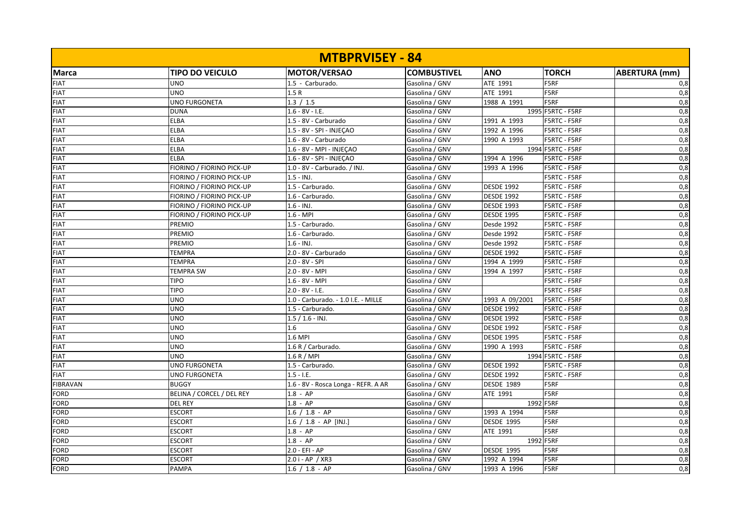| MTBPRVI5EY - 84 | | | | | | |
|---|---|---|---|---|---|---|
| **Marca** | **TIPO DO VEICULO** | **MOTOR/VERSAO** | **COMBUSTIVEL** | **ANO** | **TORCH** | **ABERTURA (mm)** |
| FIAT | UNO | 1.5 - Carburado. | Gasolina / GNV | ATE 1991 | F5RF | 0,8 |
| FIAT | UNO | 1.5 R | Gasolina / GNV | ATE 1991 | F5RF | 0,8 |
| FIAT | UNO FURGONETA | 1.3 / 1.5 | Gasolina / GNV | 1988 A 1991 | F5RF | 0,8 |
| FIAT | DUNA | 1.6 - 8V - I.E. | Gasolina / GNV | 1995 | F5RTC - F5RF | 0,8 |
| FIAT | ELBA | 1.5 - 8V - Carburado | Gasolina / GNV | 1991 A 1993 | F5RTC - F5RF | 0,8 |
| FIAT | ELBA | 1.5 - 8V - SPI - INJEÇAO | Gasolina / GNV | 1992 A 1996 | F5RTC - F5RF | 0,8 |
| FIAT | ELBA | 1.6 - 8V - Carburado | Gasolina / GNV | 1990 A 1993 | F5RTC - F5RF | 0,8 |
| FIAT | ELBA | 1.6 - 8V - MPI - INJEÇAO | Gasolina / GNV | 1994 | F5RTC - F5RF | 0,8 |
| FIAT | ELBA | 1.6 - 8V - SPI - INJEÇAO | Gasolina / GNV | 1994 A 1996 | F5RTC - F5RF | 0,8 |
| FIAT | FIORINO / FIORINO PICK-UP | 1.0 - 8V - Carburado. / INJ. | Gasolina / GNV | 1993 A 1996 | F5RTC - F5RF | 0,8 |
| FIAT | FIORINO / FIORINO PICK-UP | 1.5 - INJ. | Gasolina / GNV | | F5RTC - F5RF | 0,8 |
| FIAT | FIORINO / FIORINO PICK-UP | 1.5 - Carburado. | Gasolina / GNV | DESDE 1992 | F5RTC - F5RF | 0,8 |
| FIAT | FIORINO / FIORINO PICK-UP | 1.6 - Carburado. | Gasolina / GNV | DESDE 1992 | F5RTC - F5RF | 0,8 |
| FIAT | FIORINO / FIORINO PICK-UP | 1.6 - INJ. | Gasolina / GNV | DESDE 1993 | F5RTC - F5RF | 0,8 |
| FIAT | FIORINO / FIORINO PICK-UP | 1.6 - MPI | Gasolina / GNV | DESDE 1995 | F5RTC - F5RF | 0,8 |
| FIAT | PREMIO | 1.5 - Carburado. | Gasolina / GNV | Desde 1992 | F5RTC - F5RF | 0,8 |
| FIAT | PREMIO | 1.6 - Carburado. | Gasolina / GNV | Desde 1992 | F5RTC - F5RF | 0,8 |
| FIAT | PREMIO | 1.6 - INJ. | Gasolina / GNV | Desde 1992 | F5RTC - F5RF | 0,8 |
| FIAT | TEMPRA | 2.0 - 8V - Carburado | Gasolina / GNV | DESDE 1992 | F5RTC - F5RF | 0,8 |
| FIAT | TEMPRA | 2.0 - 8V - SPI | Gasolina / GNV | 1994 A 1999 | F5RTC - F5RF | 0,8 |
| FIAT | TEMPRA SW | 2.0 - 8V - MPI | Gasolina / GNV | 1994 A 1997 | F5RTC - F5RF | 0,8 |
| FIAT | TIPO | 1.6 - 8V - MPI | Gasolina / GNV | | F5RTC - F5RF | 0,8 |
| FIAT | TIPO | 2.0 - 8V - I.E. | Gasolina / GNV | | F5RTC - F5RF | 0,8 |
| FIAT | UNO | 1.0 - Carburado. - 1.0 I.E. - MILLE | Gasolina / GNV | 1993 A 09/2001 | F5RTC - F5RF | 0,8 |
| FIAT | UNO | 1.5 - Carburado. | Gasolina / GNV | DESDE 1992 | F5RTC - F5RF | 0,8 |
| FIAT | UNO | 1.5 / 1.6 - INJ. | Gasolina / GNV | DESDE 1992 | F5RTC - F5RF | 0,8 |
| FIAT | UNO | 1.6 | Gasolina / GNV | DESDE 1992 | F5RTC - F5RF | 0,8 |
| FIAT | UNO | 1.6 MPI | Gasolina / GNV | DESDE 1995 | F5RTC - F5RF | 0,8 |
| FIAT | UNO | 1.6 R / Carburado. | Gasolina / GNV | 1990 A 1993 | F5RTC - F5RF | 0,8 |
| FIAT | UNO | 1.6 R / MPI | Gasolina / GNV | 1994 | F5RTC - F5RF | 0,8 |
| FIAT | UNO FURGONETA | 1.5 - Carburado. | Gasolina / GNV | DESDE 1992 | F5RTC - F5RF | 0,8 |
| FIAT | UNO FURGONETA | 1.5 - I.E. | Gasolina / GNV | DESDE 1992 | F5RTC - F5RF | 0,8 |
| FIBRAVAN | BUGGY | 1.6 - 8V - Rosca Longa - REFR. A AR | Gasolina / GNV | DESDE 1989 | F5RF | 0,8 |
| FORD | BELINA / CORCEL / DEL REY | 1.8 - AP | Gasolina / GNV | ATE 1991 | F5RF | 0,8 |
| FORD | DEL REY | 1.8 - AP | Gasolina / GNV | 1992 | F5RF | 0,8 |
| FORD | ESCORT | 1.6 / 1.8 - AP | Gasolina / GNV | 1993 A 1994 | F5RF | 0,8 |
| FORD | ESCORT | 1.6 / 1.8 - AP [INJ.] | Gasolina / GNV | DESDE 1995 | F5RF | 0,8 |
| FORD | ESCORT | 1.8 - AP | Gasolina / GNV | ATE 1991 | F5RF | 0,8 |
| FORD | ESCORT | 1.8 - AP | Gasolina / GNV | 1992 | F5RF | 0,8 |
| FORD | ESCORT | 2.0 - EFI - AP | Gasolina / GNV | DESDE 1995 | F5RF | 0,8 |
| FORD | ESCORT | 2.0 i - AP / XR3 | Gasolina / GNV | 1992 A 1994 | F5RF | 0,8 |
| FORD | PAMPA | 1.6 / 1.8 - AP | Gasolina / GNV | 1993 A 1996 | F5RF | 0,8 |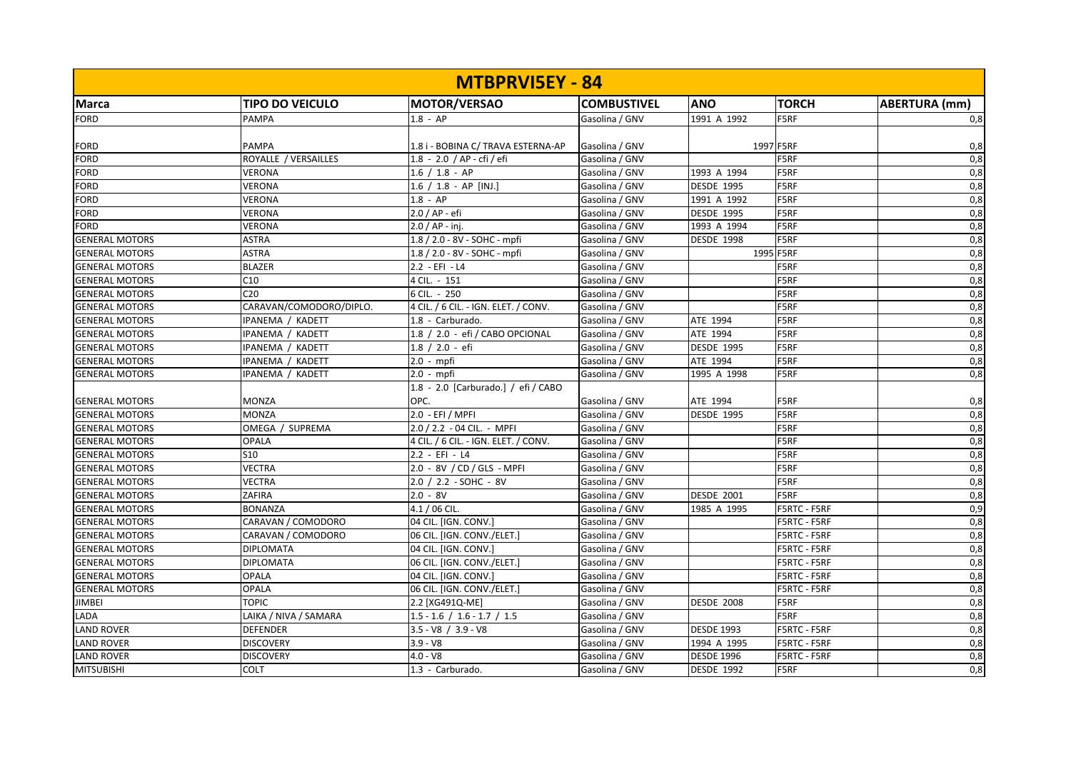| MTBPRVI5EY - 84 | | | | | | |
|---|---|---|---|---|---|---|
| **Marca** | **TIPO DO VEICULO** | **MOTOR/VERSAO** | **COMBUSTIVEL** | **ANO** | **TORCH** | **ABERTURA (mm)** |
| FORD | PAMPA | 1.8 - AP | Gasolina / GNV | 1991 A 1992 | F5RF | 0,8 |
| FORD | PAMPA | 1.8 i - BOBINA C/ TRAVA ESTERNA-AP | Gasolina / GNV | 1997 | F5RF | 0,8 |
| FORD | ROYALLE / VERSAILLES | 1.8 - 2.0 / AP - cfi / efi | Gasolina / GNV | | F5RF | 0,8 |
| FORD | VERONA | 1.6 / 1.8 - AP | Gasolina / GNV | 1993 A 1994 | F5RF | 0,8 |
| FORD | VERONA | 1.6 / 1.8 - AP [INJ.] | Gasolina / GNV | DESDE 1995 | F5RF | 0,8 |
| FORD | VERONA | 1.8 - AP | Gasolina / GNV | 1991 A 1992 | F5RF | 0,8 |
| FORD | VERONA | 2.0 / AP - efi | Gasolina / GNV | DESDE 1995 | F5RF | 0,8 |
| FORD | VERONA | 2.0 / AP - inj. | Gasolina / GNV | 1993 A 1994 | F5RF | 0,8 |
| GENERAL MOTORS | ASTRA | 1.8 / 2.0 - 8V - SOHC - mpfi | Gasolina / GNV | DESDE 1998 | F5RF | 0,8 |
| GENERAL MOTORS | ASTRA | 1.8 / 2.0 - 8V - SOHC - mpfi | Gasolina / GNV | 1995 | F5RF | 0,8 |
| GENERAL MOTORS | BLAZER | 2.2 - EFI - L4 | Gasolina / GNV | | F5RF | 0,8 |
| GENERAL MOTORS | C10 | 4 CIL. - 151 | Gasolina / GNV | | F5RF | 0,8 |
| GENERAL MOTORS | C20 | 6 CIL. - 250 | Gasolina / GNV | | F5RF | 0,8 |
| GENERAL MOTORS | CARAVAN/COMODORO/DIPLO. | 4 CIL. / 6 CIL. - IGN. ELET. / CONV. | Gasolina / GNV | | F5RF | 0,8 |
| GENERAL MOTORS | IPANEMA / KADETT | 1.8 - Carburado. | Gasolina / GNV | ATE 1994 | F5RF | 0,8 |
| GENERAL MOTORS | IPANEMA / KADETT | 1.8 / 2.0 - efi / CABO OPCIONAL | Gasolina / GNV | ATE 1994 | F5RF | 0,8 |
| GENERAL MOTORS | IPANEMA / KADETT | 1.8 / 2.0 - efi | Gasolina / GNV | DESDE 1995 | F5RF | 0,8 |
| GENERAL MOTORS | IPANEMA / KADETT | 2.0 - mpfi | Gasolina / GNV | ATE 1994 | F5RF | 0,8 |
| GENERAL MOTORS | IPANEMA / KADETT | 2.0 - mpfi | Gasolina / GNV | 1995 A 1998 | F5RF | 0,8 |
| GENERAL MOTORS | MONZA | 1.8 - 2.0 [Carburado.] / efi / CABO OPC. | Gasolina / GNV | ATE 1994 | F5RF | 0,8 |
| GENERAL MOTORS | MONZA | 2.0 - EFI / MPFI | Gasolina / GNV | DESDE 1995 | F5RF | 0,8 |
| GENERAL MOTORS | OMEGA / SUPREMA | 2.0 / 2.2 - 04 CIL. - MPFI | Gasolina / GNV | | F5RF | 0,8 |
| GENERAL MOTORS | OPALA | 4 CIL. / 6 CIL. - IGN. ELET. / CONV. | Gasolina / GNV | | F5RF | 0,8 |
| GENERAL MOTORS | S10 | 2.2 - EFI - L4 | Gasolina / GNV | | F5RF | 0,8 |
| GENERAL MOTORS | VECTRA | 2.0 - 8V / CD / GLS - MPFI | Gasolina / GNV | | F5RF | 0,8 |
| GENERAL MOTORS | VECTRA | 2.0 / 2.2 - SOHC - 8V | Gasolina / GNV | | F5RF | 0,8 |
| GENERAL MOTORS | ZAFIRA | 2.0 - 8V | Gasolina / GNV | DESDE 2001 | F5RF | 0,8 |
| GENERAL MOTORS | BONANZA | 4.1 / 06 CIL. | Gasolina / GNV | 1985 A 1995 | F5RTC - F5RF | 0,9 |
| GENERAL MOTORS | CARAVAN / COMODORO | 04 CIL. [IGN. CONV.] | Gasolina / GNV | | F5RTC - F5RF | 0,8 |
| GENERAL MOTORS | CARAVAN / COMODORO | 06 CIL. [IGN. CONV./ELET.] | Gasolina / GNV | | F5RTC - F5RF | 0,8 |
| GENERAL MOTORS | DIPLOMATA | 04 CIL. [IGN. CONV.] | Gasolina / GNV | | F5RTC - F5RF | 0,8 |
| GENERAL MOTORS | DIPLOMATA | 06 CIL. [IGN. CONV./ELET.] | Gasolina / GNV | | F5RTC - F5RF | 0,8 |
| GENERAL MOTORS | OPALA | 04 CIL. [IGN. CONV.] | Gasolina / GNV | | F5RTC - F5RF | 0,8 |
| GENERAL MOTORS | OPALA | 06 CIL. [IGN. CONV./ELET.] | Gasolina / GNV | | F5RTC - F5RF | 0,8 |
| JIMBEI | TOPIC | 2.2 [XG491Q-ME] | Gasolina / GNV | DESDE 2008 | F5RF | 0,8 |
| LADA | LAIKA / NIVA / SAMARA | 1.5 - 1.6 / 1.6 - 1.7 / 1.5 | Gasolina / GNV | | F5RF | 0,8 |
| LAND ROVER | DEFENDER | 3.5 - V8 / 3.9 - V8 | Gasolina / GNV | DESDE 1993 | F5RTC - F5RF | 0,8 |
| LAND ROVER | DISCOVERY | 3.9 - V8 | Gasolina / GNV | 1994 A 1995 | F5RTC - F5RF | 0,8 |
| LAND ROVER | DISCOVERY | 4.0 - V8 | Gasolina / GNV | DESDE 1996 | F5RTC - F5RF | 0,8 |
| MITSUBISHI | COLT | 1.3 - Carburado. | Gasolina / GNV | DESDE 1992 | F5RF | 0,8 |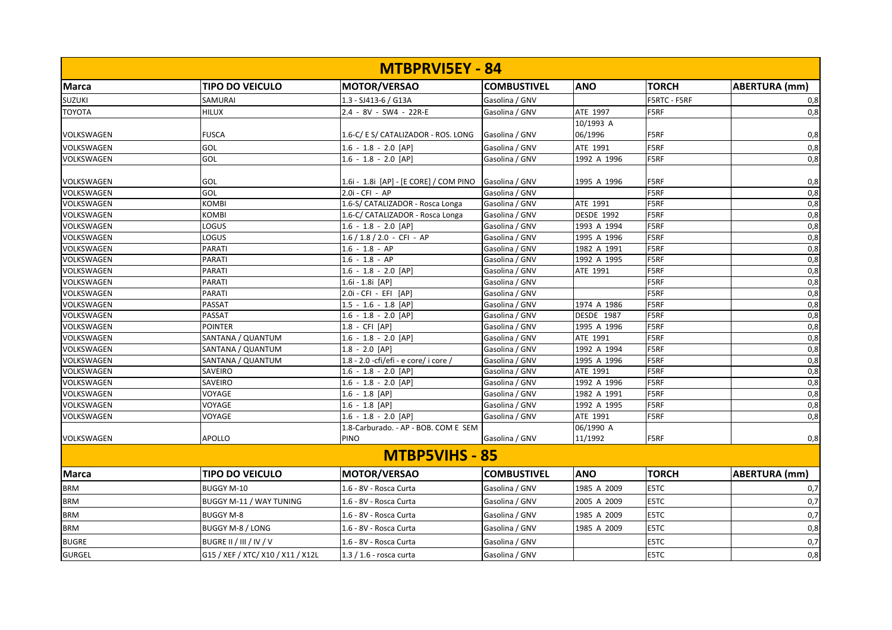## MTBPRVI5EY - 84

| Marca | TIPO DO VEICULO | MOTOR/VERSAO | COMBUSTIVEL | ANO | TORCH | ABERTURA (mm) |
|---|---|---|---|---|---|---|
| SUZUKI | SAMURAI | 1.3 - SJ413-6 / G13A | Gasolina / GNV | | F5RTC - F5RF | 0,8 |
| TOYOTA | HILUX | 2.4 - 8V - SW4 - 22R-E | Gasolina / GNV | ATE 1997 | F5RF | 0,8 |
| VOLKSWAGEN | FUSCA | 1.6-C/ E S/ CATALIZADOR - ROS. LONG | Gasolina / GNV | 10/1993 A 06/1996 | F5RF | 0,8 |
| VOLKSWAGEN | GOL | 1.6 - 1.8 - 2.0 [AP] | Gasolina / GNV | ATE 1991 | F5RF | 0,8 |
| VOLKSWAGEN | GOL | 1.6 - 1.8 - 2.0 [AP] | Gasolina / GNV | 1992 A 1996 | F5RF | 0,8 |
| VOLKSWAGEN | GOL | 1.6i - 1.8i [AP] - [E CORE] / COM PINO | Gasolina / GNV | 1995 A 1996 | F5RF | 0,8 |
| VOLKSWAGEN | GOL | 2.0i - CFI - AP | Gasolina / GNV | | F5RF | 0,8 |
| VOLKSWAGEN | KOMBI | 1.6-S/ CATALIZADOR - Rosca Longa | Gasolina / GNV | ATE 1991 | F5RF | 0,8 |
| VOLKSWAGEN | KOMBI | 1.6-C/ CATALIZADOR - Rosca Longa | Gasolina / GNV | DESDE 1992 | F5RF | 0,8 |
| VOLKSWAGEN | LOGUS | 1.6 - 1.8 - 2.0 [AP] | Gasolina / GNV | 1993 A 1994 | F5RF | 0,8 |
| VOLKSWAGEN | LOGUS | 1.6 / 1.8 / 2.0 - CFI - AP | Gasolina / GNV | 1995 A 1996 | F5RF | 0,8 |
| VOLKSWAGEN | PARATI | 1.6 - 1.8 - AP | Gasolina / GNV | 1982 A 1991 | F5RF | 0,8 |
| VOLKSWAGEN | PARATI | 1.6 - 1.8 - AP | Gasolina / GNV | 1992 A 1995 | F5RF | 0,8 |
| VOLKSWAGEN | PARATI | 1.6 - 1.8 - 2.0 [AP] | Gasolina / GNV | ATE 1991 | F5RF | 0,8 |
| VOLKSWAGEN | PARATI | 1.6i - 1.8i [AP] | Gasolina / GNV | | F5RF | 0,8 |
| VOLKSWAGEN | PARATI | 2.0i - CFI - EFI [AP] | Gasolina / GNV | | F5RF | 0,8 |
| VOLKSWAGEN | PASSAT | 1.5 - 1.6 - 1.8 [AP] | Gasolina / GNV | 1974 A 1986 | F5RF | 0,8 |
| VOLKSWAGEN | PASSAT | 1.6 - 1.8 - 2.0 [AP] | Gasolina / GNV | DESDE 1987 | F5RF | 0,8 |
| VOLKSWAGEN | POINTER | 1.8 - CFI [AP] | Gasolina / GNV | 1995 A 1996 | F5RF | 0,8 |
| VOLKSWAGEN | SANTANA / QUANTUM | 1.6 - 1.8 - 2.0 [AP] | Gasolina / GNV | ATE 1991 | F5RF | 0,8 |
| VOLKSWAGEN | SANTANA / QUANTUM | 1.8 - 2.0 [AP] | Gasolina / GNV | 1992 A 1994 | F5RF | 0,8 |
| VOLKSWAGEN | SANTANA / QUANTUM | 1.8 - 2.0 -cfi/efi - e core/ i core / | Gasolina / GNV | 1995 A 1996 | F5RF | 0,8 |
| VOLKSWAGEN | SAVEIRO | 1.6 - 1.8 - 2.0 [AP] | Gasolina / GNV | ATE 1991 | F5RF | 0,8 |
| VOLKSWAGEN | SAVEIRO | 1.6 - 1.8 - 2.0 [AP] | Gasolina / GNV | 1992 A 1996 | F5RF | 0,8 |
| VOLKSWAGEN | VOYAGE | 1.6 - 1.8 [AP] | Gasolina / GNV | 1982 A 1991 | F5RF | 0,8 |
| VOLKSWAGEN | VOYAGE | 1.6 - 1.8 [AP] | Gasolina / GNV | 1992 A 1995 | F5RF | 0,8 |
| VOLKSWAGEN | VOYAGE | 1.6 - 1.8 - 2.0 [AP] | Gasolina / GNV | ATE 1991 | F5RF | 0,8 |
| VOLKSWAGEN | APOLLO | 1.8-Carburado. - AP - BOB. COM E SEM PINO | Gasolina / GNV | 06/1990 A 11/1992 | F5RF | 0,8 |

## MTBP5VIHS - 85

| Marca | TIPO DO VEICULO | MOTOR/VERSAO | COMBUSTIVEL | ANO | TORCH | ABERTURA (mm) |
|---|---|---|---|---|---|---|
| BRM | BUGGY M-10 | 1.6 - 8V - Rosca Curta | Gasolina / GNV | 1985 A 2009 | E5TC | 0,7 |
| BRM | BUGGY M-11 / WAY TUNING | 1.6 - 8V - Rosca Curta | Gasolina / GNV | 2005 A 2009 | E5TC | 0,7 |
| BRM | BUGGY M-8 | 1.6 - 8V - Rosca Curta | Gasolina / GNV | 1985 A 2009 | E5TC | 0,7 |
| BRM | BUGGY M-8 / LONG | 1.6 - 8V - Rosca Curta | Gasolina / GNV | 1985 A 2009 | E5TC | 0,8 |
| BUGRE | BUGRE II / III / IV / V | 1.6 - 8V - Rosca Curta | Gasolina / GNV | | E5TC | 0,7 |
| GURGEL | G15 / XEF / XTC/ X10 / X11 / X12L | 1.3 / 1.6 - rosca curta | Gasolina / GNV | | E5TC | 0,8 |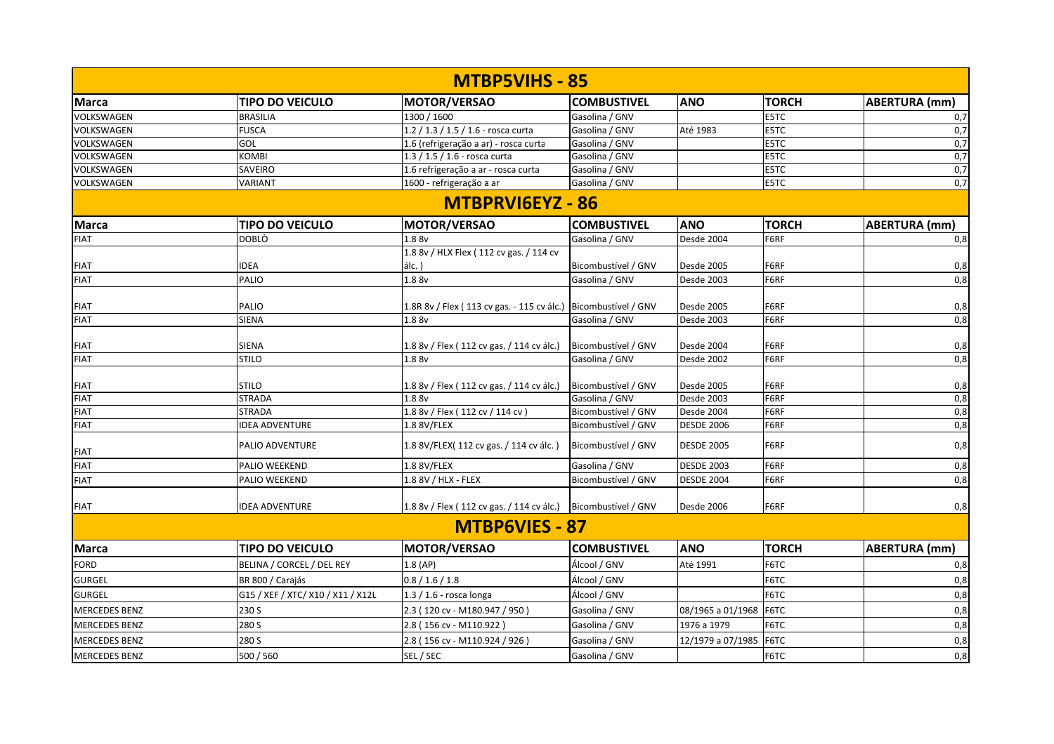## MTBP5VIHS - 85

| Marca | TIPO DO VEICULO | MOTOR/VERSAO | COMBUSTIVEL | ANO | TORCH | ABERTURA (mm) |
|---|---|---|---|---|---|---|
| VOLKSWAGEN | BRASILIA | 1300 / 1600 | Gasolina / GNV | | E5TC | 0,7 |
| VOLKSWAGEN | FUSCA | 1.2 / 1.3 / 1.5 / 1.6 - rosca curta | Gasolina / GNV | Até 1983 | E5TC | 0,7 |
| VOLKSWAGEN | GOL | 1.6 (refrigeração a ar) - rosca curta | Gasolina / GNV | | E5TC | 0,7 |
| VOLKSWAGEN | KOMBI | 1.3 / 1.5 / 1.6 - rosca curta | Gasolina / GNV | | E5TC | 0,7 |
| VOLKSWAGEN | SAVEIRO | 1.6 refrigeração a ar - rosca curta | Gasolina / GNV | | E5TC | 0,7 |
| VOLKSWAGEN | VARIANT | 1600 - refrigeração a ar | Gasolina / GNV | | E5TC | 0,7 |

## MTBPRVI6EYZ - 86

| Marca | TIPO DO VEICULO | MOTOR/VERSAO | COMBUSTIVEL | ANO | TORCH | ABERTURA (mm) |
|---|---|---|---|---|---|---|
| FIAT | DOBLÒ | 1.8 8v | Gasolina / GNV | Desde 2004 | F6RF | 0,8 |
| FIAT | IDEA | 1.8 8v / HLX Flex ( 112 cv gas. / 114 cv álc. ) | Bicombustível / GNV | Desde 2005 | F6RF | 0,8 |
| FIAT | PALIO | 1.8 8v | Gasolina / GNV | Desde 2003 | F6RF | 0,8 |
| FIAT | PALIO | 1.8R 8v / Flex ( 113 cv gas. - 115 cv álc.) | Bicombustível / GNV | Desde 2005 | F6RF | 0,8 |
| FIAT | SIENA | 1.8 8v | Gasolina / GNV | Desde 2003 | F6RF | 0,8 |
| FIAT | SIENA | 1.8 8v / Flex ( 112 cv gas. / 114 cv álc.) | Bicombustível / GNV | Desde 2004 | F6RF | 0,8 |
| FIAT | STILO | 1.8 8v | Gasolina / GNV | Desde 2002 | F6RF | 0,8 |
| FIAT | STILO | 1.8 8v / Flex ( 112 cv gas. / 114 cv álc.) | Bicombustível / GNV | Desde 2005 | F6RF | 0,8 |
| FIAT | STRADA | 1.8 8v | Gasolina / GNV | Desde 2003 | F6RF | 0,8 |
| FIAT | STRADA | 1.8 8v / Flex ( 112 cv / 114 cv ) | Bicombustível / GNV | Desde 2004 | F6RF | 0,8 |
| FIAT | IDEA ADVENTURE | 1.8 8V/FLEX | Bicombustível / GNV | DESDE 2006 | F6RF | 0,8 |
| FIAT | PALIO ADVENTURE | 1.8 8V/FLEX( 112 cv gas. / 114 cv álc. ) | Bicombustível / GNV | DESDE 2005 | F6RF | 0,8 |
| FIAT | PALIO WEEKEND | 1.8 8V/FLEX | Gasolina / GNV | DESDE 2003 | F6RF | 0,8 |
| FIAT | PALIO WEEKEND | 1.8 8V / HLX - FLEX | Bicombustível / GNV | DESDE 2004 | F6RF | 0,8 |
| FIAT | IDEA ADVENTURE | 1.8 8v / Flex ( 112 cv gas. / 114 cv álc.) | Bicombustível / GNV | Desde 2006 | F6RF | 0,8 |

## MTBP6VIES - 87

| Marca | TIPO DO VEICULO | MOTOR/VERSAO | COMBUSTIVEL | ANO | TORCH | ABERTURA (mm) |
|---|---|---|---|---|---|---|
| FORD | BELINA / CORCEL / DEL REY | 1.8 (AP) | Álcool / GNV | Até 1991 | F6TC | 0,8 |
| GURGEL | BR 800 / Carajás | 0.8 / 1.6 / 1.8 | Álcool / GNV | | F6TC | 0,8 |
| GURGEL | G15 / XEF / XTC/ X10 / X11 / X12L | 1.3 / 1.6 - rosca longa | Álcool / GNV | | F6TC | 0,8 |
| MERCEDES BENZ | 230 S | 2.3 ( 120 cv - M180.947 / 950 ) | Gasolina / GNV | 08/1965 a 01/1968 | F6TC | 0,8 |
| MERCEDES BENZ | 280 S | 2.8 ( 156 cv - M110.922 ) | Gasolina / GNV | 1976 a 1979 | F6TC | 0,8 |
| MERCEDES BENZ | 280 S | 2.8 ( 156 cv - M110.924 / 926 ) | Gasolina / GNV | 12/1979 a 07/1985 | F6TC | 0,8 |
| MERCEDES BENZ | 500 / 560 | SEL / SEC | Gasolina / GNV | | F6TC | 0,8 |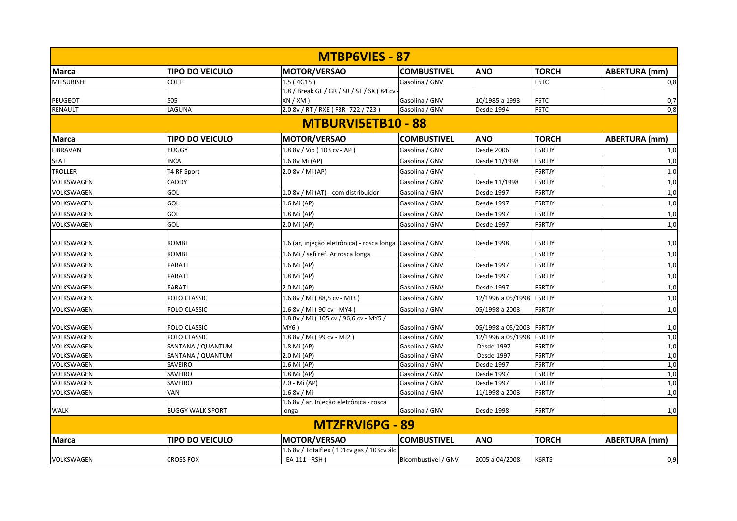## MTBP6VIES - 87

| Marca | TIPO DO VEICULO | MOTOR/VERSAO | COMBUSTIVEL | ANO | TORCH | ABERTURA (mm) |
|---|---|---|---|---|---|---|
| MITSUBISHI | COLT | 1.5 ( 4G15 ) | Gasolina / GNV | | F6TC | 0,8 |
| PEUGEOT | 505 | 1.8 / Break GL / GR / SR / ST / SX ( 84 cv - XN / XM ) | Gasolina / GNV | 10/1985 a 1993 | F6TC | 0,7 |
| RENAULT | LAGUNA | 2.0 8v / RT / RXE ( F3R -722 / 723 ) | Gasolina / GNV | Desde 1994 | F6TC | 0,8 |

## MTBURVI5ETB10 - 88

| Marca | TIPO DO VEICULO | MOTOR/VERSAO | COMBUSTIVEL | ANO | TORCH | ABERTURA (mm) |
|---|---|---|---|---|---|---|
| FIBRAVAN | BUGGY | 1.8 8v / Vip ( 103 cv - AP ) | Gasolina / GNV | Desde 2006 | F5RTJY | 1,0 |
| SEAT | INCA | 1.6 8v Mi (AP) | Gasolina / GNV | Desde 11/1998 | F5RTJY | 1,0 |
| TROLLER | T4 RF Sport | 2.0 8v / Mi (AP) | Gasolina / GNV | | F5RTJY | 1,0 |
| VOLKSWAGEN | CADDY | | Gasolina / GNV | Desde 11/1998 | F5RTJY | 1,0 |
| VOLKSWAGEN | GOL | 1.0 8v / Mi (AT) - com distribuidor | Gasolina / GNV | Desde 1997 | F5RTJY | 1,0 |
| VOLKSWAGEN | GOL | 1.6 Mi (AP) | Gasolina / GNV | Desde 1997 | F5RTJY | 1,0 |
| VOLKSWAGEN | GOL | 1.8 Mi (AP) | Gasolina / GNV | Desde 1997 | F5RTJY | 1,0 |
| VOLKSWAGEN | GOL | 2.0 Mi (AP) | Gasolina / GNV | Desde 1997 | F5RTJY | 1,0 |
| VOLKSWAGEN | KOMBI | 1.6 (ar, injeção eletrônica) - rosca longa | Gasolina / GNV | Desde 1998 | F5RTJY | 1,0 |
| VOLKSWAGEN | KOMBI | 1.6 Mi / sefi ref. Ar rosca longa | Gasolina / GNV | | F5RTJY | 1,0 |
| VOLKSWAGEN | PARATI | 1.6 Mi (AP) | Gasolina / GNV | Desde 1997 | F5RTJY | 1,0 |
| VOLKSWAGEN | PARATI | 1.8 Mi (AP) | Gasolina / GNV | Desde 1997 | F5RTJY | 1,0 |
| VOLKSWAGEN | PARATI | 2.0 Mi (AP) | Gasolina / GNV | Desde 1997 | F5RTJY | 1,0 |
| VOLKSWAGEN | POLO CLASSIC | 1.6 8v / Mi ( 88,5 cv - MJ3 ) | Gasolina / GNV | 12/1996 a 05/1998 | F5RTJY | 1,0 |
| VOLKSWAGEN | POLO CLASSIC | 1.6 8v / Mi ( 90 cv - MY4 ) | Gasolina / GNV | 05/1998 a 2003 | F5RTJY | 1,0 |
| VOLKSWAGEN | POLO CLASSIC | 1.8 8v / Mi ( 105 cv / 96,6 cv - MY5 / MY6 ) | Gasolina / GNV | 05/1998 a 05/2003 | F5RTJY | 1,0 |
| VOLKSWAGEN | POLO CLASSIC | 1.8 8v / Mi ( 99 cv - MJ2 ) | Gasolina / GNV | 12/1996 a 05/1998 | F5RTJY | 1,0 |
| VOLKSWAGEN | SANTANA / QUANTUM | 1.8 Mi (AP) | Gasolina / GNV | Desde 1997 | F5RTJY | 1,0 |
| VOLKSWAGEN | SANTANA / QUANTUM | 2.0 Mi (AP) | Gasolina / GNV | Desde 1997 | F5RTJY | 1,0 |
| VOLKSWAGEN | SAVEIRO | 1.6 Mi (AP) | Gasolina / GNV | Desde 1997 | F5RTJY | 1,0 |
| VOLKSWAGEN | SAVEIRO | 1.8 Mi (AP) | Gasolina / GNV | Desde 1997 | F5RTJY | 1,0 |
| VOLKSWAGEN | SAVEIRO | 2.0 - Mi (AP) | Gasolina / GNV | Desde 1997 | F5RTJY | 1,0 |
| VOLKSWAGEN | VAN | 1.6 8v / Mi | Gasolina / GNV | 11/1998 a 2003 | F5RTJY | 1,0 |
| WALK | BUGGY WALK SPORT | 1.6 8v / ar, Injeção eletrônica - rosca longa | Gasolina / GNV | Desde 1998 | F5RTJY | 1,0 |

## MTZFRVI6PG - 89

| Marca | TIPO DO VEICULO | MOTOR/VERSAO | COMBUSTIVEL | ANO | TORCH | ABERTURA (mm) |
|---|---|---|---|---|---|---|
| VOLKSWAGEN | CROSS FOX | 1.6 8v / Totalflex ( 101cv gas / 103cv álc. - EA 111 - RSH ) | Bicombustível / GNV | 2005 a 04/2008 | K6RTS | 0,9 |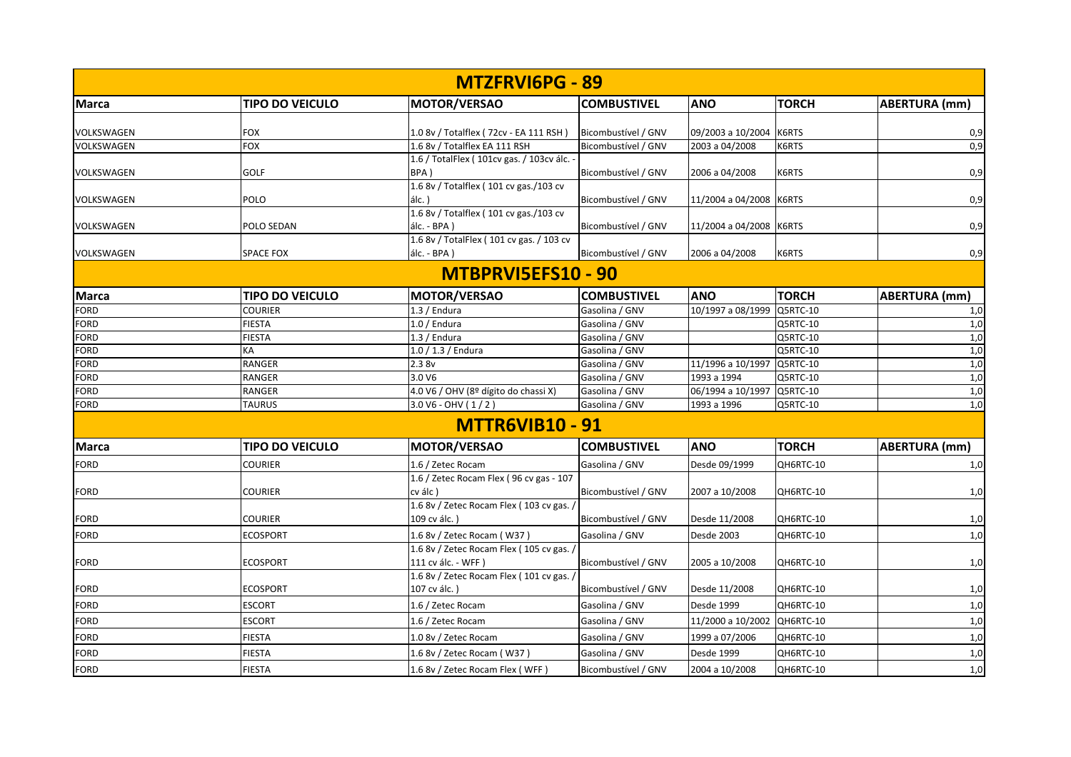| MTZFRVI6PG - 89 | | | | | | |
|---|---|---|---|---|---|---|
| **Marca** | **TIPO DO VEICULO** | **MOTOR/VERSAO** | **COMBUSTIVEL** | **ANO** | **TORCH** | **ABERTURA (mm)** |
| VOLKSWAGEN | FOX | 1.0 8v / Totalflex ( 72cv - EA 111 RSH ) | Bicombustível / GNV | 09/2003 a 10/2004 | K6RTS | 0,9 |
| VOLKSWAGEN | FOX | 1.6 8v / Totalflex EA 111 RSH | Bicombustível / GNV | 2003 a 04/2008 | K6RTS | 0,9 |
| VOLKSWAGEN | GOLF | 1.6 / TotalFlex ( 101cv gas. / 103cv álc. - BPA ) | Bicombustível / GNV | 2006 a 04/2008 | K6RTS | 0,9 |
| VOLKSWAGEN | POLO | 1.6 8v / Totalflex ( 101 cv gas./103 cv álc. ) | Bicombustível / GNV | 11/2004 a 04/2008 | K6RTS | 0,9 |
| VOLKSWAGEN | POLO SEDAN | 1.6 8v / Totalflex ( 101 cv gas./103 cv álc. - BPA ) | Bicombustível / GNV | 11/2004 a 04/2008 | K6RTS | 0,9 |
| VOLKSWAGEN | SPACE FOX | 1.6 8v / TotalFlex ( 101 cv gas. / 103 cv álc. - BPA ) | Bicombustível / GNV | 2006 a 04/2008 | K6RTS | 0,9 |

| MTBPRVI5EFS10 - 90 | | | | | | |
|---|---|---|---|---|---|---|
| **Marca** | **TIPO DO VEICULO** | **MOTOR/VERSAO** | **COMBUSTIVEL** | **ANO** | **TORCH** | **ABERTURA (mm)** |
| FORD | COURIER | 1.3 / Endura | Gasolina / GNV | 10/1997 a 08/1999 | Q5RTC-10 | 1,0 |
| FORD | FIESTA | 1.0 / Endura | Gasolina / GNV | | Q5RTC-10 | 1,0 |
| FORD | FIESTA | 1.3 / Endura | Gasolina / GNV | | Q5RTC-10 | 1,0 |
| FORD | KA | 1.0 / 1.3 / Endura | Gasolina / GNV | | Q5RTC-10 | 1,0 |
| FORD | RANGER | 2.3 8v | Gasolina / GNV | 11/1996 a 10/1997 | Q5RTC-10 | 1,0 |
| FORD | RANGER | 3.0 V6 | Gasolina / GNV | 1993 a 1994 | Q5RTC-10 | 1,0 |
| FORD | RANGER | 4.0 V6 / OHV (8º dígito do chassi X) | Gasolina / GNV | 06/1994 a 10/1997 | Q5RTC-10 | 1,0 |
| FORD | TAURUS | 3.0 V6 - OHV ( 1 / 2 ) | Gasolina / GNV | 1993 a 1996 | Q5RTC-10 | 1,0 |

| MTTR6VIB10 - 91 | | | | | | |
|---|---|---|---|---|---|---|
| **Marca** | **TIPO DO VEICULO** | **MOTOR/VERSAO** | **COMBUSTIVEL** | **ANO** | **TORCH** | **ABERTURA (mm)** |
| FORD | COURIER | 1.6 / Zetec Rocam | Gasolina / GNV | Desde 09/1999 | QH6RTC-10 | 1,0 |
| FORD | COURIER | 1.6 / Zetec Rocam Flex ( 96 cv gas - 107 cv álc ) | Bicombustível / GNV | 2007 a 10/2008 | QH6RTC-10 | 1,0 |
| FORD | COURIER | 1.6 8v / Zetec Rocam Flex ( 103 cv gas. / 109 cv álc. ) | Bicombustível / GNV | Desde 11/2008 | QH6RTC-10 | 1,0 |
| FORD | ECOSPORT | 1.6 8v / Zetec Rocam ( W37 ) | Gasolina / GNV | Desde 2003 | QH6RTC-10 | 1,0 |
| FORD | ECOSPORT | 1.6 8v / Zetec Rocam Flex ( 105 cv gas. / 111 cv álc. - WFF ) | Bicombustível / GNV | 2005 a 10/2008 | QH6RTC-10 | 1,0 |
| FORD | ECOSPORT | 1.6 8v / Zetec Rocam Flex ( 101 cv gas. / 107 cv álc. ) | Bicombustível / GNV | Desde 11/2008 | QH6RTC-10 | 1,0 |
| FORD | ESCORT | 1.6 / Zetec Rocam | Gasolina / GNV | Desde 1999 | QH6RTC-10 | 1,0 |
| FORD | ESCORT | 1.6 / Zetec Rocam | Gasolina / GNV | 11/2000 a 10/2002 | QH6RTC-10 | 1,0 |
| FORD | FIESTA | 1.0 8v / Zetec Rocam | Gasolina / GNV | 1999 a 07/2006 | QH6RTC-10 | 1,0 |
| FORD | FIESTA | 1.6 8v / Zetec Rocam ( W37 ) | Gasolina / GNV | Desde 1999 | QH6RTC-10 | 1,0 |
| FORD | FIESTA | 1.6 8v / Zetec Rocam Flex ( WFF ) | Bicombustível / GNV | 2004 a 10/2008 | QH6RTC-10 | 1,0 |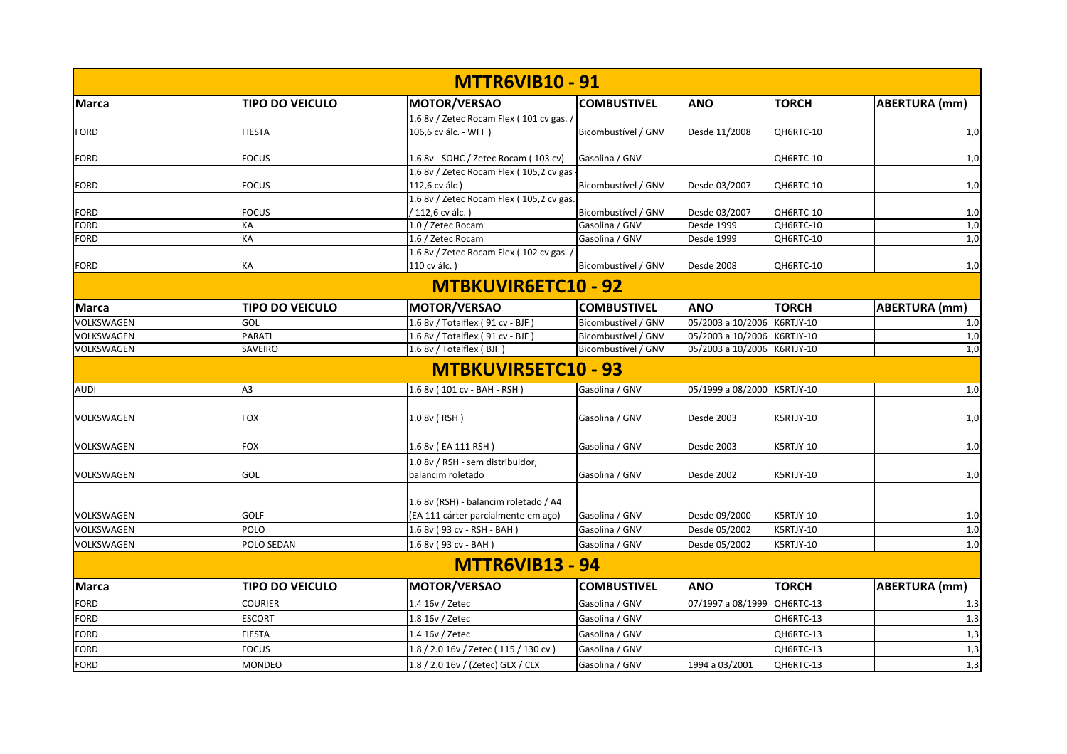## MTTR6VIB10 - 91

| Marca | TIPO DO VEICULO | MOTOR/VERSAO | COMBUSTIVEL | ANO | TORCH | ABERTURA (mm) |
|---|---|---|---|---|---|---|
| FORD | FIESTA | 1.6 8v / Zetec Rocam Flex ( 101 cv gas. / 106,6 cv álc. - WFF ) | Bicombustível / GNV | Desde 11/2008 | QH6RTC-10 | 1,0 |
| FORD | FOCUS | 1.6 8v - SOHC / Zetec Rocam ( 103 cv) | Gasolina / GNV | | QH6RTC-10 | 1,0 |
| FORD | FOCUS | 1.6 8v / Zetec Rocam Flex ( 105,2 cv gas - 112,6 cv álc ) | Bicombustível / GNV | Desde 03/2007 | QH6RTC-10 | 1,0 |
| FORD | FOCUS | 1.6 8v / Zetec Rocam Flex ( 105,2 cv gas. / 112,6 cv álc. ) | Bicombustível / GNV | Desde 03/2007 | QH6RTC-10 | 1,0 |
| FORD | KA | 1.0 / Zetec Rocam | Gasolina / GNV | Desde 1999 | QH6RTC-10 | 1,0 |
| FORD | KA | 1.6 / Zetec Rocam | Gasolina / GNV | Desde 1999 | QH6RTC-10 | 1,0 |
| FORD | KA | 1.6 8v / Zetec Rocam Flex ( 102 cv gas. / 110 cv álc. ) | Bicombustível / GNV | Desde 2008 | QH6RTC-10 | 1,0 |

## MTBKUVIR6ETC10 - 92

| Marca | TIPO DO VEICULO | MOTOR/VERSAO | COMBUSTIVEL | ANO | TORCH | ABERTURA (mm) |
|---|---|---|---|---|---|---|
| VOLKSWAGEN | GOL | 1.6 8v / Totalflex ( 91 cv - BJF ) | Bicombustível / GNV | 05/2003 a 10/2006 | K6RTJY-10 | 1,0 |
| VOLKSWAGEN | PARATI | 1.6 8v / Totalflex ( 91 cv - BJF ) | Bicombustível / GNV | 05/2003 a 10/2006 | K6RTJY-10 | 1,0 |
| VOLKSWAGEN | SAVEIRO | 1.6 8v / Totalflex ( BJF ) | Bicombustível / GNV | 05/2003 a 10/2006 | K6RTJY-10 | 1,0 |

## MTBKUVIR5ETC10 - 93

| Marca | TIPO DO VEICULO | MOTOR/VERSAO | COMBUSTIVEL | ANO | TORCH | ABERTURA (mm) |
|---|---|---|---|---|---|---|
| AUDI | A3 | 1.6 8v ( 101 cv - BAH - RSH ) | Gasolina / GNV | 05/1999 a 08/2000 | K5RTJY-10 | 1,0 |
| VOLKSWAGEN | FOX | 1.0 8v ( RSH ) | Gasolina / GNV | Desde 2003 | K5RTJY-10 | 1,0 |
| VOLKSWAGEN | FOX | 1.6 8v ( EA 111 RSH ) | Gasolina / GNV | Desde 2003 | K5RTJY-10 | 1,0 |
| VOLKSWAGEN | GOL | 1.0 8v / RSH - sem distribuidor, balancim roletado | Gasolina / GNV | Desde 2002 | K5RTJY-10 | 1,0 |
| VOLKSWAGEN | GOLF | 1.6 8v (RSH) - balancim roletado / A4 (EA 111 cárter parcialmente em aço) | Gasolina / GNV | Desde 09/2000 | K5RTJY-10 | 1,0 |
| VOLKSWAGEN | POLO | 1.6 8v ( 93 cv - RSH - BAH ) | Gasolina / GNV | Desde 05/2002 | K5RTJY-10 | 1,0 |
| VOLKSWAGEN | POLO SEDAN | 1.6 8v ( 93 cv - BAH ) | Gasolina / GNV | Desde 05/2002 | K5RTJY-10 | 1,0 |

## MTTR6VIB13 - 94

| Marca | TIPO DO VEICULO | MOTOR/VERSAO | COMBUSTIVEL | ANO | TORCH | ABERTURA (mm) |
|---|---|---|---|---|---|---|
| FORD | COURIER | 1.4 16v / Zetec | Gasolina / GNV | 07/1997 a 08/1999 | QH6RTC-13 | 1,3 |
| FORD | ESCORT | 1.8 16v / Zetec | Gasolina / GNV | | QH6RTC-13 | 1,3 |
| FORD | FIESTA | 1.4 16v / Zetec | Gasolina / GNV | | QH6RTC-13 | 1,3 |
| FORD | FOCUS | 1.8 / 2.0 16v / Zetec ( 115 / 130 cv ) | Gasolina / GNV | | QH6RTC-13 | 1,3 |
| FORD | MONDEO | 1.8 / 2.0 16v / (Zetec) GLX / CLX | Gasolina / GNV | 1994 a 03/2001 | QH6RTC-13 | 1,3 |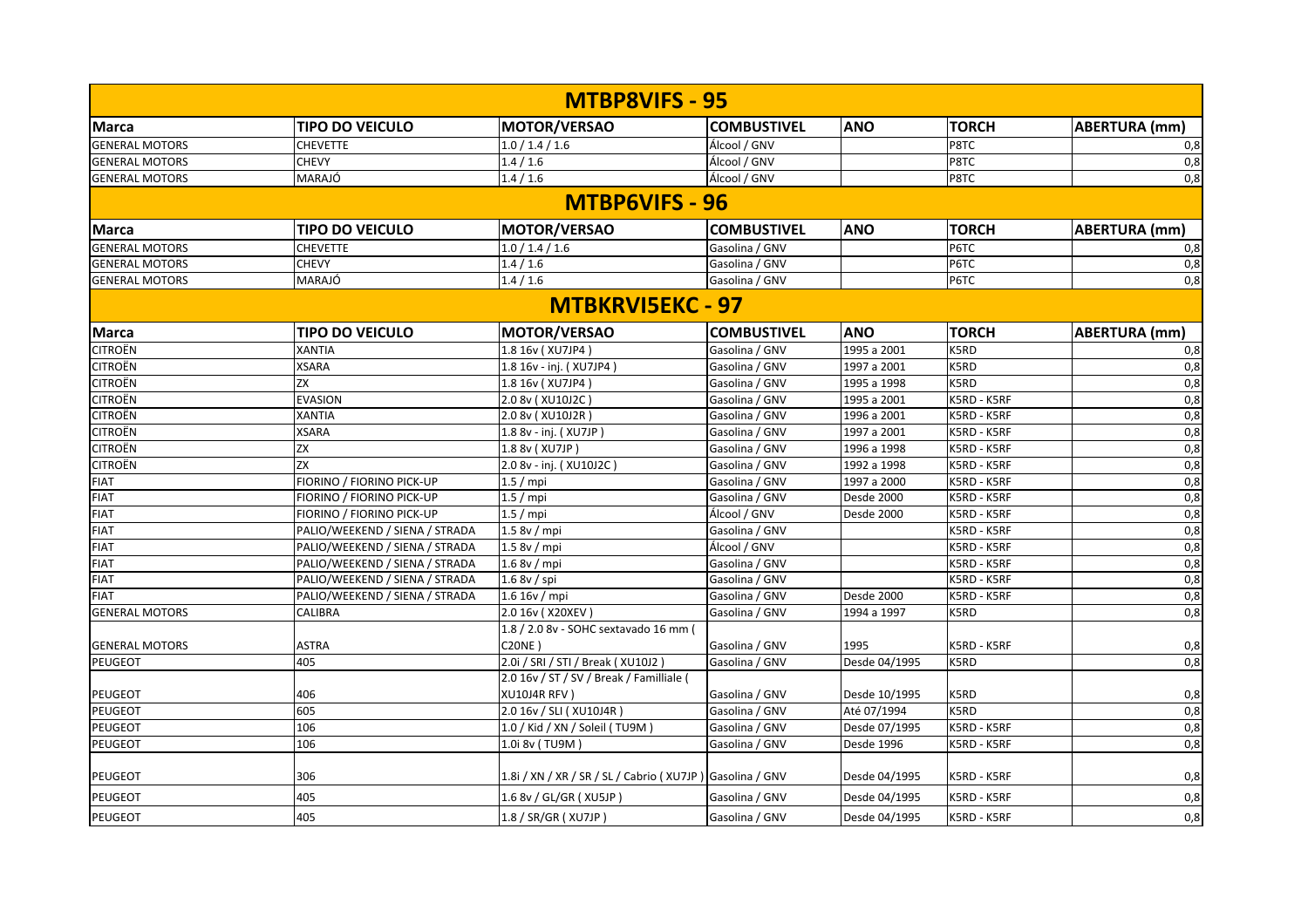## MTBP8VIFS - 95

| Marca | TIPO DO VEICULO | MOTOR/VERSAO | COMBUSTIVEL | ANO | TORCH | ABERTURA (mm) |
|---|---|---|---|---|---|---|
| GENERAL MOTORS | CHEVETTE | 1.0 / 1.4 / 1.6 | Álcool / GNV | | P8TC | 0,8 |
| GENERAL MOTORS | CHEVY | 1.4 / 1.6 | Álcool / GNV | | P8TC | 0,8 |
| GENERAL MOTORS | MARAJÓ | 1.4 / 1.6 | Álcool / GNV | | P8TC | 0,8 |

## MTBP6VIFS - 96

| Marca | TIPO DO VEICULO | MOTOR/VERSAO | COMBUSTIVEL | ANO | TORCH | ABERTURA (mm) |
|---|---|---|---|---|---|---|
| GENERAL MOTORS | CHEVETTE | 1.0 / 1.4 / 1.6 | Gasolina / GNV | | P6TC | 0,8 |
| GENERAL MOTORS | CHEVY | 1.4 / 1.6 | Gasolina / GNV | | P6TC | 0,8 |
| GENERAL MOTORS | MARAJÓ | 1.4 / 1.6 | Gasolina / GNV | | P6TC | 0,8 |

## MTBKRVI5EKC - 97

| Marca | TIPO DO VEICULO | MOTOR/VERSAO | COMBUSTIVEL | ANO | TORCH | ABERTURA (mm) |
|---|---|---|---|---|---|---|
| CITROËN | XANTIA | 1.8 16v ( XU7JP4 ) | Gasolina / GNV | 1995 a 2001 | K5RD | 0,8 |
| CITROËN | XSARA | 1.8 16v - inj. ( XU7JP4 ) | Gasolina / GNV | 1997 a 2001 | K5RD | 0,8 |
| CITROËN | ZX | 1.8 16v ( XU7JP4 ) | Gasolina / GNV | 1995 a 1998 | K5RD | 0,8 |
| CITROËN | EVASION | 2.0 8v ( XU10J2C ) | Gasolina / GNV | 1995 a 2001 | K5RD - K5RF | 0,8 |
| CITROËN | XANTIA | 2.0 8v ( XU10J2R ) | Gasolina / GNV | 1996 a 2001 | K5RD - K5RF | 0,8 |
| CITROËN | XSARA | 1.8 8v - inj. ( XU7JP ) | Gasolina / GNV | 1997 a 2001 | K5RD - K5RF | 0,8 |
| CITROËN | ZX | 1.8 8v ( XU7JP ) | Gasolina / GNV | 1996 a 1998 | K5RD - K5RF | 0,8 |
| CITROËN | ZX | 2.0 8v - inj. ( XU10J2C ) | Gasolina / GNV | 1992 a 1998 | K5RD - K5RF | 0,8 |
| FIAT | FIORINO / FIORINO PICK-UP | 1.5 / mpi | Gasolina / GNV | 1997 a 2000 | K5RD - K5RF | 0,8 |
| FIAT | FIORINO / FIORINO PICK-UP | 1.5 / mpi | Gasolina / GNV | Desde 2000 | K5RD - K5RF | 0,8 |
| FIAT | FIORINO / FIORINO PICK-UP | 1.5 / mpi | Álcool / GNV | Desde 2000 | K5RD - K5RF | 0,8 |
| FIAT | PALIO/WEEKEND / SIENA / STRADA | 1.5 8v / mpi | Gasolina / GNV | | K5RD - K5RF | 0,8 |
| FIAT | PALIO/WEEKEND / SIENA / STRADA | 1.5 8v / mpi | Álcool / GNV | | K5RD - K5RF | 0,8 |
| FIAT | PALIO/WEEKEND / SIENA / STRADA | 1.6 8v / mpi | Gasolina / GNV | | K5RD - K5RF | 0,8 |
| FIAT | PALIO/WEEKEND / SIENA / STRADA | 1.6 8v / spi | Gasolina / GNV | | K5RD - K5RF | 0,8 |
| FIAT | PALIO/WEEKEND / SIENA / STRADA | 1.6 16v / mpi | Gasolina / GNV | Desde 2000 | K5RD - K5RF | 0,8 |
| GENERAL MOTORS | CALIBRA | 2.0 16v ( X20XEV ) | Gasolina / GNV | 1994 a 1997 | K5RD | 0,8 |
| GENERAL MOTORS | ASTRA | 1.8 / 2.0 8v - SOHC sextavado 16 mm ( C20NE ) | Gasolina / GNV | 1995 | K5RD - K5RF | 0,8 |
| PEUGEOT | 405 | 2.0i / SRI / STI / Break ( XU10J2 ) | Gasolina / GNV | Desde 04/1995 | K5RD | 0,8 |
| PEUGEOT | 406 | 2.0 16v / ST / SV / Break / Familliale ( XU10J4R RFV ) | Gasolina / GNV | Desde 10/1995 | K5RD | 0,8 |
| PEUGEOT | 605 | 2.0 16v / SLI ( XU10J4R ) | Gasolina / GNV | Até 07/1994 | K5RD | 0,8 |
| PEUGEOT | 106 | 1.0 / Kid / XN / Soleil ( TU9M ) | Gasolina / GNV | Desde 07/1995 | K5RD - K5RF | 0,8 |
| PEUGEOT | 106 | 1.0i 8v ( TU9M ) | Gasolina / GNV | Desde 1996 | K5RD - K5RF | 0,8 |
| PEUGEOT | 306 | 1.8i / XN / XR / SR / SL / Cabrio ( XU7JP ) | Gasolina / GNV | Desde 04/1995 | K5RD - K5RF | 0,8 |
| PEUGEOT | 405 | 1.6 8v / GL/GR ( XU5JP ) | Gasolina / GNV | Desde 04/1995 | K5RD - K5RF | 0,8 |
| PEUGEOT | 405 | 1.8 / SR/GR ( XU7JP ) | Gasolina / GNV | Desde 04/1995 | K5RD - K5RF | 0,8 |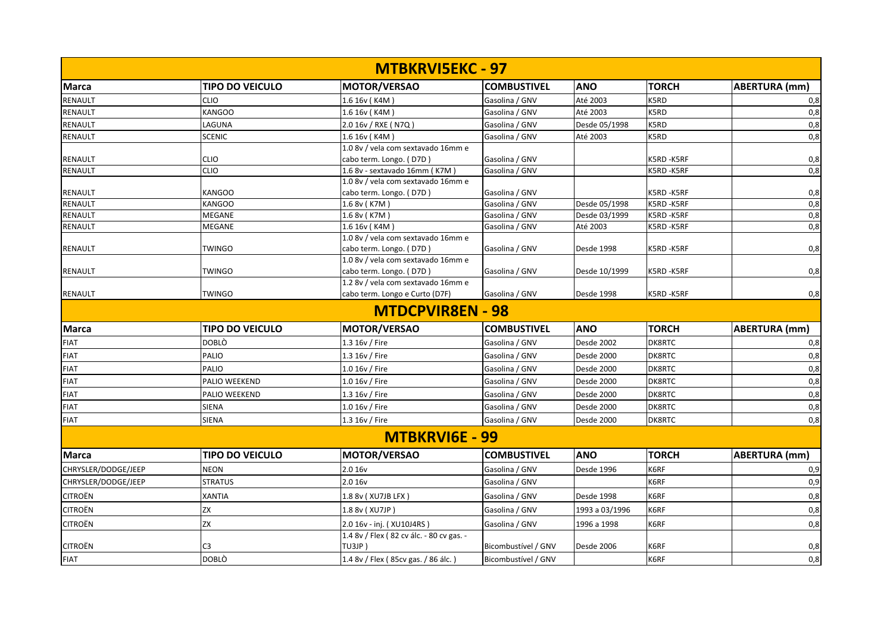## MTBKRVI5EKC - 97

| Marca | TIPO DO VEICULO | MOTOR/VERSAO | COMBUSTIVEL | ANO | TORCH | ABERTURA (mm) |
|---|---|---|---|---|---|---|
| RENAULT | CLIO | 1.6 16v ( K4M ) | Gasolina / GNV | Até 2003 | K5RD | 0,8 |
| RENAULT | KANGOO | 1.6 16v ( K4M ) | Gasolina / GNV | Até 2003 | K5RD | 0,8 |
| RENAULT | LAGUNA | 2.0 16v / RXE ( N7Q ) | Gasolina / GNV | Desde 05/1998 | K5RD | 0,8 |
| RENAULT | SCENIC | 1.6 16v ( K4M ) | Gasolina / GNV | Até 2003 | K5RD | 0,8 |
| RENAULT | CLIO | 1.0 8v / vela com sextavado 16mm e cabo term. Longo. ( D7D ) | Gasolina / GNV | | K5RD -K5RF | 0,8 |
| RENAULT | CLIO | 1.6 8v - sextavado 16mm ( K7M ) | Gasolina / GNV | | K5RD -K5RF | 0,8 |
| RENAULT | KANGOO | 1.0 8v / vela com sextavado 16mm e cabo term. Longo. ( D7D ) | Gasolina / GNV | | K5RD -K5RF | 0,8 |
| RENAULT | KANGOO | 1.6 8v ( K7M ) | Gasolina / GNV | Desde 05/1998 | K5RD -K5RF | 0,8 |
| RENAULT | MEGANE | 1.6 8v ( K7M ) | Gasolina / GNV | Desde 03/1999 | K5RD -K5RF | 0,8 |
| RENAULT | MEGANE | 1.6 16v ( K4M ) | Gasolina / GNV | Até 2003 | K5RD -K5RF | 0,8 |
| RENAULT | TWINGO | 1.0 8v / vela com sextavado 16mm e cabo term. Longo. ( D7D ) | Gasolina / GNV | Desde 1998 | K5RD -K5RF | 0,8 |
| RENAULT | TWINGO | 1.0 8v / vela com sextavado 16mm e cabo term. Longo. ( D7D ) | Gasolina / GNV | Desde 10/1999 | K5RD -K5RF | 0,8 |
| RENAULT | TWINGO | 1.2 8v / vela com sextavado 16mm e cabo term. Longo e Curto (D7F) | Gasolina / GNV | Desde 1998 | K5RD -K5RF | 0,8 |

## MTDCPVIR8EN - 98

| Marca | TIPO DO VEICULO | MOTOR/VERSAO | COMBUSTIVEL | ANO | TORCH | ABERTURA (mm) |
|---|---|---|---|---|---|---|
| FIAT | DOBLÒ | 1.3 16v / Fire | Gasolina / GNV | Desde 2002 | DK8RTC | 0,8 |
| FIAT | PALIO | 1.3 16v / Fire | Gasolina / GNV | Desde 2000 | DK8RTC | 0,8 |
| FIAT | PALIO | 1.0 16v / Fire | Gasolina / GNV | Desde 2000 | DK8RTC | 0,8 |
| FIAT | PALIO WEEKEND | 1.0 16v / Fire | Gasolina / GNV | Desde 2000 | DK8RTC | 0,8 |
| FIAT | PALIO WEEKEND | 1.3 16v / Fire | Gasolina / GNV | Desde 2000 | DK8RTC | 0,8 |
| FIAT | SIENA | 1.0 16v / Fire | Gasolina / GNV | Desde 2000 | DK8RTC | 0,8 |
| FIAT | SIENA | 1.3 16v / Fire | Gasolina / GNV | Desde 2000 | DK8RTC | 0,8 |

## MTBKRVI6E - 99

| Marca | TIPO DO VEICULO | MOTOR/VERSAO | COMBUSTIVEL | ANO | TORCH | ABERTURA (mm) |
|---|---|---|---|---|---|---|
| CHRYSLER/DODGE/JEEP | NEON | 2.0 16v | Gasolina / GNV | Desde 1996 | K6RF | 0,9 |
| CHRYSLER/DODGE/JEEP | STRATUS | 2.0 16v | Gasolina / GNV | | K6RF | 0,9 |
| CITROËN | XANTIA | 1.8 8v ( XU7JB LFX ) | Gasolina / GNV | Desde 1998 | K6RF | 0,8 |
| CITROËN | ZX | 1.8 8v ( XU7JP ) | Gasolina / GNV | 1993 a 03/1996 | K6RF | 0,8 |
| CITROËN | ZX | 2.0 16v - inj. ( XU10J4RS ) | Gasolina / GNV | 1996 a 1998 | K6RF | 0,8 |
| CITROËN | C3 | 1.4 8v / Flex ( 82 cv álc. - 80 cv gas. - TU3JP ) | Bicombustível / GNV | Desde 2006 | K6RF | 0,8 |
| FIAT | DOBLÒ | 1.4 8v / Flex ( 85cv gas. / 86 álc. ) | Bicombustível / GNV | | K6RF | 0,8 |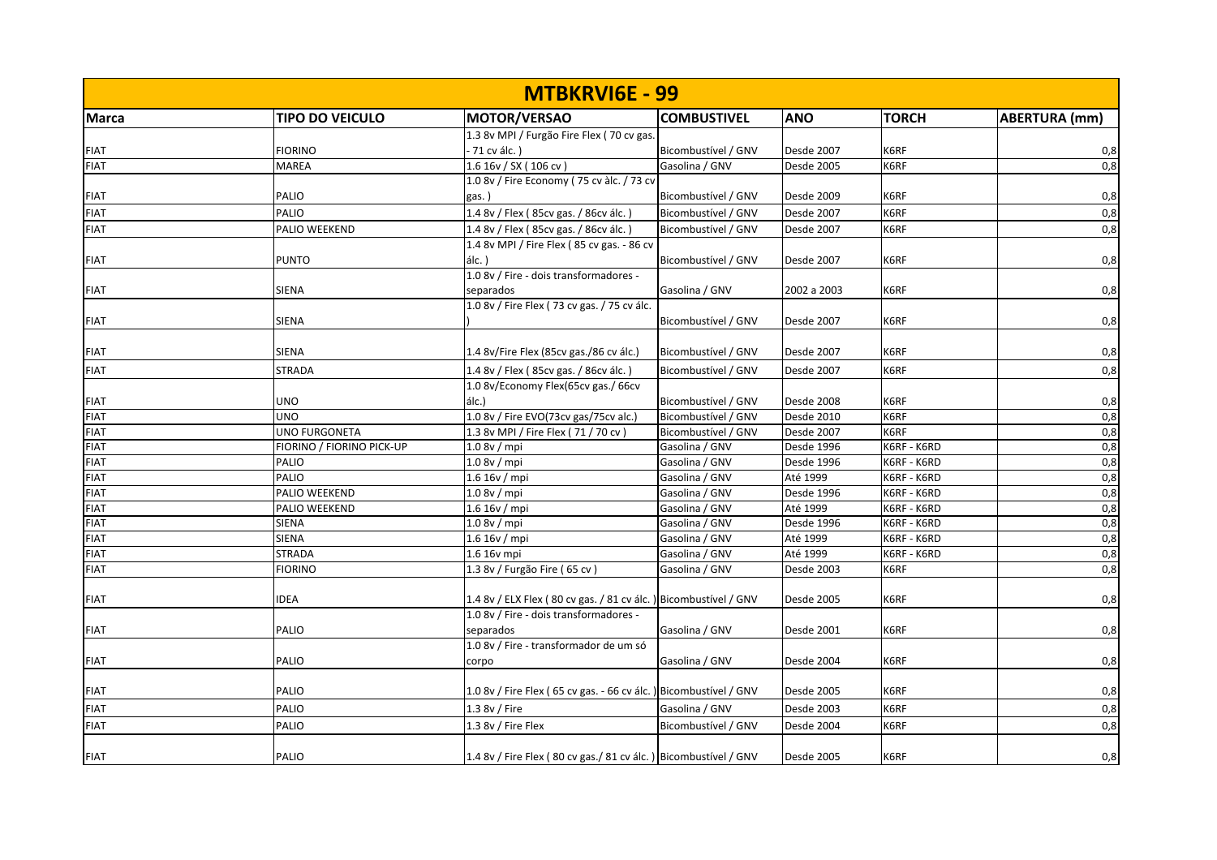| MTBKRVI6E - 99 | | | | | | |
|---|---|---|---|---|---|---|
| **Marca** | **TIPO DO VEICULO** | **MOTOR/VERSAO** | **COMBUSTIVEL** | **ANO** | **TORCH** | **ABERTURA (mm)** |
| FIAT | FIORINO | 1.3 8v MPI / Furgão Fire Flex ( 70 cv gas. - 71 cv álc. ) | Bicombustível / GNV | Desde 2007 | K6RF | 0,8 |
| FIAT | MAREA | 1.6 16v / SX ( 106 cv ) | Gasolina / GNV | Desde 2005 | K6RF | 0,8 |
| FIAT | PALIO | 1.0 8v / Fire Economy ( 75 cv àlc. / 73 cv gas. ) | Bicombustível / GNV | Desde 2009 | K6RF | 0,8 |
| FIAT | PALIO | 1.4 8v / Flex ( 85cv gas. / 86cv álc. ) | Bicombustível / GNV | Desde 2007 | K6RF | 0,8 |
| FIAT | PALIO WEEKEND | 1.4 8v / Flex ( 85cv gas. / 86cv álc. ) | Bicombustível / GNV | Desde 2007 | K6RF | 0,8 |
| FIAT | PUNTO | 1.4 8v MPI / Fire Flex ( 85 cv gas. - 86 cv álc. ) | Bicombustível / GNV | Desde 2007 | K6RF | 0,8 |
| FIAT | SIENA | 1.0 8v / Fire - dois transformadores - separados | Gasolina / GNV | 2002 a 2003 | K6RF | 0,8 |
| FIAT | SIENA | 1.0 8v / Fire Flex ( 73 cv gas. / 75 cv álc. ) | Bicombustível / GNV | Desde 2007 | K6RF | 0,8 |
| FIAT | SIENA | 1.4 8v/Fire Flex (85cv gas./86 cv álc.) | Bicombustível / GNV | Desde 2007 | K6RF | 0,8 |
| FIAT | STRADA | 1.4 8v / Flex ( 85cv gas. / 86cv álc. ) | Bicombustível / GNV | Desde 2007 | K6RF | 0,8 |
| FIAT | UNO | 1.0 8v/Economy Flex(65cv gas./ 66cv álc.) | Bicombustível / GNV | Desde 2008 | K6RF | 0,8 |
| FIAT | UNO | 1.0 8v / Fire EVO(73cv gas/75cv alc.) | Bicombustível / GNV | Desde 2010 | K6RF | 0,8 |
| FIAT | UNO FURGONETA | 1.3 8v MPI / Fire Flex ( 71 / 70 cv ) | Bicombustível / GNV | Desde 2007 | K6RF | 0,8 |
| FIAT | FIORINO / FIORINO PICK-UP | 1.0 8v / mpi | Gasolina / GNV | Desde 1996 | K6RF - K6RD | 0,8 |
| FIAT | PALIO | 1.0 8v / mpi | Gasolina / GNV | Desde 1996 | K6RF - K6RD | 0,8 |
| FIAT | PALIO | 1.6 16v / mpi | Gasolina / GNV | Até 1999 | K6RF - K6RD | 0,8 |
| FIAT | PALIO WEEKEND | 1.0 8v / mpi | Gasolina / GNV | Desde 1996 | K6RF - K6RD | 0,8 |
| FIAT | PALIO WEEKEND | 1.6 16v / mpi | Gasolina / GNV | Até 1999 | K6RF - K6RD | 0,8 |
| FIAT | SIENA | 1.0 8v / mpi | Gasolina / GNV | Desde 1996 | K6RF - K6RD | 0,8 |
| FIAT | SIENA | 1.6 16v / mpi | Gasolina / GNV | Até 1999 | K6RF - K6RD | 0,8 |
| FIAT | STRADA | 1.6 16v mpi | Gasolina / GNV | Até 1999 | K6RF - K6RD | 0,8 |
| FIAT | FIORINO | 1.3 8v / Furgão Fire ( 65 cv ) | Gasolina / GNV | Desde 2003 | K6RF | 0,8 |
| FIAT | IDEA | 1.4 8v / ELX Flex ( 80 cv gas. / 81 cv álc. ) | Bicombustível / GNV | Desde 2005 | K6RF | 0,8 |
| FIAT | PALIO | 1.0 8v / Fire - dois transformadores - separados | Gasolina / GNV | Desde 2001 | K6RF | 0,8 |
| FIAT | PALIO | 1.0 8v / Fire - transformador de um só corpo | Gasolina / GNV | Desde 2004 | K6RF | 0,8 |
| FIAT | PALIO | 1.0 8v / Fire Flex ( 65 cv gas. - 66 cv álc. ) | Bicombustível / GNV | Desde 2005 | K6RF | 0,8 |
| FIAT | PALIO | 1.3 8v / Fire | Gasolina / GNV | Desde 2003 | K6RF | 0,8 |
| FIAT | PALIO | 1.3 8v / Fire Flex | Bicombustível / GNV | Desde 2004 | K6RF | 0,8 |
| FIAT | PALIO | 1.4 8v / Fire Flex ( 80 cv gas./ 81 cv álc. ) | Bicombustível / GNV | Desde 2005 | K6RF | 0,8 |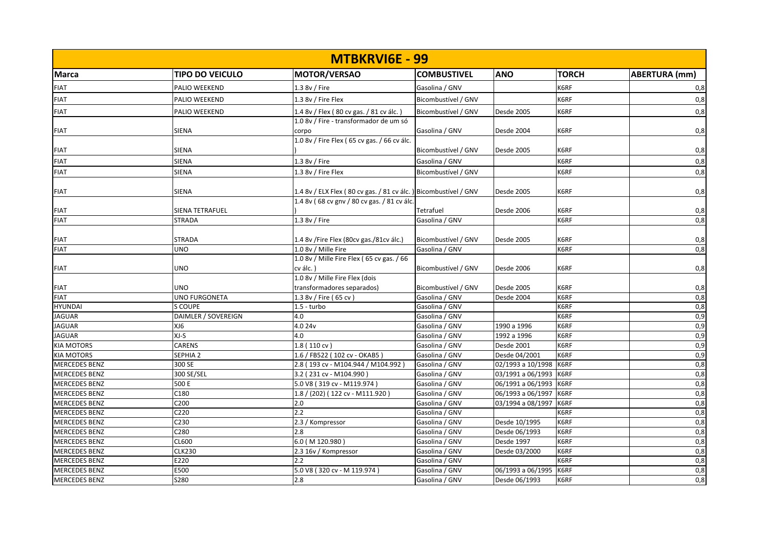| MTBKRVI6E - 99 | | | | | | |
|---|---|---|---|---|---|---|
| **Marca** | **TIPO DO VEICULO** | **MOTOR/VERSAO** | **COMBUSTIVEL** | **ANO** | **TORCH** | **ABERTURA (mm)** |
| FIAT | PALIO WEEKEND | 1.3 8v / Fire | Gasolina / GNV | | K6RF | 0,8 |
| FIAT | PALIO WEEKEND | 1.3 8v / Fire Flex | Bicombustível / GNV | | K6RF | 0,8 |
| FIAT | PALIO WEEKEND | 1.4 8v / Flex ( 80 cv gas. / 81 cv álc. ) | Bicombustível / GNV | Desde 2005 | K6RF | 0,8 |
| FIAT | SIENA | 1.0 8v / Fire - transformador de um só corpo | Gasolina / GNV | Desde 2004 | K6RF | 0,8 |
| FIAT | SIENA | 1.0 8v / Fire Flex ( 65 cv gas. / 66 cv álc. ) | Bicombustível / GNV | Desde 2005 | K6RF | 0,8 |
| FIAT | SIENA | 1.3 8v / Fire | Gasolina / GNV | | K6RF | 0,8 |
| FIAT | SIENA | 1.3 8v / Fire Flex | Bicombustível / GNV | | K6RF | 0,8 |
| FIAT | SIENA | 1.4 8v / ELX Flex ( 80 cv gas. / 81 cv álc. ) | Bicombustível / GNV | Desde 2005 | K6RF | 0,8 |
| FIAT | SIENA TETRAFUEL | 1.4 8v ( 68 cv gnv / 80 cv gas. / 81 cv álc. ) | Tetrafuel | Desde 2006 | K6RF | 0,8 |
| FIAT | STRADA | 1.3 8v / Fire | Gasolina / GNV | | K6RF | 0,8 |
| FIAT | STRADA | 1.4 8v /Fire Flex (80cv gas./81cv álc.) | Bicombustível / GNV | Desde 2005 | K6RF | 0,8 |
| FIAT | UNO | 1.0 8v / Mille Fire | Gasolina / GNV | | K6RF | 0,8 |
| FIAT | UNO | 1.0 8v / Mille Fire Flex ( 65 cv gas. / 66 cv álc. ) | Bicombustível / GNV | Desde 2006 | K6RF | 0,8 |
| FIAT | UNO | 1.0 8v / Mille Fire Flex (dois transformadores separados) | Bicombustível / GNV | Desde 2005 | K6RF | 0,8 |
| FIAT | UNO FURGONETA | 1.3 8v / Fire ( 65 cv ) | Gasolina / GNV | Desde 2004 | K6RF | 0,8 |
| HYUNDAI | S COUPE | 1.5 - turbo | Gasolina / GNV | | K6RF | 0,8 |
| JAGUAR | DAIMLER / SOVEREIGN | 4.0 | Gasolina / GNV | | K6RF | 0,9 |
| JAGUAR | XJ6 | 4.0 24v | Gasolina / GNV | 1990 a 1996 | K6RF | 0,9 |
| JAGUAR | XJ-S | 4.0 | Gasolina / GNV | 1992 a 1996 | K6RF | 0,9 |
| KIA MOTORS | CARENS | 1.8 ( 110 cv ) | Gasolina / GNV | Desde 2001 | K6RF | 0,9 |
| KIA MOTORS | SEPHIA 2 | 1.6 / FB522 ( 102 cv - OKAB5 ) | Gasolina / GNV | Desde 04/2001 | K6RF | 0,9 |
| MERCEDES BENZ | 300 SE | 2.8 ( 193 cv - M104.944 / M104.992 ) | Gasolina / GNV | 02/1993 a 10/1998 | K6RF | 0,8 |
| MERCEDES BENZ | 300 SE/SEL | 3.2 ( 231 cv - M104.990 ) | Gasolina / GNV | 03/1991 a 06/1993 | K6RF | 0,8 |
| MERCEDES BENZ | 500 E | 5.0 V8 ( 319 cv - M119.974 ) | Gasolina / GNV | 06/1991 a 06/1993 | K6RF | 0,8 |
| MERCEDES BENZ | C180 | 1.8 / (202) ( 122 cv - M111.920 ) | Gasolina / GNV | 06/1993 a 06/1997 | K6RF | 0,8 |
| MERCEDES BENZ | C200 | 2.0 | Gasolina / GNV | 03/1994 a 08/1997 | K6RF | 0,8 |
| MERCEDES BENZ | C220 | 2.2 | Gasolina / GNV | | K6RF | 0,8 |
| MERCEDES BENZ | C230 | 2.3 / Kompressor | Gasolina / GNV | Desde 10/1995 | K6RF | 0,8 |
| MERCEDES BENZ | C280 | 2.8 | Gasolina / GNV | Desde 06/1993 | K6RF | 0,8 |
| MERCEDES BENZ | CL600 | 6.0 ( M 120.980 ) | Gasolina / GNV | Desde 1997 | K6RF | 0,8 |
| MERCEDES BENZ | CLK230 | 2.3 16v / Kompressor | Gasolina / GNV | Desde 03/2000 | K6RF | 0,8 |
| MERCEDES BENZ | E220 | 2.2 | Gasolina / GNV | | K6RF | 0,8 |
| MERCEDES BENZ | E500 | 5.0 V8 ( 320 cv - M 119.974 ) | Gasolina / GNV | 06/1993 a 06/1995 | K6RF | 0,8 |
| MERCEDES BENZ | S280 | 2.8 | Gasolina / GNV | Desde 06/1993 | K6RF | 0,8 |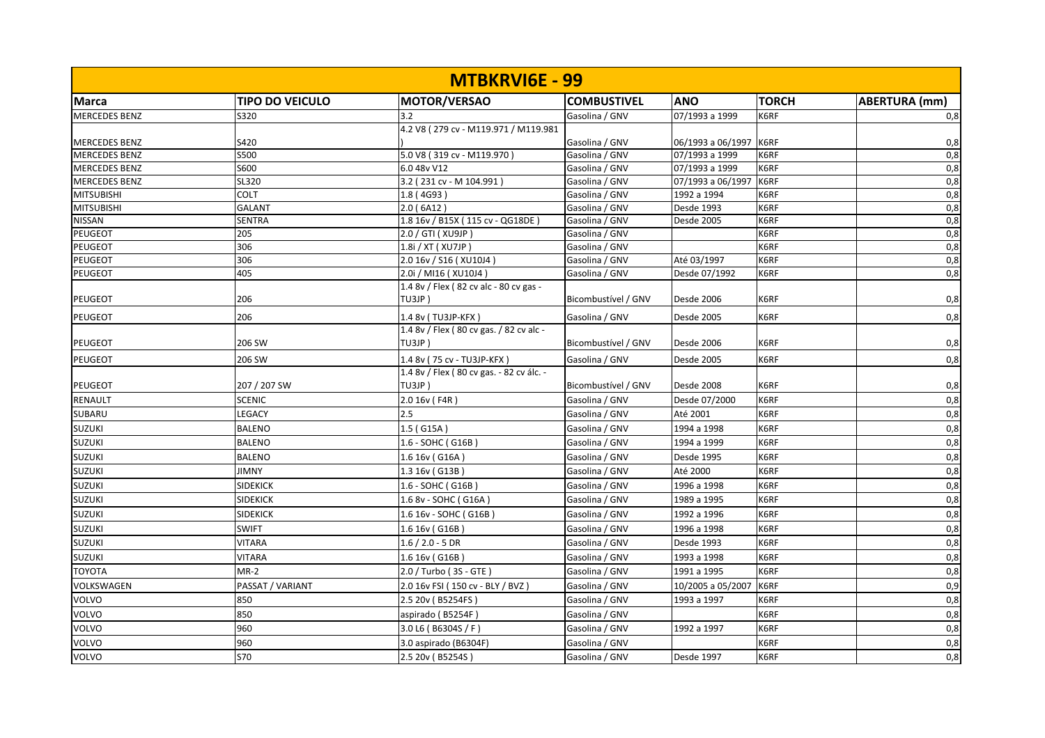| MTBKRVI6E - 99 | | | | | | |
|---|---|---|---|---|---|---|
| **Marca** | **TIPO DO VEICULO** | **MOTOR/VERSAO** | **COMBUSTIVEL** | **ANO** | **TORCH** | **ABERTURA (mm)** |
| MERCEDES BENZ | S320 | 3.2 | Gasolina / GNV | 07/1993 a 1999 | K6RF | 0,8 |
| MERCEDES BENZ | S420 | 4.2 V8 ( 279 cv - M119.971 / M119.981 ) | Gasolina / GNV | 06/1993 a 06/1997 | K6RF | 0,8 |
| MERCEDES BENZ | S500 | 5.0 V8 ( 319 cv - M119.970 ) | Gasolina / GNV | 07/1993 a 1999 | K6RF | 0,8 |
| MERCEDES BENZ | S600 | 6.0 48v V12 | Gasolina / GNV | 07/1993 a 1999 | K6RF | 0,8 |
| MERCEDES BENZ | SL320 | 3.2 ( 231 cv - M 104.991 ) | Gasolina / GNV | 07/1993 a 06/1997 | K6RF | 0,8 |
| MITSUBISHI | COLT | 1.8 ( 4G93 ) | Gasolina / GNV | 1992 a 1994 | K6RF | 0,8 |
| MITSUBISHI | GALANT | 2.0 ( 6A12 ) | Gasolina / GNV | Desde 1993 | K6RF | 0,8 |
| NISSAN | SENTRA | 1.8 16v / B15X ( 115 cv - QG18DE ) | Gasolina / GNV | Desde 2005 | K6RF | 0,8 |
| PEUGEOT | 205 | 2.0 / GTI ( XU9JP ) | Gasolina / GNV | | K6RF | 0,8 |
| PEUGEOT | 306 | 1.8i / XT ( XU7JP ) | Gasolina / GNV | | K6RF | 0,8 |
| PEUGEOT | 306 | 2.0 16v / S16 ( XU10J4 ) | Gasolina / GNV | Até 03/1997 | K6RF | 0,8 |
| PEUGEOT | 405 | 2.0i / MI16 ( XU10J4 ) | Gasolina / GNV | Desde 07/1992 | K6RF | 0,8 |
| PEUGEOT | 206 | 1.4 8v / Flex ( 82 cv alc - 80 cv gas - TU3JP ) | Bicombustível / GNV | Desde 2006 | K6RF | 0,8 |
| PEUGEOT | 206 | 1.4 8v ( TU3JP-KFX ) | Gasolina / GNV | Desde 2005 | K6RF | 0,8 |
| PEUGEOT | 206 SW | 1.4 8v / Flex ( 80 cv gas. / 82 cv alc - TU3JP ) | Bicombustível / GNV | Desde 2006 | K6RF | 0,8 |
| PEUGEOT | 206 SW | 1.4 8v ( 75 cv - TU3JP-KFX ) | Gasolina / GNV | Desde 2005 | K6RF | 0,8 |
| PEUGEOT | 207 / 207 SW | 1.4 8v / Flex ( 80 cv gas. - 82 cv álc. - TU3JP ) | Bicombustível / GNV | Desde 2008 | K6RF | 0,8 |
| RENAULT | SCENIC | 2.0 16v ( F4R ) | Gasolina / GNV | Desde 07/2000 | K6RF | 0,8 |
| SUBARU | LEGACY | 2.5 | Gasolina / GNV | Até 2001 | K6RF | 0,8 |
| SUZUKI | BALENO | 1.5 ( G15A ) | Gasolina / GNV | 1994 a 1998 | K6RF | 0,8 |
| SUZUKI | BALENO | 1.6 - SOHC ( G16B ) | Gasolina / GNV | 1994 a 1999 | K6RF | 0,8 |
| SUZUKI | BALENO | 1.6 16v ( G16A ) | Gasolina / GNV | Desde 1995 | K6RF | 0,8 |
| SUZUKI | JIMNY | 1.3 16v ( G13B ) | Gasolina / GNV | Até 2000 | K6RF | 0,8 |
| SUZUKI | SIDEKICK | 1.6 - SOHC ( G16B ) | Gasolina / GNV | 1996 a 1998 | K6RF | 0,8 |
| SUZUKI | SIDEKICK | 1.6 8v - SOHC ( G16A ) | Gasolina / GNV | 1989 a 1995 | K6RF | 0,8 |
| SUZUKI | SIDEKICK | 1.6 16v - SOHC ( G16B ) | Gasolina / GNV | 1992 a 1996 | K6RF | 0,8 |
| SUZUKI | SWIFT | 1.6 16v ( G16B ) | Gasolina / GNV | 1996 a 1998 | K6RF | 0,8 |
| SUZUKI | VITARA | 1.6 / 2.0 - 5 DR | Gasolina / GNV | Desde 1993 | K6RF | 0,8 |
| SUZUKI | VITARA | 1.6 16v ( G16B ) | Gasolina / GNV | 1993 a 1998 | K6RF | 0,8 |
| TOYOTA | MR-2 | 2.0 / Turbo ( 3S - GTE ) | Gasolina / GNV | 1991 a 1995 | K6RF | 0,8 |
| VOLKSWAGEN | PASSAT / VARIANT | 2.0 16v FSI ( 150 cv - BLY / BVZ ) | Gasolina / GNV | 10/2005 a 05/2007 | K6RF | 0,9 |
| VOLVO | 850 | 2.5 20v ( B5254FS ) | Gasolina / GNV | 1993 a 1997 | K6RF | 0,8 |
| VOLVO | 850 | aspirado ( B5254F ) | Gasolina / GNV | | K6RF | 0,8 |
| VOLVO | 960 | 3.0 L6 ( B6304S / F ) | Gasolina / GNV | 1992 a 1997 | K6RF | 0,8 |
| VOLVO | 960 | 3.0 aspirado (B6304F) | Gasolina / GNV | | K6RF | 0,8 |
| VOLVO | S70 | 2.5 20v ( B5254S ) | Gasolina / GNV | Desde 1997 | K6RF | 0,8 |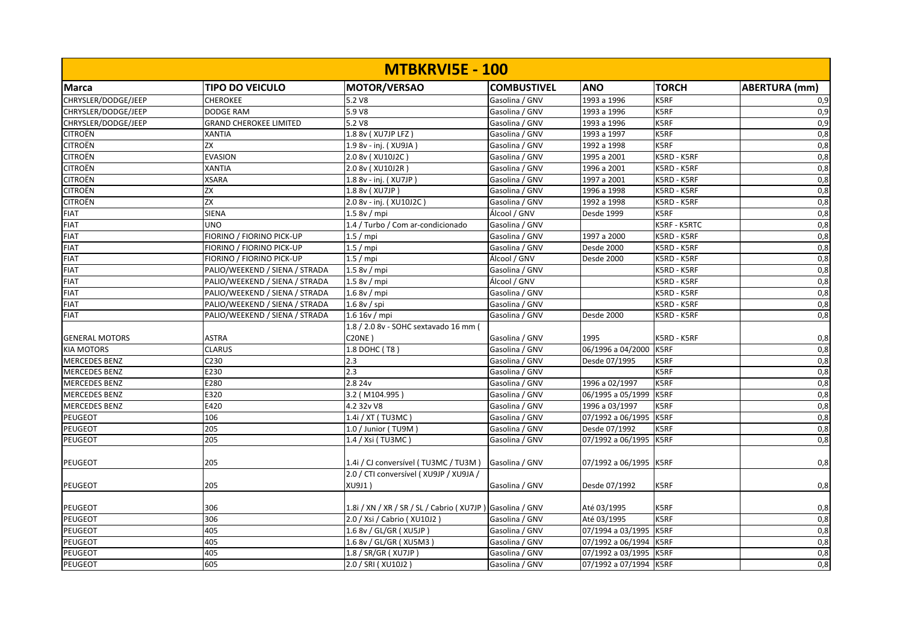| MTBKRVI5E - 100 | | | | | | |
|---|---|---|---|---|---|---|
| **Marca** | **TIPO DO VEICULO** | **MOTOR/VERSAO** | **COMBUSTIVEL** | **ANO** | **TORCH** | **ABERTURA (mm)** |
| CHRYSLER/DODGE/JEEP | CHEROKEE | 5.2 V8 | Gasolina / GNV | 1993 a 1996 | K5RF | 0,9 |
| CHRYSLER/DODGE/JEEP | DODGE RAM | 5.9 V8 | Gasolina / GNV | 1993 a 1996 | K5RF | 0,9 |
| CHRYSLER/DODGE/JEEP | GRAND CHEROKEE LIMITED | 5.2 V8 | Gasolina / GNV | 1993 a 1996 | K5RF | 0,9 |
| CITROËN | XANTIA | 1.8 8v ( XU7JP LFZ ) | Gasolina / GNV | 1993 a 1997 | K5RF | 0,8 |
| CITROËN | ZX | 1.9 8v - inj. ( XU9JA ) | Gasolina / GNV | 1992 a 1998 | K5RF | 0,8 |
| CITROËN | EVASION | 2.0 8v ( XU10J2C ) | Gasolina / GNV | 1995 a 2001 | K5RD - K5RF | 0,8 |
| CITROËN | XANTIA | 2.0 8v ( XU10J2R ) | Gasolina / GNV | 1996 a 2001 | K5RD - K5RF | 0,8 |
| CITROËN | XSARA | 1.8 8v - inj. ( XU7JP ) | Gasolina / GNV | 1997 a 2001 | K5RD - K5RF | 0,8 |
| CITROËN | ZX | 1.8 8v ( XU7JP ) | Gasolina / GNV | 1996 a 1998 | K5RD - K5RF | 0,8 |
| CITROËN | ZX | 2.0 8v - inj. ( XU10J2C ) | Gasolina / GNV | 1992 a 1998 | K5RD - K5RF | 0,8 |
| FIAT | SIENA | 1.5 8v / mpi | Álcool / GNV | Desde 1999 | K5RF | 0,8 |
| FIAT | UNO | 1.4 / Turbo / Com ar-condicionado | Gasolina / GNV | | K5RF - K5RTC | 0,8 |
| FIAT | FIORINO / FIORINO PICK-UP | 1.5 / mpi | Gasolina / GNV | 1997 a 2000 | K5RD - K5RF | 0,8 |
| FIAT | FIORINO / FIORINO PICK-UP | 1.5 / mpi | Gasolina / GNV | Desde 2000 | K5RD - K5RF | 0,8 |
| FIAT | FIORINO / FIORINO PICK-UP | 1.5 / mpi | Álcool / GNV | Desde 2000 | K5RD - K5RF | 0,8 |
| FIAT | PALIO/WEEKEND / SIENA / STRADA | 1.5 8v / mpi | Gasolina / GNV | | K5RD - K5RF | 0,8 |
| FIAT | PALIO/WEEKEND / SIENA / STRADA | 1.5 8v / mpi | Álcool / GNV | | K5RD - K5RF | 0,8 |
| FIAT | PALIO/WEEKEND / SIENA / STRADA | 1.6 8v / mpi | Gasolina / GNV | | K5RD - K5RF | 0,8 |
| FIAT | PALIO/WEEKEND / SIENA / STRADA | 1.6 8v / spi | Gasolina / GNV | | K5RD - K5RF | 0,8 |
| FIAT | PALIO/WEEKEND / SIENA / STRADA | 1.6 16v / mpi | Gasolina / GNV | Desde 2000 | K5RD - K5RF | 0,8 |
| GENERAL MOTORS | ASTRA | 1.8 / 2.0 8v - SOHC sextavado 16 mm ( C20NE ) | Gasolina / GNV | 1995 | K5RD - K5RF | 0,8 |
| KIA MOTORS | CLARUS | 1.8 DOHC ( T8 ) | Gasolina / GNV | 06/1996 a 04/2000 | K5RF | 0,8 |
| MERCEDES BENZ | C230 | 2.3 | Gasolina / GNV | Desde 07/1995 | K5RF | 0,8 |
| MERCEDES BENZ | E230 | 2.3 | Gasolina / GNV | | K5RF | 0,8 |
| MERCEDES BENZ | E280 | 2.8 24v | Gasolina / GNV | 1996 a 02/1997 | K5RF | 0,8 |
| MERCEDES BENZ | E320 | 3.2 ( M104.995 ) | Gasolina / GNV | 06/1995 a 05/1999 | K5RF | 0,8 |
| MERCEDES BENZ | E420 | 4.2 32v V8 | Gasolina / GNV | 1996 a 03/1997 | K5RF | 0,8 |
| PEUGEOT | 106 | 1.4i / XT ( TU3MC ) | Gasolina / GNV | 07/1992 a 06/1995 | K5RF | 0,8 |
| PEUGEOT | 205 | 1.0 / Junior ( TU9M ) | Gasolina / GNV | Desde 07/1992 | K5RF | 0,8 |
| PEUGEOT | 205 | 1.4 / Xsi ( TU3MC ) | Gasolina / GNV | 07/1992 a 06/1995 | K5RF | 0,8 |
| PEUGEOT | 205 | 1.4i / CJ conversível ( TU3MC / TU3M ) | Gasolina / GNV | 07/1992 a 06/1995 | K5RF | 0,8 |
| PEUGEOT | 205 | 2.0 / CTI conversível ( XU9JP / XU9JA / XU9J1 ) | Gasolina / GNV | Desde 07/1992 | K5RF | 0,8 |
| PEUGEOT | 306 | 1.8i / XN / XR / SR / SL / Cabrio ( XU7JP ) | Gasolina / GNV | Até 03/1995 | K5RF | 0,8 |
| PEUGEOT | 306 | 2.0 / Xsi / Cabrio ( XU10J2 ) | Gasolina / GNV | Até 03/1995 | K5RF | 0,8 |
| PEUGEOT | 405 | 1.6 8v / GL/GR ( XU5JP ) | Gasolina / GNV | 07/1994 a 03/1995 | K5RF | 0,8 |
| PEUGEOT | 405 | 1.6 8v / GL/GR ( XU5M3 ) | Gasolina / GNV | 07/1992 a 06/1994 | K5RF | 0,8 |
| PEUGEOT | 405 | 1.8 / SR/GR ( XU7JP ) | Gasolina / GNV | 07/1992 a 03/1995 | K5RF | 0,8 |
| PEUGEOT | 605 | 2.0 / SRI ( XU10J2 ) | Gasolina / GNV | 07/1992 a 07/1994 | K5RF | 0,8 |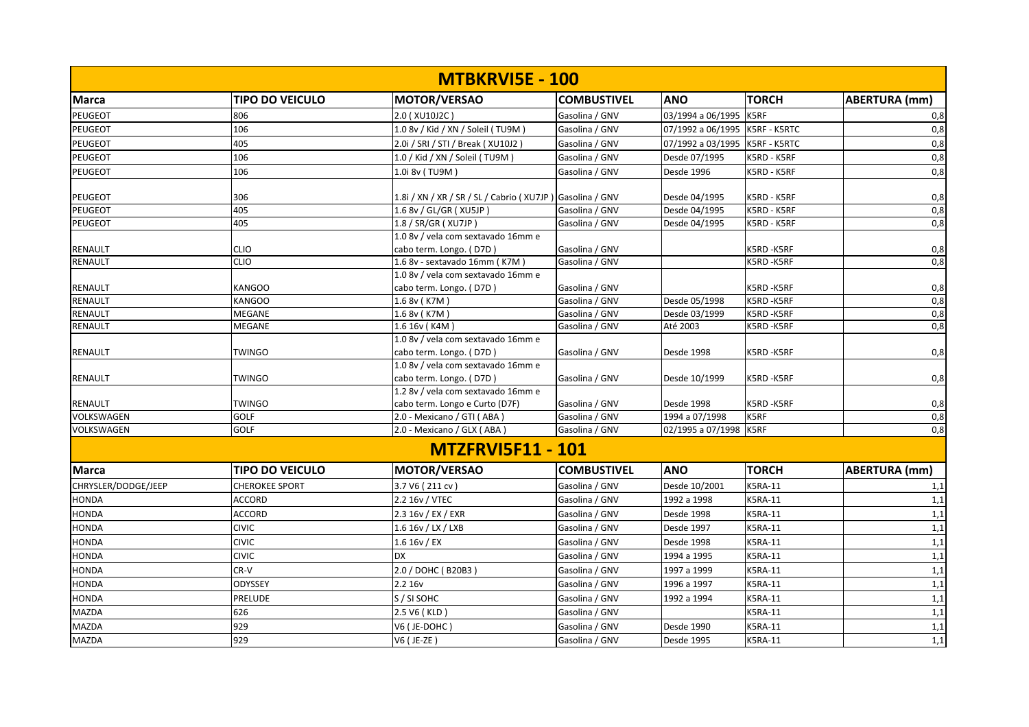## MTBKRVI5E - 100

| Marca | TIPO DO VEICULO | MOTOR/VERSAO | COMBUSTIVEL | ANO | TORCH | ABERTURA (mm) |
|---|---|---|---|---|---|---|
| PEUGEOT | 806 | 2.0 ( XU10J2C ) | Gasolina / GNV | 03/1994 a 06/1995 | K5RF | 0,8 |
| PEUGEOT | 106 | 1.0 8v / Kid / XN / Soleil ( TU9M ) | Gasolina / GNV | 07/1992 a 06/1995 | K5RF - K5RTC | 0,8 |
| PEUGEOT | 405 | 2.0i / SRI / STI / Break ( XU10J2 ) | Gasolina / GNV | 07/1992 a 03/1995 | K5RF - K5RTC | 0,8 |
| PEUGEOT | 106 | 1.0 / Kid / XN / Soleil ( TU9M ) | Gasolina / GNV | Desde 07/1995 | K5RD - K5RF | 0,8 |
| PEUGEOT | 106 | 1.0i 8v ( TU9M ) | Gasolina / GNV | Desde 1996 | K5RD - K5RF | 0,8 |
| PEUGEOT | 306 | 1.8i / XN / XR / SR / SL / Cabrio ( XU7JP ) | Gasolina / GNV | Desde 04/1995 | K5RD - K5RF | 0,8 |
| PEUGEOT | 405 | 1.6 8v / GL/GR ( XU5JP ) | Gasolina / GNV | Desde 04/1995 | K5RD - K5RF | 0,8 |
| PEUGEOT | 405 | 1.8 / SR/GR ( XU7JP ) | Gasolina / GNV | Desde 04/1995 | K5RD - K5RF | 0,8 |
| RENAULT | CLIO | 1.0 8v / vela com sextavado 16mm e cabo term. Longo. ( D7D ) | Gasolina / GNV | | K5RD -K5RF | 0,8 |
| RENAULT | CLIO | 1.6 8v - sextavado 16mm ( K7M ) | Gasolina / GNV | | K5RD -K5RF | 0,8 |
| RENAULT | KANGOO | 1.0 8v / vela com sextavado 16mm e cabo term. Longo. ( D7D ) | Gasolina / GNV | | K5RD -K5RF | 0,8 |
| RENAULT | KANGOO | 1.6 8v ( K7M ) | Gasolina / GNV | Desde 05/1998 | K5RD -K5RF | 0,8 |
| RENAULT | MEGANE | 1.6 8v ( K7M ) | Gasolina / GNV | Desde 03/1999 | K5RD -K5RF | 0,8 |
| RENAULT | MEGANE | 1.6 16v ( K4M ) | Gasolina / GNV | Até 2003 | K5RD -K5RF | 0,8 |
| RENAULT | TWINGO | 1.0 8v / vela com sextavado 16mm e cabo term. Longo. ( D7D ) | Gasolina / GNV | Desde 1998 | K5RD -K5RF | 0,8 |
| RENAULT | TWINGO | 1.0 8v / vela com sextavado 16mm e cabo term. Longo. ( D7D ) | Gasolina / GNV | Desde 10/1999 | K5RD -K5RF | 0,8 |
| RENAULT | TWINGO | 1.2 8v / vela com sextavado 16mm e cabo term. Longo e Curto (D7F) | Gasolina / GNV | Desde 1998 | K5RD -K5RF | 0,8 |
| VOLKSWAGEN | GOLF | 2.0 - Mexicano / GTI ( ABA ) | Gasolina / GNV | 1994 a 07/1998 | K5RF | 0,8 |
| VOLKSWAGEN | GOLF | 2.0 - Mexicano / GLX ( ABA ) | Gasolina / GNV | 02/1995 a 07/1998 | K5RF | 0,8 |

## MTZFRVI5F11 - 101

| Marca | TIPO DO VEICULO | MOTOR/VERSAO | COMBUSTIVEL | ANO | TORCH | ABERTURA (mm) |
|---|---|---|---|---|---|---|
| CHRYSLER/DODGE/JEEP | CHEROKEE SPORT | 3.7 V6 ( 211 cv ) | Gasolina / GNV | Desde 10/2001 | K5RA-11 | 1,1 |
| HONDA | ACCORD | 2.2 16v / VTEC | Gasolina / GNV | 1992 a 1998 | K5RA-11 | 1,1 |
| HONDA | ACCORD | 2.3 16v / EX / EXR | Gasolina / GNV | Desde 1998 | K5RA-11 | 1,1 |
| HONDA | CIVIC | 1.6 16v / LX / LXB | Gasolina / GNV | Desde 1997 | K5RA-11 | 1,1 |
| HONDA | CIVIC | 1.6 16v / EX | Gasolina / GNV | Desde 1998 | K5RA-11 | 1,1 |
| HONDA | CIVIC | DX | Gasolina / GNV | 1994 a 1995 | K5RA-11 | 1,1 |
| HONDA | CR-V | 2.0 / DOHC ( B20B3 ) | Gasolina / GNV | 1997 a 1999 | K5RA-11 | 1,1 |
| HONDA | ODYSSEY | 2.2 16v | Gasolina / GNV | 1996 a 1997 | K5RA-11 | 1,1 |
| HONDA | PRELUDE | S / SI SOHC | Gasolina / GNV | 1992 a 1994 | K5RA-11 | 1,1 |
| MAZDA | 626 | 2.5 V6 ( KLD ) | Gasolina / GNV | | K5RA-11 | 1,1 |
| MAZDA | 929 | V6 ( JE-DOHC ) | Gasolina / GNV | Desde 1990 | K5RA-11 | 1,1 |
| MAZDA | 929 | V6 ( JE-ZE ) | Gasolina / GNV | Desde 1995 | K5RA-11 | 1,1 |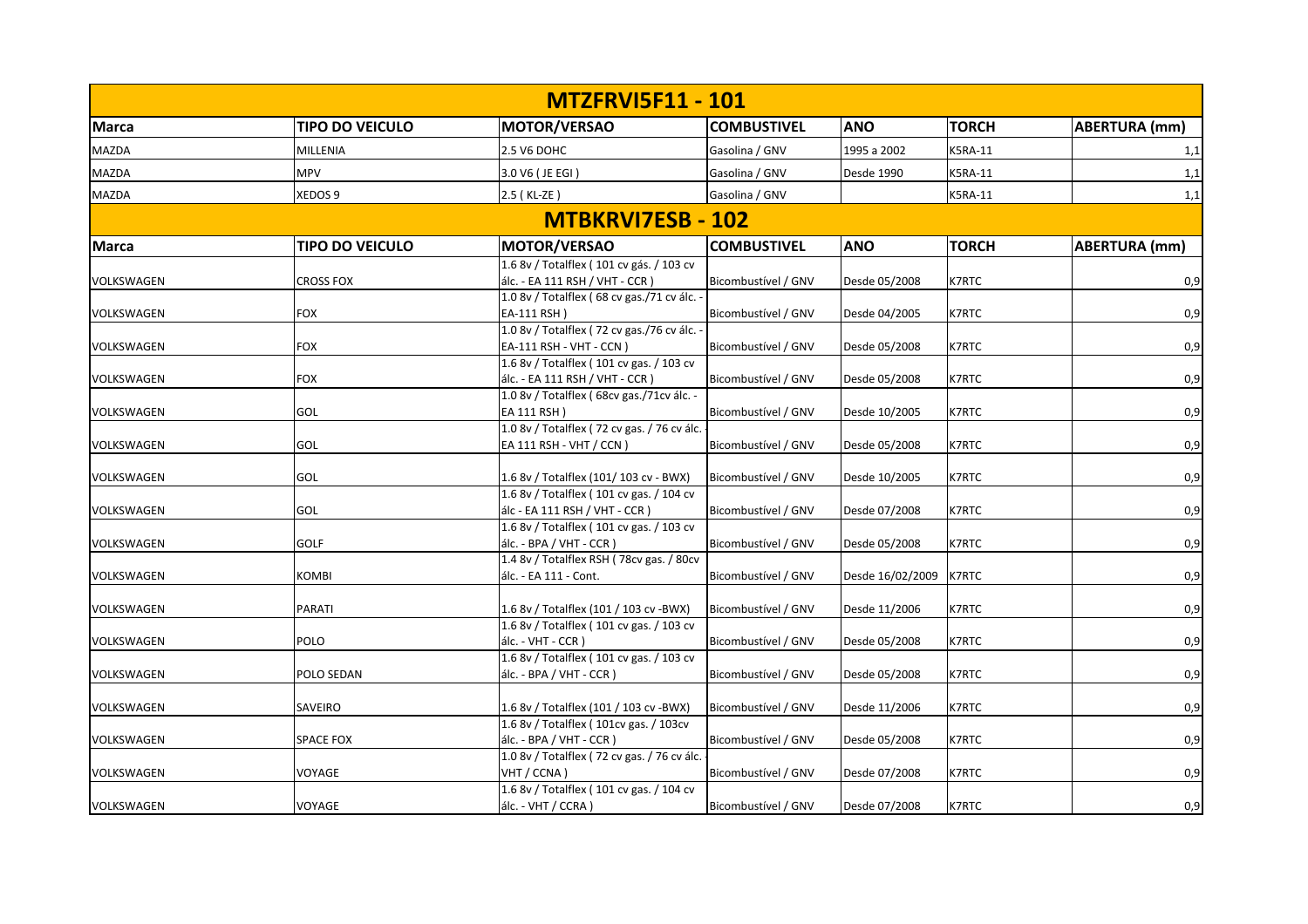## MTZFRVI5F11 - 101

| Marca | TIPO DO VEICULO | MOTOR/VERSAO | COMBUSTIVEL | ANO | TORCH | ABERTURA (mm) |
|---|---|---|---|---|---|---|
| MAZDA | MILLENIA | 2.5 V6 DOHC | Gasolina / GNV | 1995 a 2002 | K5RA-11 | 1,1 |
| MAZDA | MPV | 3.0 V6 ( JE EGI ) | Gasolina / GNV | Desde 1990 | K5RA-11 | 1,1 |
| MAZDA | XEDOS 9 | 2.5 ( KL-ZE ) | Gasolina / GNV | | K5RA-11 | 1,1 |

## MTBKRVI7ESB - 102

| Marca | TIPO DO VEICULO | MOTOR/VERSAO | COMBUSTIVEL | ANO | TORCH | ABERTURA (mm) |
|---|---|---|---|---|---|---|
| VOLKSWAGEN | CROSS FOX | 1.6 8v / Totalflex ( 101 cv gás. / 103 cv álc. - EA 111 RSH / VHT - CCR ) | Bicombustível / GNV | Desde 05/2008 | K7RTC | 0,9 |
| VOLKSWAGEN | FOX | 1.0 8v / Totalflex ( 68 cv gas./71 cv álc. - EA-111 RSH ) | Bicombustível / GNV | Desde 04/2005 | K7RTC | 0,9 |
| VOLKSWAGEN | FOX | 1.0 8v / Totalflex ( 72 cv gas./76 cv álc. - EA-111 RSH - VHT - CCN ) | Bicombustível / GNV | Desde 05/2008 | K7RTC | 0,9 |
| VOLKSWAGEN | FOX | 1.6 8v / Totalflex ( 101 cv gas. / 103 cv álc. - EA 111 RSH / VHT - CCR ) | Bicombustível / GNV | Desde 05/2008 | K7RTC | 0,9 |
| VOLKSWAGEN | GOL | 1.0 8v / Totalflex ( 68cv gas./71cv álc. - EA 111 RSH ) | Bicombustível / GNV | Desde 10/2005 | K7RTC | 0,9 |
| VOLKSWAGEN | GOL | 1.0 8v / Totalflex ( 72 cv gas. / 76 cv álc. EA 111 RSH - VHT / CCN ) | Bicombustível / GNV | Desde 05/2008 | K7RTC | 0,9 |
| VOLKSWAGEN | GOL | 1.6 8v / Totalflex (101/ 103 cv - BWX) | Bicombustível / GNV | Desde 10/2005 | K7RTC | 0,9 |
| VOLKSWAGEN | GOL | 1.6 8v / Totalflex ( 101 cv gas. / 104 cv álc - EA 111 RSH / VHT - CCR ) | Bicombustível / GNV | Desde 07/2008 | K7RTC | 0,9 |
| VOLKSWAGEN | GOLF | 1.6 8v / Totalflex ( 101 cv gas. / 103 cv álc. - BPA / VHT - CCR ) | Bicombustível / GNV | Desde 05/2008 | K7RTC | 0,9 |
| VOLKSWAGEN | KOMBI | 1.4 8v / Totalflex RSH ( 78cv gas. / 80cv álc. - EA 111 - Cont. | Bicombustível / GNV | Desde 16/02/2009 | K7RTC | 0,9 |
| VOLKSWAGEN | PARATI | 1.6 8v / Totalflex (101 / 103 cv -BWX) | Bicombustível / GNV | Desde 11/2006 | K7RTC | 0,9 |
| VOLKSWAGEN | POLO | 1.6 8v / Totalflex ( 101 cv gas. / 103 cv álc. - VHT - CCR ) | Bicombustível / GNV | Desde 05/2008 | K7RTC | 0,9 |
| VOLKSWAGEN | POLO SEDAN | 1.6 8v / Totalflex ( 101 cv gas. / 103 cv álc. - BPA / VHT - CCR ) | Bicombustível / GNV | Desde 05/2008 | K7RTC | 0,9 |
| VOLKSWAGEN | SAVEIRO | 1.6 8v / Totalflex (101 / 103 cv -BWX) | Bicombustível / GNV | Desde 11/2006 | K7RTC | 0,9 |
| VOLKSWAGEN | SPACE FOX | 1.6 8v / Totalflex ( 101cv gas. / 103cv álc. - BPA / VHT - CCR ) | Bicombustível / GNV | Desde 05/2008 | K7RTC | 0,9 |
| VOLKSWAGEN | VOYAGE | 1.0 8v / Totalflex ( 72 cv gas. / 76 cv álc. VHT / CCNA ) | Bicombustível / GNV | Desde 07/2008 | K7RTC | 0,9 |
| VOLKSWAGEN | VOYAGE | 1.6 8v / Totalflex ( 101 cv gas. / 104 cv álc. - VHT / CCRA ) | Bicombustível / GNV | Desde 07/2008 | K7RTC | 0,9 |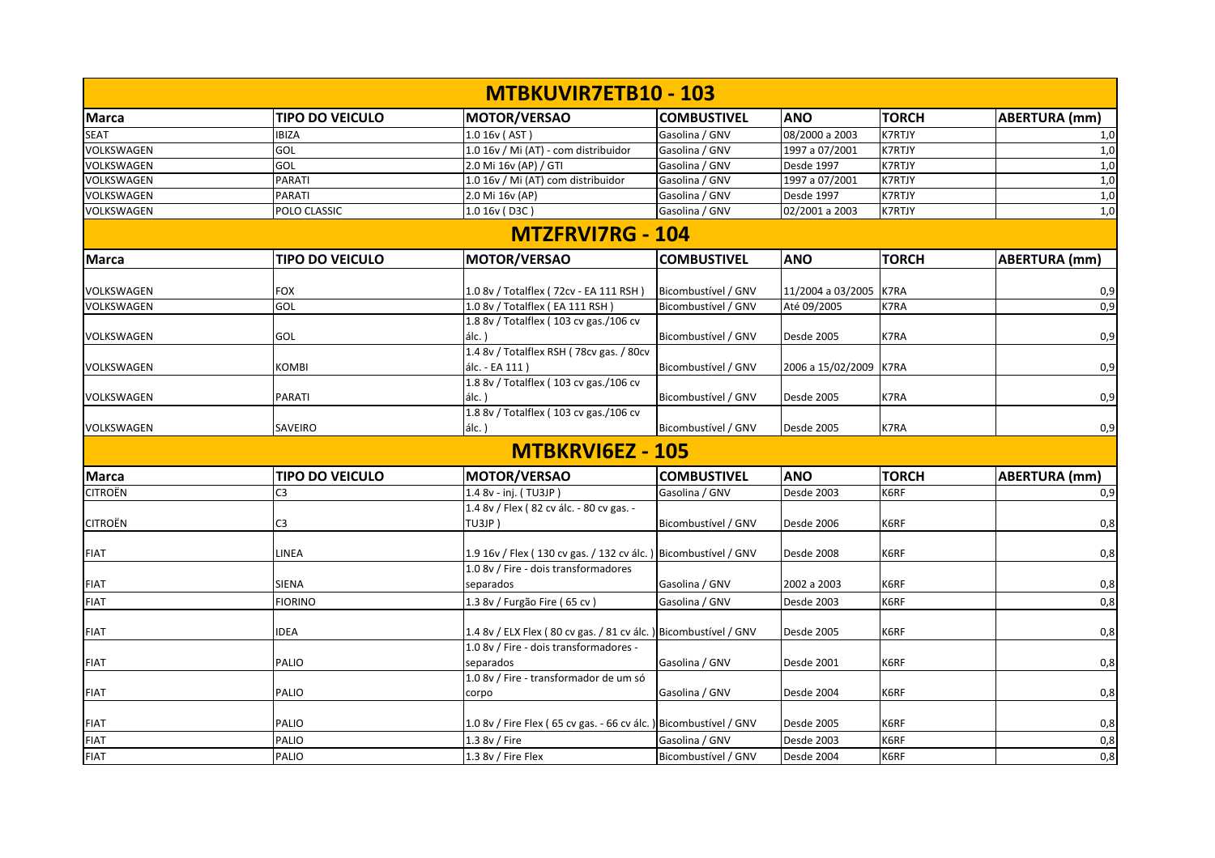## MTBKUVIR7ETB10 - 103

| Marca | TIPO DO VEICULO | MOTOR/VERSAO | COMBUSTIVEL | ANO | TORCH | ABERTURA (mm) |
|---|---|---|---|---|---|---|
| SEAT | IBIZA | 1.0 16v ( AST ) | Gasolina / GNV | 08/2000 a 2003 | K7RTJY | 1,0 |
| VOLKSWAGEN | GOL | 1.0 16v / Mi (AT) - com distribuidor | Gasolina / GNV | 1997 a 07/2001 | K7RTJY | 1,0 |
| VOLKSWAGEN | GOL | 2.0 Mi 16v (AP) / GTI | Gasolina / GNV | Desde 1997 | K7RTJY | 1,0 |
| VOLKSWAGEN | PARATI | 1.0 16v / Mi (AT) com distribuidor | Gasolina / GNV | 1997 a 07/2001 | K7RTJY | 1,0 |
| VOLKSWAGEN | PARATI | 2.0 Mi 16v (AP) | Gasolina / GNV | Desde 1997 | K7RTJY | 1,0 |
| VOLKSWAGEN | POLO CLASSIC | 1.0 16v ( D3C ) | Gasolina / GNV | 02/2001 a 2003 | K7RTJY | 1,0 |

## MTZFRVI7RG - 104

| Marca | TIPO DO VEICULO | MOTOR/VERSAO | COMBUSTIVEL | ANO | TORCH | ABERTURA (mm) |
|---|---|---|---|---|---|---|
| VOLKSWAGEN | FOX | 1.0 8v / Totalflex ( 72cv - EA 111 RSH ) | Bicombustível / GNV | 11/2004 a 03/2005 | K7RA | 0,9 |
| VOLKSWAGEN | GOL | 1.0 8v / Totalflex ( EA 111 RSH ) | Bicombustível / GNV | Até 09/2005 | K7RA | 0,9 |
| VOLKSWAGEN | GOL | 1.8 8v / Totalflex ( 103 cv gas./106 cv álc. ) | Bicombustível / GNV | Desde 2005 | K7RA | 0,9 |
| VOLKSWAGEN | KOMBI | 1.4 8v / Totalflex RSH ( 78cv gas. / 80cv álc. - EA 111 ) | Bicombustível / GNV | 2006 a 15/02/2009 | K7RA | 0,9 |
| VOLKSWAGEN | PARATI | 1.8 8v / Totalflex ( 103 cv gas./106 cv álc. ) | Bicombustível / GNV | Desde 2005 | K7RA | 0,9 |
| VOLKSWAGEN | SAVEIRO | 1.8 8v / Totalflex ( 103 cv gas./106 cv álc. ) | Bicombustível / GNV | Desde 2005 | K7RA | 0,9 |

## MTBKRVI6EZ - 105

| Marca | TIPO DO VEICULO | MOTOR/VERSAO | COMBUSTIVEL | ANO | TORCH | ABERTURA (mm) |
|---|---|---|---|---|---|---|
| CITROËN | C3 | 1.4 8v - inj. ( TU3JP ) | Gasolina / GNV | Desde 2003 | K6RF | 0,9 |
| CITROËN | C3 | 1.4 8v / Flex ( 82 cv álc. - 80 cv gas. - TU3JP ) | Bicombustível / GNV | Desde 2006 | K6RF | 0,8 |
| FIAT | LINEA | 1.9 16v / Flex ( 130 cv gas. / 132 cv álc. ) | Bicombustível / GNV | Desde 2008 | K6RF | 0,8 |
| FIAT | SIENA | 1.0 8v / Fire - dois transformadores separados | Gasolina / GNV | 2002 a 2003 | K6RF | 0,8 |
| FIAT | FIORINO | 1.3 8v / Furgão Fire ( 65 cv ) | Gasolina / GNV | Desde 2003 | K6RF | 0,8 |
| FIAT | IDEA | 1.4 8v / ELX Flex ( 80 cv gas. / 81 cv álc. ) | Bicombustível / GNV | Desde 2005 | K6RF | 0,8 |
| FIAT | PALIO | 1.0 8v / Fire - dois transformadores - separados | Gasolina / GNV | Desde 2001 | K6RF | 0,8 |
| FIAT | PALIO | 1.0 8v / Fire - transformador de um só corpo | Gasolina / GNV | Desde 2004 | K6RF | 0,8 |
| FIAT | PALIO | 1.0 8v / Fire Flex ( 65 cv gas. - 66 cv álc. ) | Bicombustível / GNV | Desde 2005 | K6RF | 0,8 |
| FIAT | PALIO | 1.3 8v / Fire | Gasolina / GNV | Desde 2003 | K6RF | 0,8 |
| FIAT | PALIO | 1.3 8v / Fire Flex | Bicombustível / GNV | Desde 2004 | K6RF | 0,8 |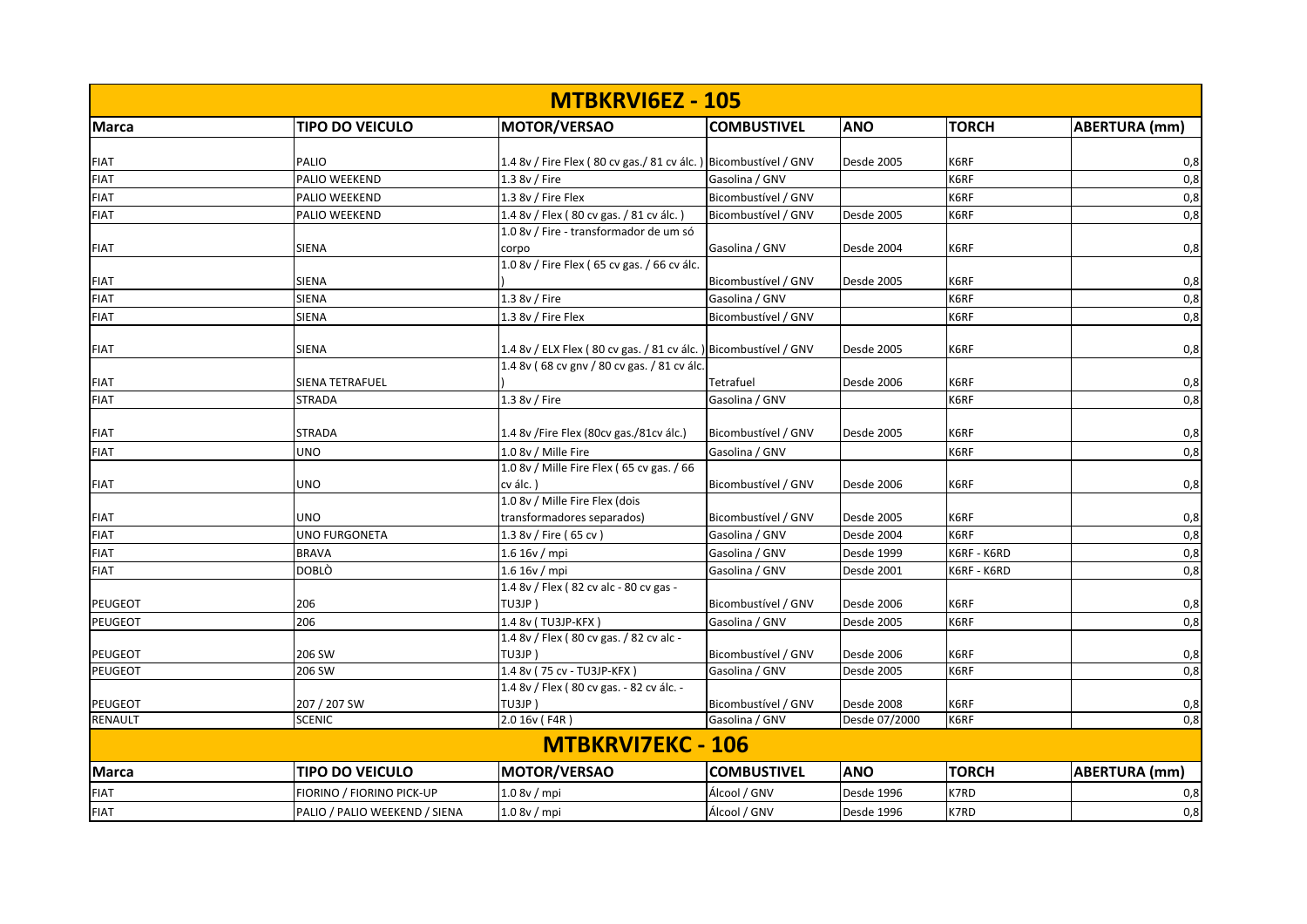## MTBKRVI6EZ - 105

| Marca | TIPO DO VEICULO | MOTOR/VERSAO | COMBUSTIVEL | ANO | TORCH | ABERTURA (mm) |
|---|---|---|---|---|---|---|
| FIAT | PALIO | 1.4 8v / Fire Flex ( 80 cv gas./ 81 cv álc. ) | Bicombustível / GNV | Desde 2005 | K6RF | 0,8 |
| FIAT | PALIO WEEKEND | 1.3 8v / Fire | Gasolina / GNV | | K6RF | 0,8 |
| FIAT | PALIO WEEKEND | 1.3 8v / Fire Flex | Bicombustível / GNV | | K6RF | 0,8 |
| FIAT | PALIO WEEKEND | 1.4 8v / Flex ( 80 cv gas. / 81 cv álc. ) | Bicombustível / GNV | Desde 2005 | K6RF | 0,8 |
| FIAT | SIENA | 1.0 8v / Fire - transformador de um só corpo | Gasolina / GNV | Desde 2004 | K6RF | 0,8 |
| FIAT | SIENA | 1.0 8v / Fire Flex ( 65 cv gas. / 66 cv álc. ) | Bicombustível / GNV | Desde 2005 | K6RF | 0,8 |
| FIAT | SIENA | 1.3 8v / Fire | Gasolina / GNV | | K6RF | 0,8 |
| FIAT | SIENA | 1.3 8v / Fire Flex | Bicombustível / GNV | | K6RF | 0,8 |
| FIAT | SIENA | 1.4 8v / ELX Flex ( 80 cv gas. / 81 cv álc. ) | Bicombustível / GNV | Desde 2005 | K6RF | 0,8 |
| FIAT | SIENA TETRAFUEL | 1.4 8v ( 68 cv gnv / 80 cv gas. / 81 cv álc. ) | Tetrafuel | Desde 2006 | K6RF | 0,8 |
| FIAT | STRADA | 1.3 8v / Fire | Gasolina / GNV | | K6RF | 0,8 |
| FIAT | STRADA | 1.4 8v /Fire Flex (80cv gas./81cv álc.) | Bicombustível / GNV | Desde 2005 | K6RF | 0,8 |
| FIAT | UNO | 1.0 8v / Mille Fire | Gasolina / GNV | | K6RF | 0,8 |
| FIAT | UNO | 1.0 8v / Mille Fire Flex ( 65 cv gas. / 66 cv álc. ) | Bicombustível / GNV | Desde 2006 | K6RF | 0,8 |
| FIAT | UNO | 1.0 8v / Mille Fire Flex (dois transformadores separados) | Bicombustível / GNV | Desde 2005 | K6RF | 0,8 |
| FIAT | UNO FURGONETA | 1.3 8v / Fire ( 65 cv ) | Gasolina / GNV | Desde 2004 | K6RF | 0,8 |
| FIAT | BRAVA | 1.6 16v / mpi | Gasolina / GNV | Desde 1999 | K6RF - K6RD | 0,8 |
| FIAT | DOBLÒ | 1.6 16v / mpi | Gasolina / GNV | Desde 2001 | K6RF - K6RD | 0,8 |
| PEUGEOT | 206 | 1.4 8v / Flex ( 82 cv alc - 80 cv gas - TU3JP ) | Bicombustível / GNV | Desde 2006 | K6RF | 0,8 |
| PEUGEOT | 206 | 1.4 8v ( TU3JP-KFX ) | Gasolina / GNV | Desde 2005 | K6RF | 0,8 |
| PEUGEOT | 206 SW | 1.4 8v / Flex ( 80 cv gas. / 82 cv alc - TU3JP ) | Bicombustível / GNV | Desde 2006 | K6RF | 0,8 |
| PEUGEOT | 206 SW | 1.4 8v ( 75 cv - TU3JP-KFX ) | Gasolina / GNV | Desde 2005 | K6RF | 0,8 |
| PEUGEOT | 207 / 207 SW | 1.4 8v / Flex ( 80 cv gas. - 82 cv álc. - TU3JP ) | Bicombustível / GNV | Desde 2008 | K6RF | 0,8 |
| RENAULT | SCENIC | 2.0 16v ( F4R ) | Gasolina / GNV | Desde 07/2000 | K6RF | 0,8 |

## MTBKRVI7EKC - 106

| Marca | TIPO DO VEICULO | MOTOR/VERSAO | COMBUSTIVEL | ANO | TORCH | ABERTURA (mm) |
|---|---|---|---|---|---|---|
| FIAT | FIORINO / FIORINO PICK-UP | 1.0 8v / mpi | Álcool / GNV | Desde 1996 | K7RD | 0,8 |
| FIAT | PALIO / PALIO WEEKEND / SIENA | 1.0 8v / mpi | Álcool / GNV | Desde 1996 | K7RD | 0,8 |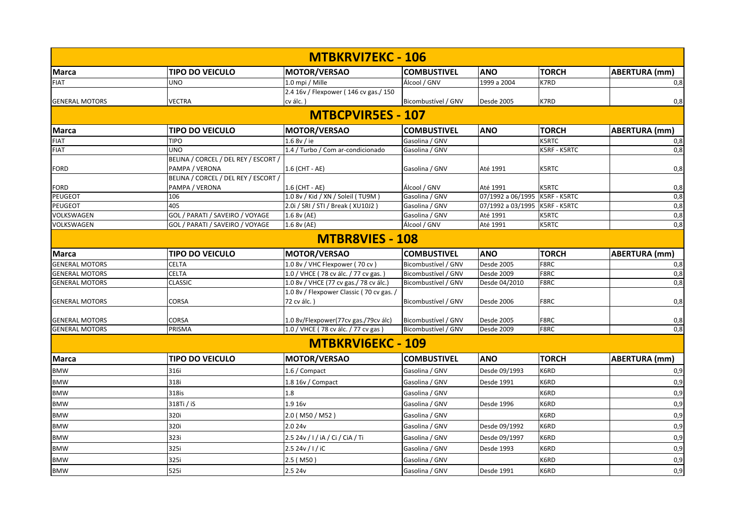## MTBKRVI7EKC - 106

| Marca | TIPO DO VEICULO | MOTOR/VERSAO | COMBUSTIVEL | ANO | TORCH | ABERTURA (mm) |
|---|---|---|---|---|---|---|
| FIAT | UNO | 1.0 mpi / Mille | Álcool / GNV | 1999 a 2004 | K7RD | 0,8 |
| GENERAL MOTORS | VECTRA | 2.4 16v / Flexpower ( 146 cv gas./ 150 cv álc. ) | Bicombustível / GNV | Desde 2005 | K7RD | 0,8 |

## MTBCPVIR5ES - 107

| Marca | TIPO DO VEICULO | MOTOR/VERSAO | COMBUSTIVEL | ANO | TORCH | ABERTURA (mm) |
|---|---|---|---|---|---|---|
| FIAT | TIPO | 1.6 8v / ie | Gasolina / GNV | | K5RTC | 0,8 |
| FIAT | UNO | 1.4 / Turbo / Com ar-condicionado | Gasolina / GNV | | K5RF - K5RTC | 0,8 |
| FORD | BELINA / CORCEL / DEL REY / ESCORT / PAMPA / VERONA | 1.6 (CHT - AE) | Gasolina / GNV | Até 1991 | K5RTC | 0,8 |
| FORD | BELINA / CORCEL / DEL REY / ESCORT / PAMPA / VERONA | 1.6 (CHT - AE) | Álcool / GNV | Até 1991 | K5RTC | 0,8 |
| PEUGEOT | 106 | 1.0 8v / Kid / XN / Soleil ( TU9M ) | Gasolina / GNV | 07/1992 a 06/1995 | K5RF - K5RTC | 0,8 |
| PEUGEOT | 405 | 2.0i / SRI / STI / Break ( XU10J2 ) | Gasolina / GNV | 07/1992 a 03/1995 | K5RF - K5RTC | 0,8 |
| VOLKSWAGEN | GOL / PARATI / SAVEIRO / VOYAGE | 1.6 8v (AE) | Gasolina / GNV | Até 1991 | K5RTC | 0,8 |
| VOLKSWAGEN | GOL / PARATI / SAVEIRO / VOYAGE | 1.6 8v (AE) | Álcool / GNV | Até 1991 | K5RTC | 0,8 |

## MTBR8VIES - 108

| Marca | TIPO DO VEICULO | MOTOR/VERSAO | COMBUSTIVEL | ANO | TORCH | ABERTURA (mm) |
|---|---|---|---|---|---|---|
| GENERAL MOTORS | CELTA | 1.0 8v / VHC Flexpower ( 70 cv ) | Bicombustível / GNV | Desde 2005 | F8RC | 0,8 |
| GENERAL MOTORS | CELTA | 1.0 / VHCE ( 78 cv álc. / 77 cv gas. ) | Bicombustível / GNV | Desde 2009 | F8RC | 0,8 |
| GENERAL MOTORS | CLASSIC | 1.0 8v / VHCE (77 cv gas./ 78 cv álc.) | Bicombustível / GNV | Desde 04/2010 | F8RC | 0,8 |
| GENERAL MOTORS | CORSA | 1.0 8v / Flexpower Classic ( 70 cv gas. / 72 cv álc. ) | Bicombustível / GNV | Desde 2006 | F8RC | 0,8 |
| GENERAL MOTORS | CORSA | 1.0 8v/Flexpower(77cv gas./79cv álc) | Bicombustível / GNV | Desde 2005 | F8RC | 0,8 |
| GENERAL MOTORS | PRISMA | 1.0 / VHCE ( 78 cv álc. / 77 cv gas ) | Bicombustível / GNV | Desde 2009 | F8RC | 0,8 |

## MTBKRVI6EKC - 109

| Marca | TIPO DO VEICULO | MOTOR/VERSAO | COMBUSTIVEL | ANO | TORCH | ABERTURA (mm) |
|---|---|---|---|---|---|---|
| BMW | 316i | 1.6 / Compact | Gasolina / GNV | Desde 09/1993 | K6RD | 0,9 |
| BMW | 318i | 1.8 16v / Compact | Gasolina / GNV | Desde 1991 | K6RD | 0,9 |
| BMW | 318is | 1.8 | Gasolina / GNV | | K6RD | 0,9 |
| BMW | 318Ti / iS | 1.9 16v | Gasolina / GNV | Desde 1996 | K6RD | 0,9 |
| BMW | 320i | 2.0 ( M50 / M52 ) | Gasolina / GNV | | K6RD | 0,9 |
| BMW | 320i | 2.0 24v | Gasolina / GNV | Desde 09/1992 | K6RD | 0,9 |
| BMW | 323i | 2.5 24v / I / iA / Ci / CiA / Ti | Gasolina / GNV | Desde 09/1997 | K6RD | 0,9 |
| BMW | 325i | 2.5 24v / I / iC | Gasolina / GNV | Desde 1993 | K6RD | 0,9 |
| BMW | 325i | 2.5 ( M50 ) | Gasolina / GNV | | K6RD | 0,9 |
| BMW | 525i | 2.5 24v | Gasolina / GNV | Desde 1991 | K6RD | 0,9 |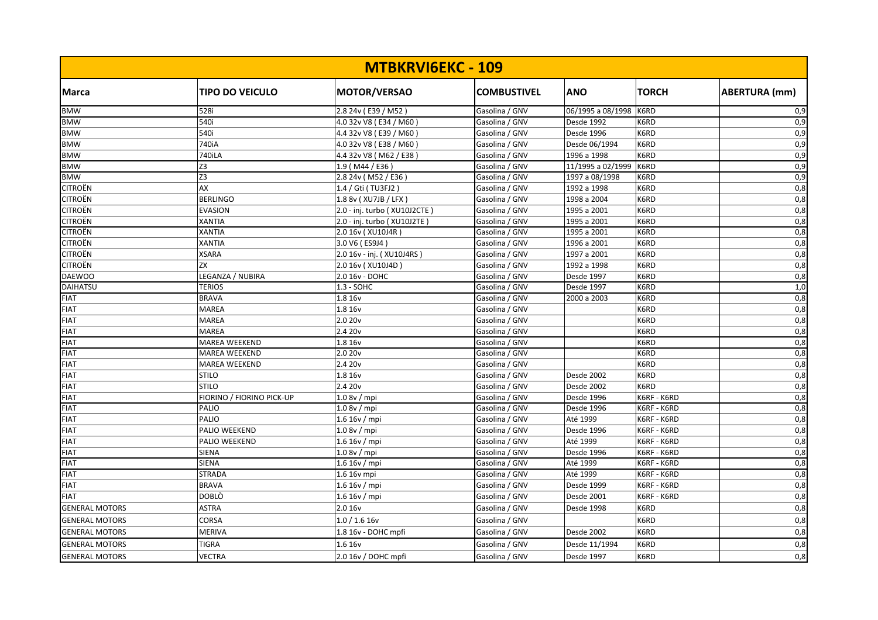| MTBKRVI6EKC - 109 | | | | | | |
|---|---|---|---|---|---|---|
| **Marca** | **TIPO DO VEICULO** | **MOTOR/VERSAO** | **COMBUSTIVEL** | **ANO** | **TORCH** | **ABERTURA (mm)** |
| BMW | 528i | 2.8 24v ( E39 / M52 ) | Gasolina / GNV | 06/1995 a 08/1998 | K6RD | 0,9 |
| BMW | 540i | 4.0 32v V8 ( E34 / M60 ) | Gasolina / GNV | Desde 1992 | K6RD | 0,9 |
| BMW | 540i | 4.4 32v V8 ( E39 / M60 ) | Gasolina / GNV | Desde 1996 | K6RD | 0,9 |
| BMW | 740iA | 4.0 32v V8 ( E38 / M60 ) | Gasolina / GNV | Desde 06/1994 | K6RD | 0,9 |
| BMW | 740iLA | 4.4 32v V8 ( M62 / E38 ) | Gasolina / GNV | 1996 a 1998 | K6RD | 0,9 |
| BMW | Z3 | 1.9 ( M44 / E36 ) | Gasolina / GNV | 11/1995 a 02/1999 | K6RD | 0,9 |
| BMW | Z3 | 2.8 24v ( M52 / E36 ) | Gasolina / GNV | 1997 a 08/1998 | K6RD | 0,9 |
| CITROËN | AX | 1.4 / Gti ( TU3FJ2 ) | Gasolina / GNV | 1992 a 1998 | K6RD | 0,8 |
| CITROËN | BERLINGO | 1.8 8v ( XU7JB / LFX ) | Gasolina / GNV | 1998 a 2004 | K6RD | 0,8 |
| CITROËN | EVASION | 2.0 - inj. turbo ( XU10J2CTE ) | Gasolina / GNV | 1995 a 2001 | K6RD | 0,8 |
| CITROËN | XANTIA | 2.0 - inj. turbo ( XU10J2TE ) | Gasolina / GNV | 1995 a 2001 | K6RD | 0,8 |
| CITROËN | XANTIA | 2.0 16v ( XU10J4R ) | Gasolina / GNV | 1995 a 2001 | K6RD | 0,8 |
| CITROËN | XANTIA | 3.0 V6 ( ES9J4 ) | Gasolina / GNV | 1996 a 2001 | K6RD | 0,8 |
| CITROËN | XSARA | 2.0 16v - inj. ( XU10J4RS ) | Gasolina / GNV | 1997 a 2001 | K6RD | 0,8 |
| CITROËN | ZX | 2.0 16v ( XU10J4D ) | Gasolina / GNV | 1992 a 1998 | K6RD | 0,8 |
| DAEWOO | LEGANZA / NUBIRA | 2.0 16v - DOHC | Gasolina / GNV | Desde 1997 | K6RD | 0,8 |
| DAIHATSU | TERIOS | 1.3 - SOHC | Gasolina / GNV | Desde 1997 | K6RD | 1,0 |
| FIAT | BRAVA | 1.8 16v | Gasolina / GNV | 2000 a 2003 | K6RD | 0,8 |
| FIAT | MAREA | 1.8 16v | Gasolina / GNV | | K6RD | 0,8 |
| FIAT | MAREA | 2.0 20v | Gasolina / GNV | | K6RD | 0,8 |
| FIAT | MAREA | 2.4 20v | Gasolina / GNV | | K6RD | 0,8 |
| FIAT | MAREA WEEKEND | 1.8 16v | Gasolina / GNV | | K6RD | 0,8 |
| FIAT | MAREA WEEKEND | 2.0 20v | Gasolina / GNV | | K6RD | 0,8 |
| FIAT | MAREA WEEKEND | 2.4 20v | Gasolina / GNV | | K6RD | 0,8 |
| FIAT | STILO | 1.8 16v | Gasolina / GNV | Desde 2002 | K6RD | 0,8 |
| FIAT | STILO | 2.4 20v | Gasolina / GNV | Desde 2002 | K6RD | 0,8 |
| FIAT | FIORINO / FIORINO PICK-UP | 1.0 8v / mpi | Gasolina / GNV | Desde 1996 | K6RF - K6RD | 0,8 |
| FIAT | PALIO | 1.0 8v / mpi | Gasolina / GNV | Desde 1996 | K6RF - K6RD | 0,8 |
| FIAT | PALIO | 1.6 16v / mpi | Gasolina / GNV | Até 1999 | K6RF - K6RD | 0,8 |
| FIAT | PALIO WEEKEND | 1.0 8v / mpi | Gasolina / GNV | Desde 1996 | K6RF - K6RD | 0,8 |
| FIAT | PALIO WEEKEND | 1.6 16v / mpi | Gasolina / GNV | Até 1999 | K6RF - K6RD | 0,8 |
| FIAT | SIENA | 1.0 8v / mpi | Gasolina / GNV | Desde 1996 | K6RF - K6RD | 0,8 |
| FIAT | SIENA | 1.6 16v / mpi | Gasolina / GNV | Até 1999 | K6RF - K6RD | 0,8 |
| FIAT | STRADA | 1.6 16v mpi | Gasolina / GNV | Até 1999 | K6RF - K6RD | 0,8 |
| FIAT | BRAVA | 1.6 16v / mpi | Gasolina / GNV | Desde 1999 | K6RF - K6RD | 0,8 |
| FIAT | DOBLÒ | 1.6 16v / mpi | Gasolina / GNV | Desde 2001 | K6RF - K6RD | 0,8 |
| GENERAL MOTORS | ASTRA | 2.0 16v | Gasolina / GNV | Desde 1998 | K6RD | 0,8 |
| GENERAL MOTORS | CORSA | 1.0 / 1.6 16v | Gasolina / GNV | | K6RD | 0,8 |
| GENERAL MOTORS | MERIVA | 1.8 16v - DOHC mpfi | Gasolina / GNV | Desde 2002 | K6RD | 0,8 |
| GENERAL MOTORS | TIGRA | 1.6 16v | Gasolina / GNV | Desde 11/1994 | K6RD | 0,8 |
| GENERAL MOTORS | VECTRA | 2.0 16v / DOHC mpfi | Gasolina / GNV | Desde 1997 | K6RD | 0,8 |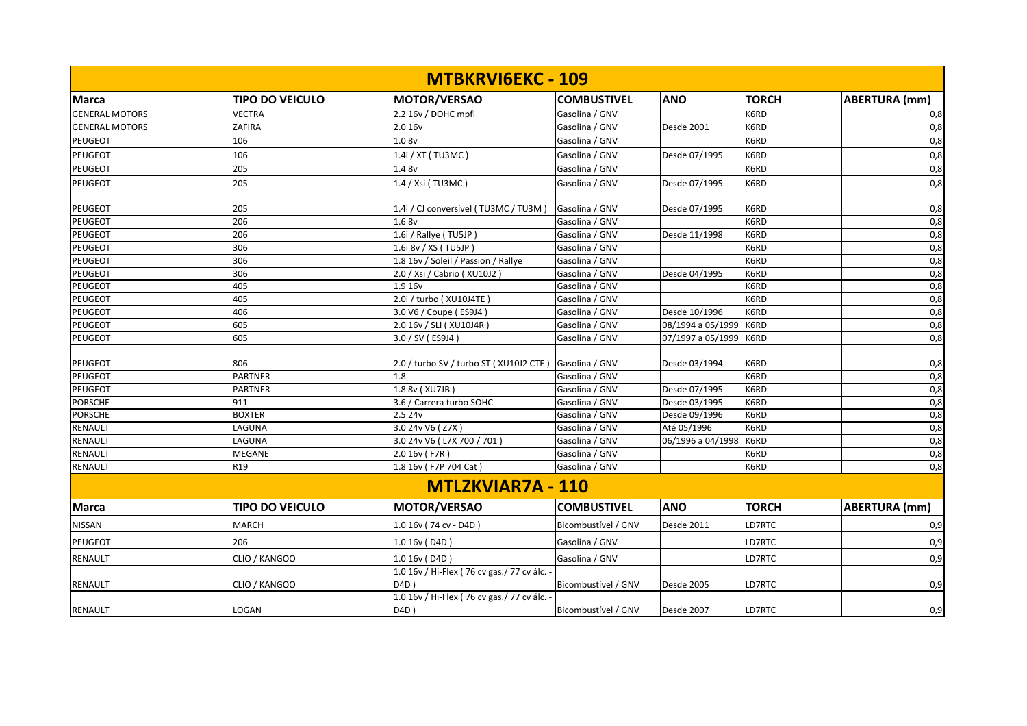## MTBKRVI6EKC - 109

| Marca | TIPO DO VEICULO | MOTOR/VERSAO | COMBUSTIVEL | ANO | TORCH | ABERTURA (mm) |
|---|---|---|---|---|---|---|
| GENERAL MOTORS | VECTRA | 2.2 16v / DOHC mpfi | Gasolina / GNV | | K6RD | 0,8 |
| GENERAL MOTORS | ZAFIRA | 2.0 16v | Gasolina / GNV | Desde 2001 | K6RD | 0,8 |
| PEUGEOT | 106 | 1.0 8v | Gasolina / GNV | | K6RD | 0,8 |
| PEUGEOT | 106 | 1.4i / XT ( TU3MC ) | Gasolina / GNV | Desde 07/1995 | K6RD | 0,8 |
| PEUGEOT | 205 | 1.4 8v | Gasolina / GNV | | K6RD | 0,8 |
| PEUGEOT | 205 | 1.4 / Xsi ( TU3MC ) | Gasolina / GNV | Desde 07/1995 | K6RD | 0,8 |
| PEUGEOT | 205 | 1.4i / CJ conversível ( TU3MC / TU3M ) | Gasolina / GNV | Desde 07/1995 | K6RD | 0,8 |
| PEUGEOT | 206 | 1.6 8v | Gasolina / GNV | | K6RD | 0,8 |
| PEUGEOT | 206 | 1.6i / Rallye ( TU5JP ) | Gasolina / GNV | Desde 11/1998 | K6RD | 0,8 |
| PEUGEOT | 306 | 1.6i 8v / XS ( TU5JP ) | Gasolina / GNV | | K6RD | 0,8 |
| PEUGEOT | 306 | 1.8 16v / Soleil / Passion / Rallye | Gasolina / GNV | | K6RD | 0,8 |
| PEUGEOT | 306 | 2.0 / Xsi / Cabrio ( XU10J2 ) | Gasolina / GNV | Desde 04/1995 | K6RD | 0,8 |
| PEUGEOT | 405 | 1.9 16v | Gasolina / GNV | | K6RD | 0,8 |
| PEUGEOT | 405 | 2.0i / turbo ( XU10J4TE ) | Gasolina / GNV | | K6RD | 0,8 |
| PEUGEOT | 406 | 3.0 V6 / Coupe ( ES9J4 ) | Gasolina / GNV | Desde 10/1996 | K6RD | 0,8 |
| PEUGEOT | 605 | 2.0 16v / SLI ( XU10J4R ) | Gasolina / GNV | 08/1994 a 05/1999 | K6RD | 0,8 |
| PEUGEOT | 605 | 3.0 / SV ( ES9J4 ) | Gasolina / GNV | 07/1997 a 05/1999 | K6RD | 0,8 |
| PEUGEOT | 806 | 2.0 / turbo SV / turbo ST ( XU10J2 CTE ) | Gasolina / GNV | Desde 03/1994 | K6RD | 0,8 |
| PEUGEOT | PARTNER | 1.8 | Gasolina / GNV | | K6RD | 0,8 |
| PEUGEOT | PARTNER | 1.8 8v ( XU7JB ) | Gasolina / GNV | Desde 07/1995 | K6RD | 0,8 |
| PORSCHE | 911 | 3.6 / Carrera turbo SOHC | Gasolina / GNV | Desde 03/1995 | K6RD | 0,8 |
| PORSCHE | BOXTER | 2.5 24v | Gasolina / GNV | Desde 09/1996 | K6RD | 0,8 |
| RENAULT | LAGUNA | 3.0 24v V6 ( Z7X ) | Gasolina / GNV | Até 05/1996 | K6RD | 0,8 |
| RENAULT | LAGUNA | 3.0 24v V6 ( L7X 700 / 701 ) | Gasolina / GNV | 06/1996 a 04/1998 | K6RD | 0,8 |
| RENAULT | MEGANE | 2.0 16v ( F7R ) | Gasolina / GNV | | K6RD | 0,8 |
| RENAULT | R19 | 1.8 16v ( F7P 704 Cat ) | Gasolina / GNV | | K6RD | 0,8 |

## MTLZKVIAR7A - 110

| Marca | TIPO DO VEICULO | MOTOR/VERSAO | COMBUSTIVEL | ANO | TORCH | ABERTURA (mm) |
|---|---|---|---|---|---|---|
| NISSAN | MARCH | 1.0 16v ( 74 cv - D4D ) | Bicombustível / GNV | Desde 2011 | LD7RTC | 0,9 |
| PEUGEOT | 206 | 1.0 16v ( D4D ) | Gasolina / GNV | | LD7RTC | 0,9 |
| RENAULT | CLIO / KANGOO | 1.0 16v ( D4D ) | Gasolina / GNV | | LD7RTC | 0,9 |
| RENAULT | CLIO / KANGOO | 1.0 16v / Hi-Flex ( 76 cv gas./ 77 cv álc. - D4D ) | Bicombustível / GNV | Desde 2005 | LD7RTC | 0,9 |
| RENAULT | LOGAN | 1.0 16v / Hi-Flex ( 76 cv gas./ 77 cv álc. - D4D ) | Bicombustível / GNV | Desde 2007 | LD7RTC | 0,9 |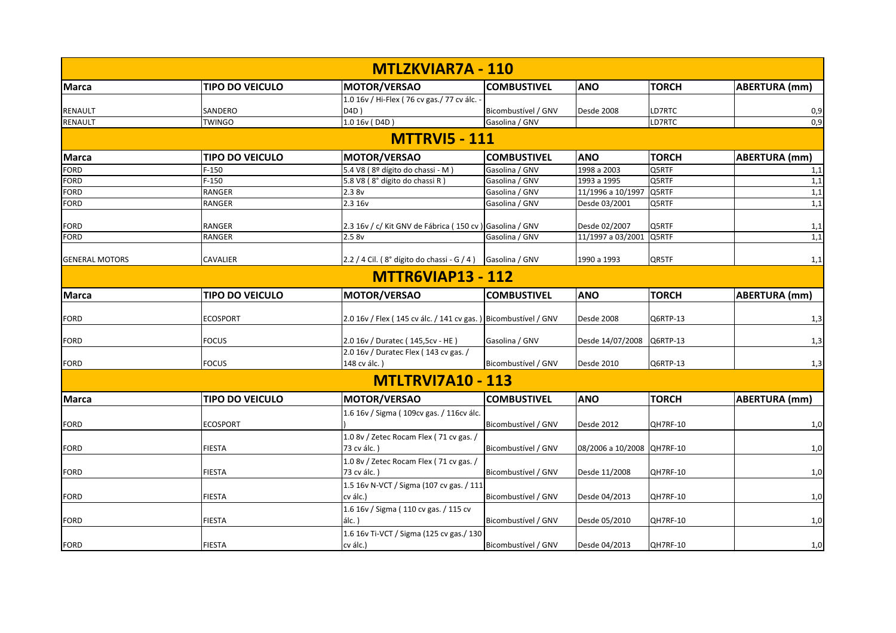## MTLZKVIAR7A - 110

| Marca | TIPO DO VEICULO | MOTOR/VERSAO | COMBUSTIVEL | ANO | TORCH | ABERTURA (mm) |
|---|---|---|---|---|---|---|
| RENAULT | SANDERO | 1.0 16v / Hi-Flex ( 76 cv gas./ 77 cv álc. - D4D ) | Bicombustível / GNV | Desde 2008 | LD7RTC | 0,9 |
| RENAULT | TWINGO | 1.0 16v ( D4D ) | Gasolina / GNV | | LD7RTC | 0,9 |

## MTTRVI5 - 111

| Marca | TIPO DO VEICULO | MOTOR/VERSAO | COMBUSTIVEL | ANO | TORCH | ABERTURA (mm) |
|---|---|---|---|---|---|---|
| FORD | F-150 | 5.4 V8 ( 8º dígito do chassi - M ) | Gasolina / GNV | 1998 a 2003 | Q5RTF | 1,1 |
| FORD | F-150 | 5.8 V8 ( 8° dígito do chassi R ) | Gasolina / GNV | 1993 a 1995 | Q5RTF | 1,1 |
| FORD | RANGER | 2.3 8v | Gasolina / GNV | 11/1996 a 10/1997 | Q5RTF | 1,1 |
| FORD | RANGER | 2.3 16v | Gasolina / GNV | Desde 03/2001 | Q5RTF | 1,1 |
| FORD | RANGER | 2.3 16v / c/ Kit GNV de Fábrica ( 150 cv ) | Gasolina / GNV | Desde 02/2007 | Q5RTF | 1,1 |
| FORD | RANGER | 2.5 8v | Gasolina / GNV | 11/1997 a 03/2001 | Q5RTF | 1,1 |
| GENERAL MOTORS | CAVALIER | 2.2 / 4 Cil. ( 8° dígito do chassi - G / 4 ) | Gasolina / GNV | 1990 a 1993 | QR5TF | 1,1 |

## MTTR6VIAP13 - 112

| Marca | TIPO DO VEICULO | MOTOR/VERSAO | COMBUSTIVEL | ANO | TORCH | ABERTURA (mm) |
|---|---|---|---|---|---|---|
| FORD | ECOSPORT | 2.0 16v / Flex ( 145 cv álc. / 141 cv gas. ) | Bicombustível / GNV | Desde 2008 | Q6RTP-13 | 1,3 |
| FORD | FOCUS | 2.0 16v / Duratec ( 145,5cv - HE ) | Gasolina / GNV | Desde 14/07/2008 | Q6RTP-13 | 1,3 |
| FORD | FOCUS | 2.0 16v / Duratec Flex ( 143 cv gas. / 148 cv álc. ) | Bicombustível / GNV | Desde 2010 | Q6RTP-13 | 1,3 |

## MTLTRVI7A10 - 113

| Marca | TIPO DO VEICULO | MOTOR/VERSAO | COMBUSTIVEL | ANO | TORCH | ABERTURA (mm) |
|---|---|---|---|---|---|---|
| FORD | ECOSPORT | 1.6 16v / Sigma ( 109cv gas. / 116cv álc. ) | Bicombustível / GNV | Desde 2012 | QH7RF-10 | 1,0 |
| FORD | FIESTA | 1.0 8v / Zetec Rocam Flex ( 71 cv gas. / 73 cv álc. ) | Bicombustível / GNV | 08/2006 a 10/2008 | QH7RF-10 | 1,0 |
| FORD | FIESTA | 1.0 8v / Zetec Rocam Flex ( 71 cv gas. / 73 cv álc. ) | Bicombustível / GNV | Desde 11/2008 | QH7RF-10 | 1,0 |
| FORD | FIESTA | 1.5 16v N-VCT / Sigma (107 cv gas. / 111 cv álc.) | Bicombustível / GNV | Desde 04/2013 | QH7RF-10 | 1,0 |
| FORD | FIESTA | 1.6 16v / Sigma ( 110 cv gas. / 115 cv álc. ) | Bicombustível / GNV | Desde 05/2010 | QH7RF-10 | 1,0 |
| FORD | FIESTA | 1.6 16v Ti-VCT / Sigma (125 cv gas./ 130 cv álc.) | Bicombustível / GNV | Desde 04/2013 | QH7RF-10 | 1,0 |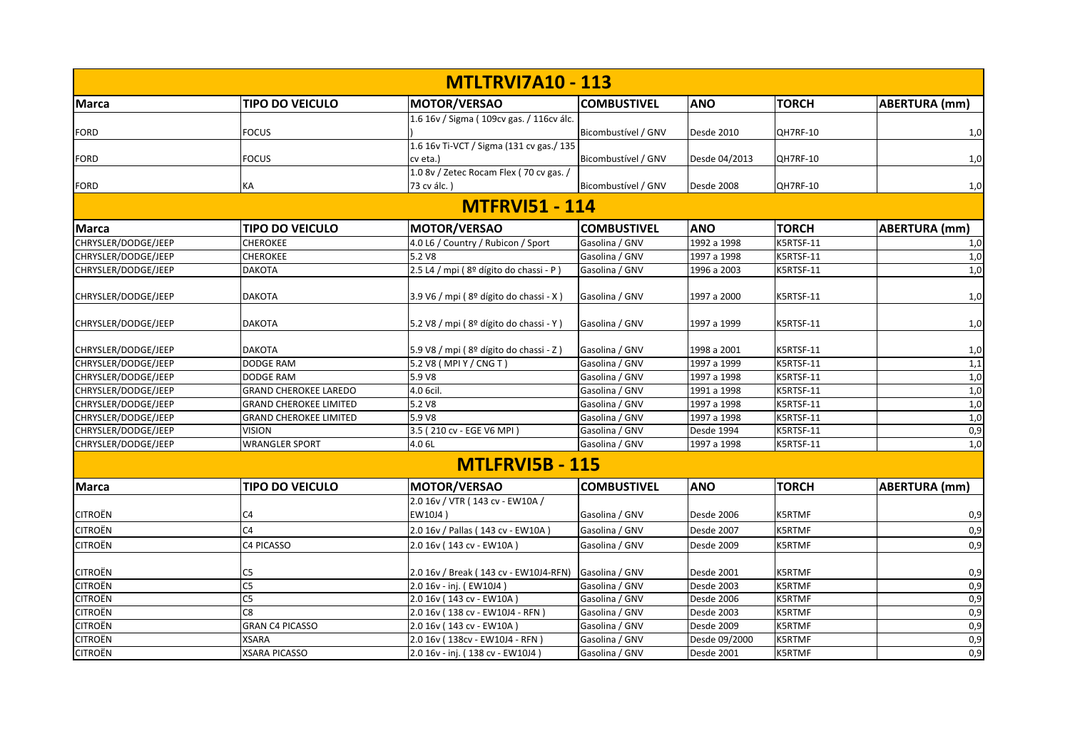## MTLTRVI7A10 - 113

| Marca | TIPO DO VEICULO | MOTOR/VERSAO | COMBUSTIVEL | ANO | TORCH | ABERTURA (mm) |
|---|---|---|---|---|---|---|
| FORD | FOCUS | 1.6 16v / Sigma ( 109cv gas. / 116cv álc. ) | Bicombustível / GNV | Desde 2010 | QH7RF-10 | 1,0 |
| FORD | FOCUS | 1.6 16v Ti-VCT / Sigma (131 cv gas./ 135 cv eta.) | Bicombustível / GNV | Desde 04/2013 | QH7RF-10 | 1,0 |
| FORD | KA | 1.0 8v / Zetec Rocam Flex ( 70 cv gas. / 73 cv álc. ) | Bicombustível / GNV | Desde 2008 | QH7RF-10 | 1,0 |

## MTFRVI51 - 114

| Marca | TIPO DO VEICULO | MOTOR/VERSAO | COMBUSTIVEL | ANO | TORCH | ABERTURA (mm) |
|---|---|---|---|---|---|---|
| CHRYSLER/DODGE/JEEP | CHEROKEE | 4.0 L6 / Country / Rubicon / Sport | Gasolina / GNV | 1992 a 1998 | K5RTSF-11 | 1,0 |
| CHRYSLER/DODGE/JEEP | CHEROKEE | 5.2 V8 | Gasolina / GNV | 1997 a 1998 | K5RTSF-11 | 1,0 |
| CHRYSLER/DODGE/JEEP | DAKOTA | 2.5 L4 / mpi ( 8º dígito do chassi - P ) | Gasolina / GNV | 1996 a 2003 | K5RTSF-11 | 1,0 |
| CHRYSLER/DODGE/JEEP | DAKOTA | 3.9 V6 / mpi ( 8º dígito do chassi - X ) | Gasolina / GNV | 1997 a 2000 | K5RTSF-11 | 1,0 |
| CHRYSLER/DODGE/JEEP | DAKOTA | 5.2 V8 / mpi ( 8º dígito do chassi - Y ) | Gasolina / GNV | 1997 a 1999 | K5RTSF-11 | 1,0 |
| CHRYSLER/DODGE/JEEP | DAKOTA | 5.9 V8 / mpi ( 8º dígito do chassi - Z ) | Gasolina / GNV | 1998 a 2001 | K5RTSF-11 | 1,0 |
| CHRYSLER/DODGE/JEEP | DODGE RAM | 5.2 V8 ( MPI Y / CNG T ) | Gasolina / GNV | 1997 a 1999 | K5RTSF-11 | 1,1 |
| CHRYSLER/DODGE/JEEP | DODGE RAM | 5.9 V8 | Gasolina / GNV | 1997 a 1998 | K5RTSF-11 | 1,0 |
| CHRYSLER/DODGE/JEEP | GRAND CHEROKEE LAREDO | 4.0 6cil. | Gasolina / GNV | 1991 a 1998 | K5RTSF-11 | 1,0 |
| CHRYSLER/DODGE/JEEP | GRAND CHEROKEE LIMITED | 5.2 V8 | Gasolina / GNV | 1997 a 1998 | K5RTSF-11 | 1,0 |
| CHRYSLER/DODGE/JEEP | GRAND CHEROKEE LIMITED | 5.9 V8 | Gasolina / GNV | 1997 a 1998 | K5RTSF-11 | 1,0 |
| CHRYSLER/DODGE/JEEP | VISION | 3.5 ( 210 cv - EGE V6 MPI ) | Gasolina / GNV | Desde 1994 | K5RTSF-11 | 0,9 |
| CHRYSLER/DODGE/JEEP | WRANGLER SPORT | 4.0 6L | Gasolina / GNV | 1997 a 1998 | K5RTSF-11 | 1,0 |

## MTLFRVI5B - 115

| Marca | TIPO DO VEICULO | MOTOR/VERSAO | COMBUSTIVEL | ANO | TORCH | ABERTURA (mm) |
|---|---|---|---|---|---|---|
| CITROËN | C4 | 2.0 16v / VTR ( 143 cv - EW10A / EW10J4 ) | Gasolina / GNV | Desde 2006 | K5RTMF | 0,9 |
| CITROËN | C4 | 2.0 16v / Pallas ( 143 cv - EW10A ) | Gasolina / GNV | Desde 2007 | K5RTMF | 0,9 |
| CITROËN | C4 PICASSO | 2.0 16v ( 143 cv - EW10A ) | Gasolina / GNV | Desde 2009 | K5RTMF | 0,9 |
| CITROËN | C5 | 2.0 16v / Break ( 143 cv - EW10J4-RFN) | Gasolina / GNV | Desde 2001 | K5RTMF | 0,9 |
| CITROËN | C5 | 2.0 16v - inj. ( EW10J4 ) | Gasolina / GNV | Desde 2003 | K5RTMF | 0,9 |
| CITROËN | C5 | 2.0 16v ( 143 cv - EW10A ) | Gasolina / GNV | Desde 2006 | K5RTMF | 0,9 |
| CITROËN | C8 | 2.0 16v ( 138 cv - EW10J4 - RFN ) | Gasolina / GNV | Desde 2003 | K5RTMF | 0,9 |
| CITROËN | GRAN C4 PICASSO | 2.0 16v ( 143 cv - EW10A ) | Gasolina / GNV | Desde 2009 | K5RTMF | 0,9 |
| CITROËN | XSARA | 2.0 16v ( 138cv - EW10J4 - RFN ) | Gasolina / GNV | Desde 09/2000 | K5RTMF | 0,9 |
| CITROËN | XSARA PICASSO | 2.0 16v - inj. ( 138 cv - EW10J4 ) | Gasolina / GNV | Desde 2001 | K5RTMF | 0,9 |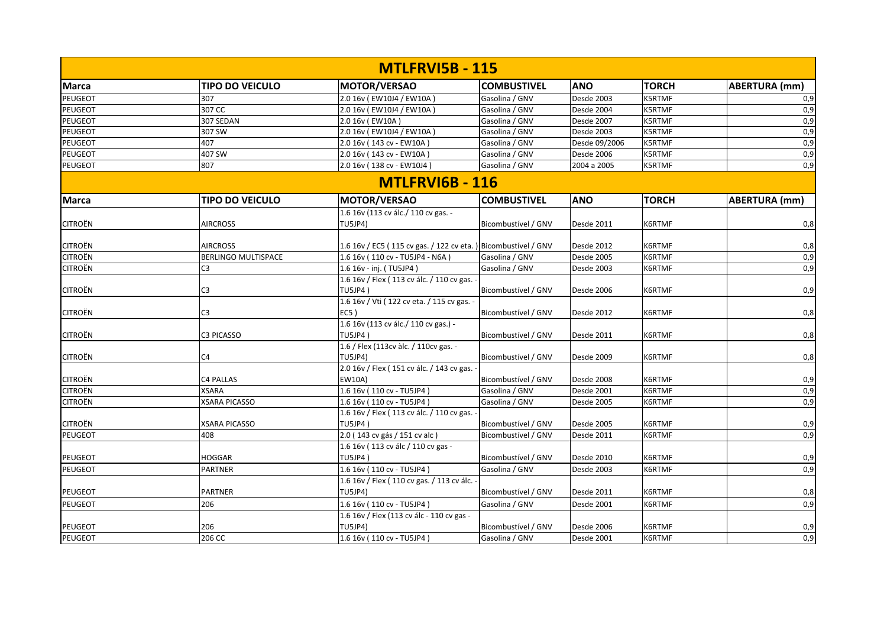## MTLFRVI5B - 115

| Marca | TIPO DO VEICULO | MOTOR/VERSAO | COMBUSTIVEL | ANO | TORCH | ABERTURA (mm) |
|---|---|---|---|---|---|---|
| PEUGEOT | 307 | 2.0 16v ( EW10J4 / EW10A ) | Gasolina / GNV | Desde 2003 | K5RTMF | 0,9 |
| PEUGEOT | 307 CC | 2.0 16v ( EW10J4 / EW10A ) | Gasolina / GNV | Desde 2004 | K5RTMF | 0,9 |
| PEUGEOT | 307 SEDAN | 2.0 16v ( EW10A ) | Gasolina / GNV | Desde 2007 | K5RTMF | 0,9 |
| PEUGEOT | 307 SW | 2.0 16v ( EW10J4 / EW10A ) | Gasolina / GNV | Desde 2003 | K5RTMF | 0,9 |
| PEUGEOT | 407 | 2.0 16v ( 143 cv - EW10A ) | Gasolina / GNV | Desde 09/2006 | K5RTMF | 0,9 |
| PEUGEOT | 407 SW | 2.0 16v ( 143 cv - EW10A ) | Gasolina / GNV | Desde 2006 | K5RTMF | 0,9 |
| PEUGEOT | 807 | 2.0 16v ( 138 cv - EW10J4 ) | Gasolina / GNV | 2004 a 2005 | K5RTMF | 0,9 |

## MTLFRVI6B - 116

| Marca | TIPO DO VEICULO | MOTOR/VERSAO | COMBUSTIVEL | ANO | TORCH | ABERTURA (mm) |
|---|---|---|---|---|---|---|
| CITROËN | AIRCROSS | 1.6 16v (113 cv álc./ 110 cv gas. - TU5JP4) | Bicombustível / GNV | Desde 2011 | K6RTMF | 0,8 |
| CITROËN | AIRCROSS | 1.6 16v / EC5 ( 115 cv gas. / 122 cv eta. ) | Bicombustível / GNV | Desde 2012 | K6RTMF | 0,8 |
| CITROËN | BERLINGO MULTISPACE | 1.6 16v ( 110 cv - TU5JP4 - N6A ) | Gasolina / GNV | Desde 2005 | K6RTMF | 0,9 |
| CITROËN | C3 | 1.6 16v - inj. ( TU5JP4 ) | Gasolina / GNV | Desde 2003 | K6RTMF | 0,9 |
| CITROËN | C3 | 1.6 16v / Flex ( 113 cv álc. / 110 cv gas. - TU5JP4 ) | Bicombustível / GNV | Desde 2006 | K6RTMF | 0,9 |
| CITROËN | C3 | 1.6 16v / Vti ( 122 cv eta. / 115 cv gas. - EC5 ) | Bicombustível / GNV | Desde 2012 | K6RTMF | 0,8 |
| CITROËN | C3 PICASSO | 1.6 16v (113 cv álc./ 110 cv gas.) - TU5JP4 ) | Bicombustível / GNV | Desde 2011 | K6RTMF | 0,8 |
| CITROËN | C4 | 1.6 / Flex (113cv àlc. / 110cv gas. - TU5JP4) | Bicombustível / GNV | Desde 2009 | K6RTMF | 0,8 |
| CITROËN | C4 PALLAS | 2.0 16v / Flex ( 151 cv álc. / 143 cv gas. - EW10A) | Bicombustível / GNV | Desde 2008 | K6RTMF | 0,9 |
| CITROËN | XSARA | 1.6 16v ( 110 cv - TU5JP4 ) | Gasolina / GNV | Desde 2001 | K6RTMF | 0,9 |
| CITROËN | XSARA PICASSO | 1.6 16v ( 110 cv - TU5JP4 ) | Gasolina / GNV | Desde 2005 | K6RTMF | 0,9 |
| CITROËN | XSARA PICASSO | 1.6 16v / Flex ( 113 cv álc. / 110 cv gas. - TU5JP4 ) | Bicombustível / GNV | Desde 2005 | K6RTMF | 0,9 |
| PEUGEOT | 408 | 2.0 ( 143 cv gás / 151 cv alc ) | Bicombustível / GNV | Desde 2011 | K6RTMF | 0,9 |
| PEUGEOT | HOGGAR | 1.6 16v ( 113 cv álc / 110 cv gas - TU5JP4 ) | Bicombustível / GNV | Desde 2010 | K6RTMF | 0,9 |
| PEUGEOT | PARTNER | 1.6 16v ( 110 cv - TU5JP4 ) | Gasolina / GNV | Desde 2003 | K6RTMF | 0,9 |
| PEUGEOT | PARTNER | 1.6 16v / Flex ( 110 cv gas. / 113 cv álc. - TU5JP4) | Bicombustível / GNV | Desde 2011 | K6RTMF | 0,8 |
| PEUGEOT | 206 | 1.6 16v ( 110 cv - TU5JP4 ) | Gasolina / GNV | Desde 2001 | K6RTMF | 0,9 |
| PEUGEOT | 206 | 1.6 16v / Flex (113 cv álc - 110 cv gas - TU5JP4) | Bicombustível / GNV | Desde 2006 | K6RTMF | 0,9 |
| PEUGEOT | 206 CC | 1.6 16v ( 110 cv - TU5JP4 ) | Gasolina / GNV | Desde 2001 | K6RTMF | 0,9 |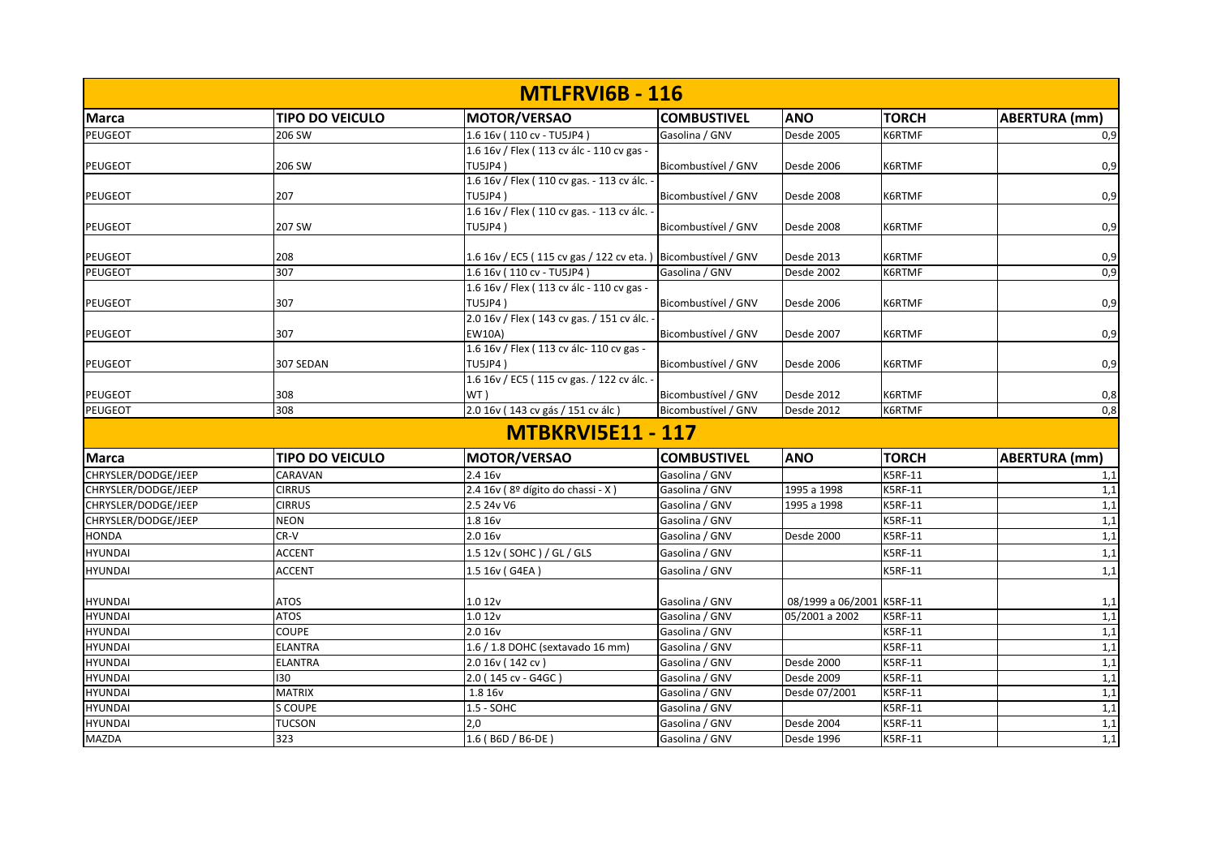## MTLFRVI6B - 116

| Marca | TIPO DO VEICULO | MOTOR/VERSAO | COMBUSTIVEL | ANO | TORCH | ABERTURA (mm) |
|---|---|---|---|---|---|---|
| PEUGEOT | 206 SW | 1.6 16v ( 110 cv - TU5JP4 ) | Gasolina / GNV | Desde 2005 | K6RTMF | 0,9 |
| PEUGEOT | 206 SW | 1.6 16v / Flex ( 113 cv álc - 110 cv gas - TU5JP4 ) | Bicombustível / GNV | Desde 2006 | K6RTMF | 0,9 |
| PEUGEOT | 207 | 1.6 16v / Flex ( 110 cv gas. - 113 cv álc. - TU5JP4 ) | Bicombustível / GNV | Desde 2008 | K6RTMF | 0,9 |
| PEUGEOT | 207 SW | 1.6 16v / Flex ( 110 cv gas. - 113 cv álc. - TU5JP4 ) | Bicombustível / GNV | Desde 2008 | K6RTMF | 0,9 |
| PEUGEOT | 208 | 1.6 16v / EC5 ( 115 cv gas / 122 cv eta. ) | Bicombustível / GNV | Desde 2013 | K6RTMF | 0,9 |
| PEUGEOT | 307 | 1.6 16v ( 110 cv - TU5JP4 ) | Gasolina / GNV | Desde 2002 | K6RTMF | 0,9 |
| PEUGEOT | 307 | 1.6 16v / Flex ( 113 cv álc - 110 cv gas - TU5JP4 ) | Bicombustível / GNV | Desde 2006 | K6RTMF | 0,9 |
| PEUGEOT | 307 | 2.0 16v / Flex ( 143 cv gas. / 151 cv álc. - EW10A) | Bicombustível / GNV | Desde 2007 | K6RTMF | 0,9 |
| PEUGEOT | 307 SEDAN | 1.6 16v / Flex ( 113 cv álc- 110 cv gas - TU5JP4 ) | Bicombustível / GNV | Desde 2006 | K6RTMF | 0,9 |
| PEUGEOT | 308 | 1.6 16v / EC5 ( 115 cv gas. / 122 cv álc. - WT ) | Bicombustível / GNV | Desde 2012 | K6RTMF | 0,8 |
| PEUGEOT | 308 | 2.0 16v ( 143 cv gás / 151 cv álc ) | Bicombustível / GNV | Desde 2012 | K6RTMF | 0,8 |

## MTBKRVI5E11 - 117

| Marca | TIPO DO VEICULO | MOTOR/VERSAO | COMBUSTIVEL | ANO | TORCH | ABERTURA (mm) |
|---|---|---|---|---|---|---|
| CHRYSLER/DODGE/JEEP | CARAVAN | 2.4 16v | Gasolina / GNV | | K5RF-11 | 1,1 |
| CHRYSLER/DODGE/JEEP | CIRRUS | 2.4 16v ( 8º dígito do chassi - X ) | Gasolina / GNV | 1995 a 1998 | K5RF-11 | 1,1 |
| CHRYSLER/DODGE/JEEP | CIRRUS | 2.5 24v V6 | Gasolina / GNV | 1995 a 1998 | K5RF-11 | 1,1 |
| CHRYSLER/DODGE/JEEP | NEON | 1.8 16v | Gasolina / GNV | | K5RF-11 | 1,1 |
| HONDA | CR-V | 2.0 16v | Gasolina / GNV | Desde 2000 | K5RF-11 | 1,1 |
| HYUNDAI | ACCENT | 1.5 12v ( SOHC ) / GL / GLS | Gasolina / GNV | | K5RF-11 | 1,1 |
| HYUNDAI | ACCENT | 1.5 16v ( G4EA ) | Gasolina / GNV | | K5RF-11 | 1,1 |
| HYUNDAI | ATOS | 1.0 12v | Gasolina / GNV | 08/1999 a 06/2001 | K5RF-11 | 1,1 |
| HYUNDAI | ATOS | 1.0 12v | Gasolina / GNV | 05/2001 a 2002 | K5RF-11 | 1,1 |
| HYUNDAI | COUPE | 2.0 16v | Gasolina / GNV | | K5RF-11 | 1,1 |
| HYUNDAI | ELANTRA | 1.6 / 1.8 DOHC (sextavado 16 mm) | Gasolina / GNV | | K5RF-11 | 1,1 |
| HYUNDAI | ELANTRA | 2.0 16v ( 142 cv ) | Gasolina / GNV | Desde 2000 | K5RF-11 | 1,1 |
| HYUNDAI | I30 | 2.0 ( 145 cv - G4GC ) | Gasolina / GNV | Desde 2009 | K5RF-11 | 1,1 |
| HYUNDAI | MATRIX | 1.8 16v | Gasolina / GNV | Desde 07/2001 | K5RF-11 | 1,1 |
| HYUNDAI | S COUPE | 1.5 - SOHC | Gasolina / GNV | | K5RF-11 | 1,1 |
| HYUNDAI | TUCSON | 2,0 | Gasolina / GNV | Desde 2004 | K5RF-11 | 1,1 |
| MAZDA | 323 | 1.6 ( B6D / B6-DE ) | Gasolina / GNV | Desde 1996 | K5RF-11 | 1,1 |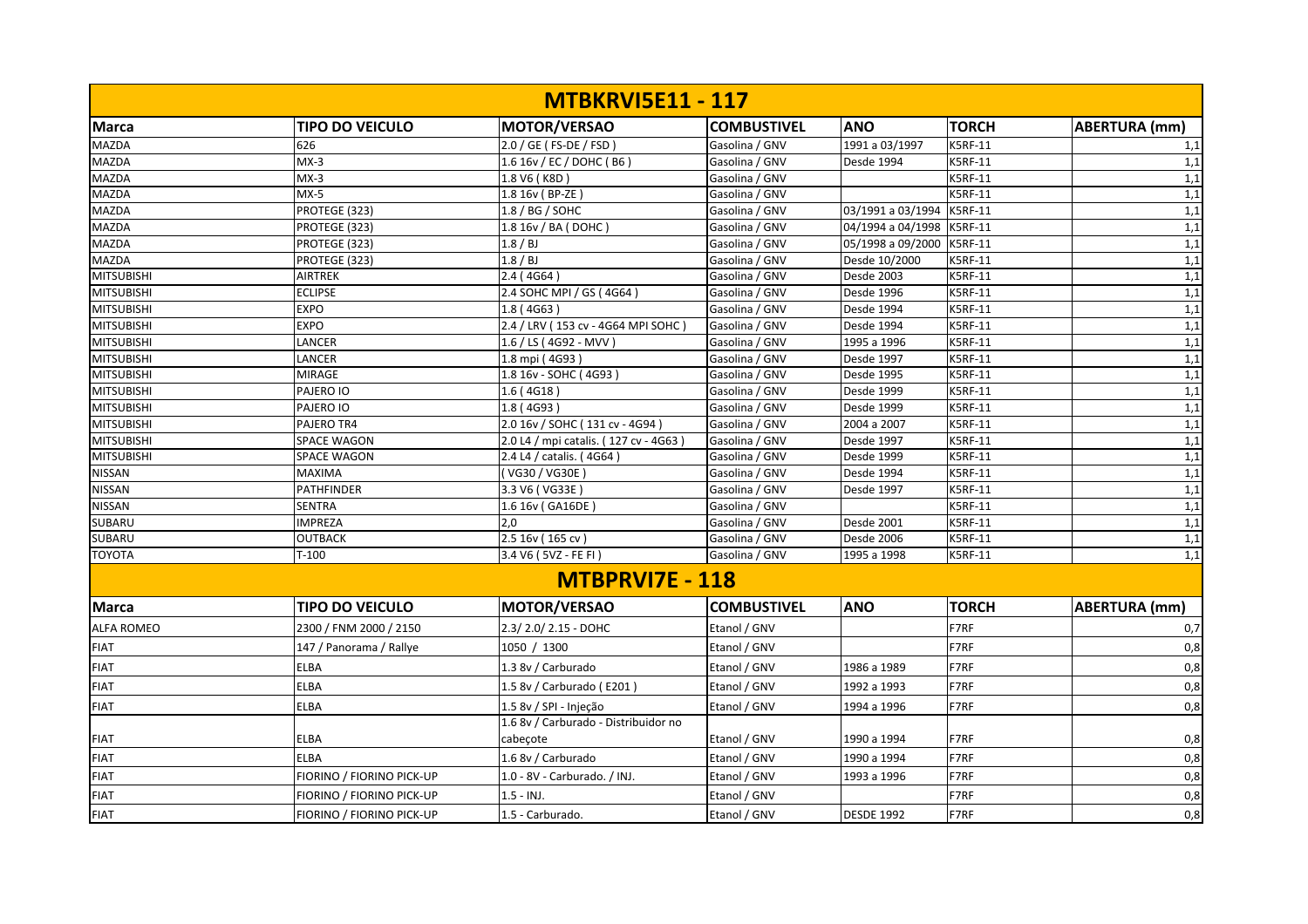## MTBKRVI5E11 - 117

| Marca | TIPO DO VEICULO | MOTOR/VERSAO | COMBUSTIVEL | ANO | TORCH | ABERTURA (mm) |
|---|---|---|---|---|---|---|
| MAZDA | 626 | 2.0 / GE ( FS-DE / FSD ) | Gasolina / GNV | 1991 a 03/1997 | K5RF-11 | 1,1 |
| MAZDA | MX-3 | 1.6 16v / EC / DOHC ( B6 ) | Gasolina / GNV | Desde 1994 | K5RF-11 | 1,1 |
| MAZDA | MX-3 | 1.8 V6 ( K8D ) | Gasolina / GNV | | K5RF-11 | 1,1 |
| MAZDA | MX-5 | 1.8 16v ( BP-ZE ) | Gasolina / GNV | | K5RF-11 | 1,1 |
| MAZDA | PROTEGE (323) | 1.8 / BG / SOHC | Gasolina / GNV | 03/1991 a 03/1994 | K5RF-11 | 1,1 |
| MAZDA | PROTEGE (323) | 1.8 16v / BA ( DOHC ) | Gasolina / GNV | 04/1994 a 04/1998 | K5RF-11 | 1,1 |
| MAZDA | PROTEGE (323) | 1.8 / BJ | Gasolina / GNV | 05/1998 a 09/2000 | K5RF-11 | 1,1 |
| MAZDA | PROTEGE (323) | 1.8 / BJ | Gasolina / GNV | Desde 10/2000 | K5RF-11 | 1,1 |
| MITSUBISHI | AIRTREK | 2.4 ( 4G64 ) | Gasolina / GNV | Desde 2003 | K5RF-11 | 1,1 |
| MITSUBISHI | ECLIPSE | 2.4 SOHC MPI / GS ( 4G64 ) | Gasolina / GNV | Desde 1996 | K5RF-11 | 1,1 |
| MITSUBISHI | EXPO | 1.8 ( 4G63 ) | Gasolina / GNV | Desde 1994 | K5RF-11 | 1,1 |
| MITSUBISHI | EXPO | 2.4 / LRV ( 153 cv - 4G64 MPI SOHC ) | Gasolina / GNV | Desde 1994 | K5RF-11 | 1,1 |
| MITSUBISHI | LANCER | 1.6 / LS ( 4G92 - MVV ) | Gasolina / GNV | 1995 a 1996 | K5RF-11 | 1,1 |
| MITSUBISHI | LANCER | 1.8 mpi ( 4G93 ) | Gasolina / GNV | Desde 1997 | K5RF-11 | 1,1 |
| MITSUBISHI | MIRAGE | 1.8 16v - SOHC ( 4G93 ) | Gasolina / GNV | Desde 1995 | K5RF-11 | 1,1 |
| MITSUBISHI | PAJERO IO | 1.6 ( 4G18 ) | Gasolina / GNV | Desde 1999 | K5RF-11 | 1,1 |
| MITSUBISHI | PAJERO IO | 1.8 ( 4G93 ) | Gasolina / GNV | Desde 1999 | K5RF-11 | 1,1 |
| MITSUBISHI | PAJERO TR4 | 2.0 16v / SOHC ( 131 cv - 4G94 ) | Gasolina / GNV | 2004 a 2007 | K5RF-11 | 1,1 |
| MITSUBISHI | SPACE WAGON | 2.0 L4 / mpi catalis. ( 127 cv - 4G63 ) | Gasolina / GNV | Desde 1997 | K5RF-11 | 1,1 |
| MITSUBISHI | SPACE WAGON | 2.4 L4 / catalis. ( 4G64 ) | Gasolina / GNV | Desde 1999 | K5RF-11 | 1,1 |
| NISSAN | MAXIMA | ( VG30 / VG30E ) | Gasolina / GNV | Desde 1994 | K5RF-11 | 1,1 |
| NISSAN | PATHFINDER | 3.3 V6 ( VG33E ) | Gasolina / GNV | Desde 1997 | K5RF-11 | 1,1 |
| NISSAN | SENTRA | 1.6 16v ( GA16DE ) | Gasolina / GNV | | K5RF-11 | 1,1 |
| SUBARU | IMPREZA | 2,0 | Gasolina / GNV | Desde 2001 | K5RF-11 | 1,1 |
| SUBARU | OUTBACK | 2.5 16v ( 165 cv ) | Gasolina / GNV | Desde 2006 | K5RF-11 | 1,1 |
| TOYOTA | T-100 | 3.4 V6 ( 5VZ - FE FI ) | Gasolina / GNV | 1995 a 1998 | K5RF-11 | 1,1 |

## MTBPRVI7E - 118

| Marca | TIPO DO VEICULO | MOTOR/VERSAO | COMBUSTIVEL | ANO | TORCH | ABERTURA (mm) |
|---|---|---|---|---|---|---|
| ALFA ROMEO | 2300 / FNM 2000 / 2150 | 2.3/ 2.0/ 2.15 - DOHC | Etanol / GNV | | F7RF | 0,7 |
| FIAT | 147 / Panorama / Rallye | 1050 / 1300 | Etanol / GNV | | F7RF | 0,8 |
| FIAT | ELBA | 1.3 8v / Carburado | Etanol / GNV | 1986 a 1989 | F7RF | 0,8 |
| FIAT | ELBA | 1.5 8v / Carburado ( E201 ) | Etanol / GNV | 1992 a 1993 | F7RF | 0,8 |
| FIAT | ELBA | 1.5 8v / SPI - Injeção | Etanol / GNV | 1994 a 1996 | F7RF | 0,8 |
| FIAT | ELBA | 1.6 8v / Carburado - Distribuidor no cabeçote | Etanol / GNV | 1990 a 1994 | F7RF | 0,8 |
| FIAT | ELBA | 1.6 8v / Carburado | Etanol / GNV | 1990 a 1994 | F7RF | 0,8 |
| FIAT | FIORINO / FIORINO PICK-UP | 1.0 - 8V - Carburado. / INJ. | Etanol / GNV | 1993 a 1996 | F7RF | 0,8 |
| FIAT | FIORINO / FIORINO PICK-UP | 1.5 - INJ. | Etanol / GNV | | F7RF | 0,8 |
| FIAT | FIORINO / FIORINO PICK-UP | 1.5 - Carburado. | Etanol / GNV | DESDE 1992 | F7RF | 0,8 |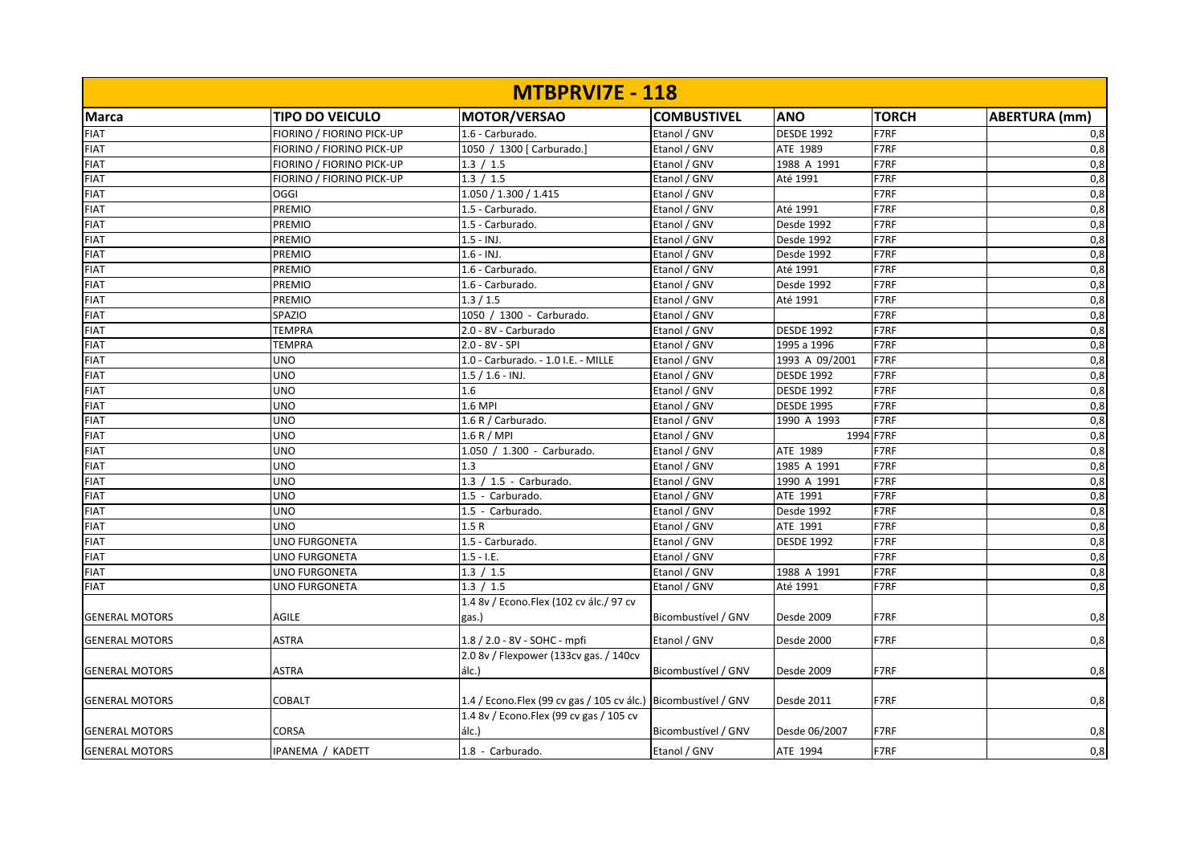| MTBPRVI7E - 118 | | | | | | |
|---|---|---|---|---|---|---|
| **Marca** | **TIPO DO VEICULO** | **MOTOR/VERSAO** | **COMBUSTIVEL** | **ANO** | **TORCH** | **ABERTURA (mm)** |
| FIAT | FIORINO / FIORINO PICK-UP | 1.6 - Carburado. | Etanol / GNV | DESDE 1992 | F7RF | 0,8 |
| FIAT | FIORINO / FIORINO PICK-UP | 1050 / 1300 [ Carburado.] | Etanol / GNV | ATE 1989 | F7RF | 0,8 |
| FIAT | FIORINO / FIORINO PICK-UP | 1.3 / 1.5 | Etanol / GNV | 1988 A 1991 | F7RF | 0,8 |
| FIAT | FIORINO / FIORINO PICK-UP | 1.3 / 1.5 | Etanol / GNV | Até 1991 | F7RF | 0,8 |
| FIAT | OGGI | 1.050 / 1.300 / 1.415 | Etanol / GNV | | F7RF | 0,8 |
| FIAT | PREMIO | 1.5 - Carburado. | Etanol / GNV | Até 1991 | F7RF | 0,8 |
| FIAT | PREMIO | 1.5 - Carburado. | Etanol / GNV | Desde 1992 | F7RF | 0,8 |
| FIAT | PREMIO | 1.5 - INJ. | Etanol / GNV | Desde 1992 | F7RF | 0,8 |
| FIAT | PREMIO | 1.6 - INJ. | Etanol / GNV | Desde 1992 | F7RF | 0,8 |
| FIAT | PREMIO | 1.6 - Carburado. | Etanol / GNV | Até 1991 | F7RF | 0,8 |
| FIAT | PREMIO | 1.6 - Carburado. | Etanol / GNV | Desde 1992 | F7RF | 0,8 |
| FIAT | PREMIO | 1.3 / 1.5 | Etanol / GNV | Até 1991 | F7RF | 0,8 |
| FIAT | SPAZIO | 1050 / 1300 - Carburado. | Etanol / GNV | | F7RF | 0,8 |
| FIAT | TEMPRA | 2.0 - 8V - Carburado | Etanol / GNV | DESDE 1992 | F7RF | 0,8 |
| FIAT | TEMPRA | 2.0 - 8V - SPI | Etanol / GNV | 1995 a 1996 | F7RF | 0,8 |
| FIAT | UNO | 1.0 - Carburado. - 1.0 I.E. - MILLE | Etanol / GNV | 1993 A 09/2001 | F7RF | 0,8 |
| FIAT | UNO | 1.5 / 1.6 - INJ. | Etanol / GNV | DESDE 1992 | F7RF | 0,8 |
| FIAT | UNO | 1.6 | Etanol / GNV | DESDE 1992 | F7RF | 0,8 |
| FIAT | UNO | 1.6 MPI | Etanol / GNV | DESDE 1995 | F7RF | 0,8 |
| FIAT | UNO | 1.6 R / Carburado. | Etanol / GNV | 1990 A 1993 | F7RF | 0,8 |
| FIAT | UNO | 1.6 R / MPI | Etanol / GNV | 1994 | F7RF | 0,8 |
| FIAT | UNO | 1.050 / 1.300 - Carburado. | Etanol / GNV | ATE 1989 | F7RF | 0,8 |
| FIAT | UNO | 1.3 | Etanol / GNV | 1985 A 1991 | F7RF | 0,8 |
| FIAT | UNO | 1.3 / 1.5 - Carburado. | Etanol / GNV | 1990 A 1991 | F7RF | 0,8 |
| FIAT | UNO | 1.5 - Carburado. | Etanol / GNV | ATE 1991 | F7RF | 0,8 |
| FIAT | UNO | 1.5 - Carburado. | Etanol / GNV | Desde 1992 | F7RF | 0,8 |
| FIAT | UNO | 1.5 R | Etanol / GNV | ATE 1991 | F7RF | 0,8 |
| FIAT | UNO FURGONETA | 1.5 - Carburado. | Etanol / GNV | DESDE 1992 | F7RF | 0,8 |
| FIAT | UNO FURGONETA | 1.5 - I.E. | Etanol / GNV | | F7RF | 0,8 |
| FIAT | UNO FURGONETA | 1.3 / 1.5 | Etanol / GNV | 1988 A 1991 | F7RF | 0,8 |
| FIAT | UNO FURGONETA | 1.3 / 1.5 | Etanol / GNV | Até 1991 | F7RF | 0,8 |
| GENERAL MOTORS | AGILE | 1.4 8v / Econo.Flex (102 cv álc./ 97 cv gas.) | Bicombustível / GNV | Desde 2009 | F7RF | 0,8 |
| GENERAL MOTORS | ASTRA | 1.8 / 2.0 - 8V - SOHC - mpfi | Etanol / GNV | Desde 2000 | F7RF | 0,8 |
| GENERAL MOTORS | ASTRA | 2.0 8v / Flexpower (133cv gas. / 140cv álc.) | Bicombustível / GNV | Desde 2009 | F7RF | 0,8 |
| GENERAL MOTORS | COBALT | 1.4 / Econo.Flex (99 cv gas / 105 cv álc.) | Bicombustível / GNV | Desde 2011 | F7RF | 0,8 |
| GENERAL MOTORS | CORSA | 1.4 8v / Econo.Flex (99 cv gas / 105 cv álc.) | Bicombustível / GNV | Desde 06/2007 | F7RF | 0,8 |
| GENERAL MOTORS | IPANEMA / KADETT | 1.8 - Carburado. | Etanol / GNV | ATE 1994 | F7RF | 0,8 |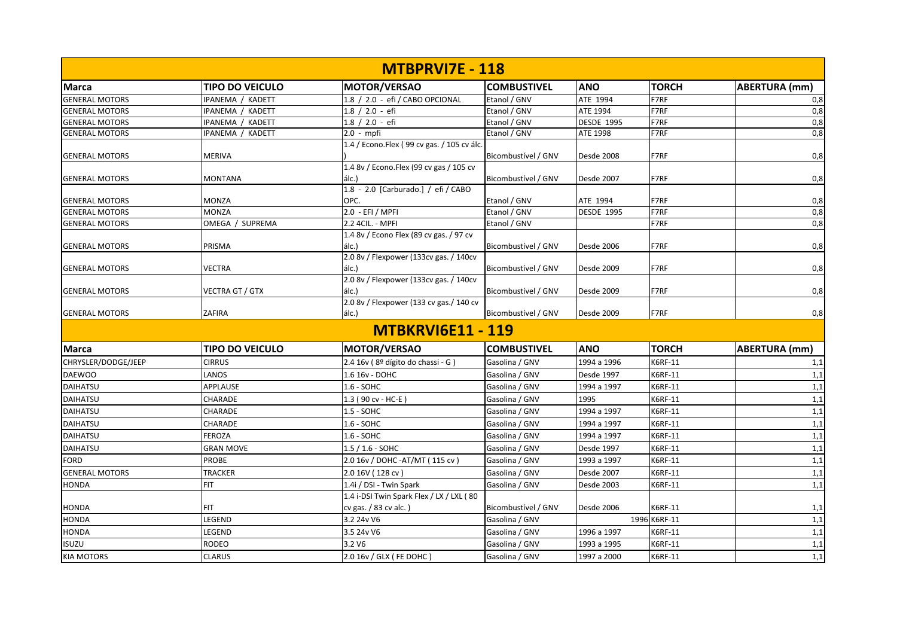## MTBPRVI7E - 118

| Marca | TIPO DO VEICULO | MOTOR/VERSAO | COMBUSTIVEL | ANO | TORCH | ABERTURA (mm) |
|---|---|---|---|---|---|---|
| GENERAL MOTORS | IPANEMA / KADETT | 1.8 / 2.0 - efi / CABO OPCIONAL | Etanol / GNV | ATE 1994 | F7RF | 0,8 |
| GENERAL MOTORS | IPANEMA / KADETT | 1.8 / 2.0 - efi | Etanol / GNV | ATE 1994 | F7RF | 0,8 |
| GENERAL MOTORS | IPANEMA / KADETT | 1.8 / 2.0 - efi | Etanol / GNV | DESDE 1995 | F7RF | 0,8 |
| GENERAL MOTORS | IPANEMA / KADETT | 2.0 - mpfi | Etanol / GNV | ATE 1998 | F7RF | 0,8 |
| GENERAL MOTORS | MERIVA | 1.4 / Econo.Flex ( 99 cv gas. / 105 cv álc. ) | Bicombustível / GNV | Desde 2008 | F7RF | 0,8 |
| GENERAL MOTORS | MONTANA | 1.4 8v / Econo.Flex (99 cv gas / 105 cv álc.) | Bicombustível / GNV | Desde 2007 | F7RF | 0,8 |
| GENERAL MOTORS | MONZA | 1.8 - 2.0 [Carburado.] / efi / CABO OPC. | Etanol / GNV | ATE 1994 | F7RF | 0,8 |
| GENERAL MOTORS | MONZA | 2.0 - EFI / MPFI | Etanol / GNV | DESDE 1995 | F7RF | 0,8 |
| GENERAL MOTORS | OMEGA / SUPREMA | 2.2 4CIL. - MPFI | Etanol / GNV | | F7RF | 0,8 |
| GENERAL MOTORS | PRISMA | 1.4 8v / Econo Flex (89 cv gas. / 97 cv álc.) | Bicombustível / GNV | Desde 2006 | F7RF | 0,8 |
| GENERAL MOTORS | VECTRA | 2.0 8v / Flexpower (133cv gas. / 140cv álc.) | Bicombustível / GNV | Desde 2009 | F7RF | 0,8 |
| GENERAL MOTORS | VECTRA GT / GTX | 2.0 8v / Flexpower (133cv gas. / 140cv álc.) | Bicombustível / GNV | Desde 2009 | F7RF | 0,8 |
| GENERAL MOTORS | ZAFIRA | 2.0 8v / Flexpower (133 cv gas./ 140 cv álc.) | Bicombustível / GNV | Desde 2009 | F7RF | 0,8 |

## MTBKRVI6E11 - 119

| Marca | TIPO DO VEICULO | MOTOR/VERSAO | COMBUSTIVEL | ANO | TORCH | ABERTURA (mm) |
|---|---|---|---|---|---|---|
| CHRYSLER/DODGE/JEEP | CIRRUS | 2.4 16v ( 8º dígito do chassi - G ) | Gasolina / GNV | 1994 a 1996 | K6RF-11 | 1,1 |
| DAEWOO | LANOS | 1.6 16v - DOHC | Gasolina / GNV | Desde 1997 | K6RF-11 | 1,1 |
| DAIHATSU | APPLAUSE | 1.6 - SOHC | Gasolina / GNV | 1994 a 1997 | K6RF-11 | 1,1 |
| DAIHATSU | CHARADE | 1.3 ( 90 cv - HC-E ) | Gasolina / GNV | 1995 | K6RF-11 | 1,1 |
| DAIHATSU | CHARADE | 1.5 - SOHC | Gasolina / GNV | 1994 a 1997 | K6RF-11 | 1,1 |
| DAIHATSU | CHARADE | 1.6 - SOHC | Gasolina / GNV | 1994 a 1997 | K6RF-11 | 1,1 |
| DAIHATSU | FEROZA | 1.6 - SOHC | Gasolina / GNV | 1994 a 1997 | K6RF-11 | 1,1 |
| DAIHATSU | GRAN MOVE | 1.5 / 1.6 - SOHC | Gasolina / GNV | Desde 1997 | K6RF-11 | 1,1 |
| FORD | PROBE | 2.0 16v / DOHC -AT/MT ( 115 cv ) | Gasolina / GNV | 1993 a 1997 | K6RF-11 | 1,1 |
| GENERAL MOTORS | TRACKER | 2.0 16V ( 128 cv ) | Gasolina / GNV | Desde 2007 | K6RF-11 | 1,1 |
| HONDA | FIT | 1.4i / DSI - Twin Spark | Gasolina / GNV | Desde 2003 | K6RF-11 | 1,1 |
| HONDA | FIT | 1.4 i-DSI Twin Spark Flex / LX / LXL ( 80 cv gas. / 83 cv alc. ) | Bicombustível / GNV | Desde 2006 | K6RF-11 | 1,1 |
| HONDA | LEGEND | 3.2 24v V6 | Gasolina / GNV | 1996 | K6RF-11 | 1,1 |
| HONDA | LEGEND | 3.5 24v V6 | Gasolina / GNV | 1996 a 1997 | K6RF-11 | 1,1 |
| ISUZU | RODEO | 3.2 V6 | Gasolina / GNV | 1993 a 1995 | K6RF-11 | 1,1 |
| KIA MOTORS | CLARUS | 2.0 16v / GLX ( FE DOHC ) | Gasolina / GNV | 1997 a 2000 | K6RF-11 | 1,1 |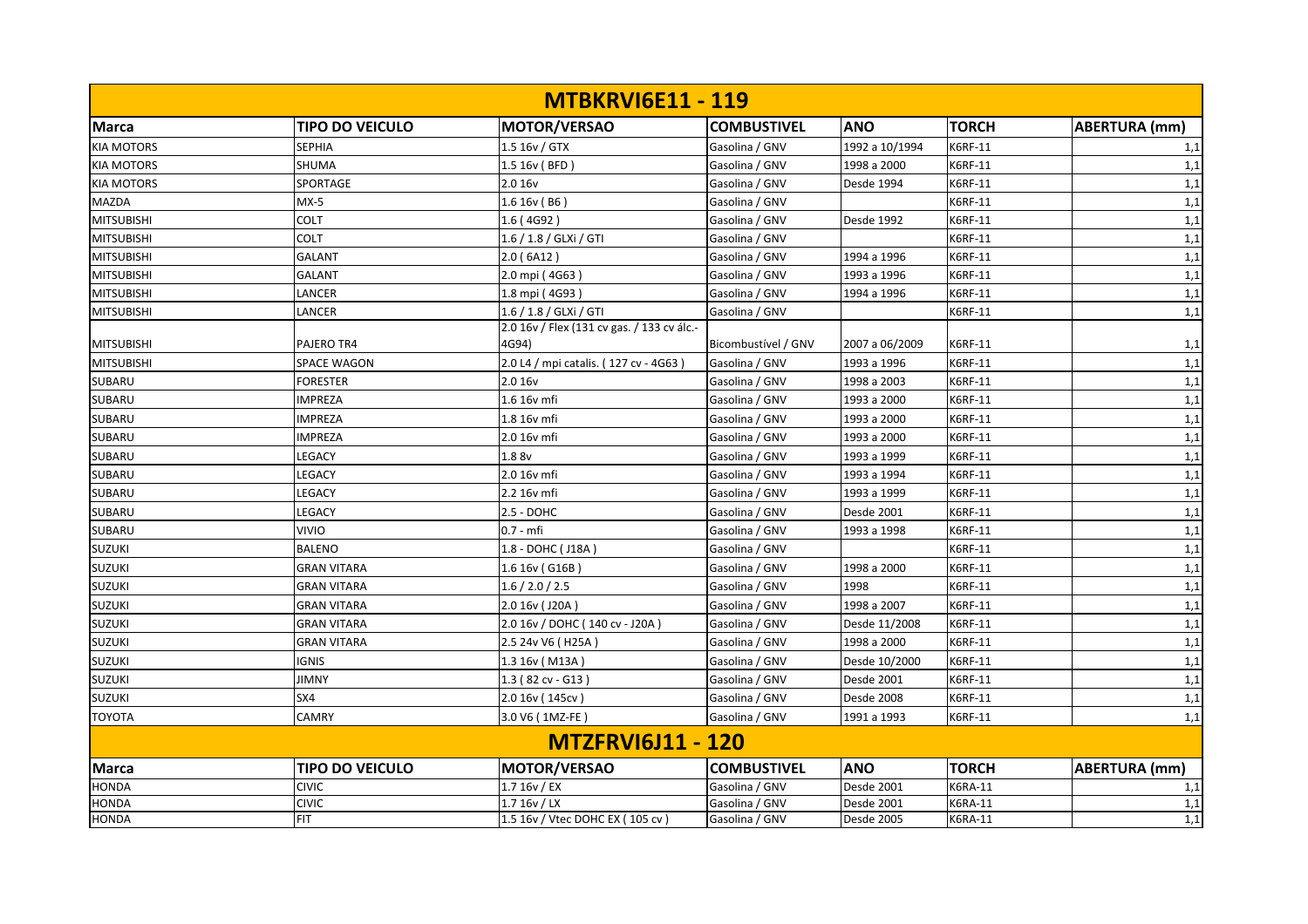## MTBKRVI6E11 - 119

| Marca | TIPO DO VEICULO | MOTOR/VERSAO | COMBUSTIVEL | ANO | TORCH | ABERTURA (mm) |
|---|---|---|---|---|---|---|
| KIA MOTORS | SEPHIA | 1.5 16v / GTX | Gasolina / GNV | 1992 a 10/1994 | K6RF-11 | 1,1 |
| KIA MOTORS | SHUMA | 1.5 16v ( BFD ) | Gasolina / GNV | 1998 a 2000 | K6RF-11 | 1,1 |
| KIA MOTORS | SPORTAGE | 2.0 16v | Gasolina / GNV | Desde 1994 | K6RF-11 | 1,1 |
| MAZDA | MX-5 | 1.6 16v ( B6 ) | Gasolina / GNV | | K6RF-11 | 1,1 |
| MITSUBISHI | COLT | 1.6 ( 4G92 ) | Gasolina / GNV | Desde 1992 | K6RF-11 | 1,1 |
| MITSUBISHI | COLT | 1.6 / 1.8 / GLXi / GTI | Gasolina / GNV | | K6RF-11 | 1,1 |
| MITSUBISHI | GALANT | 2.0 ( 6A12 ) | Gasolina / GNV | 1994 a 1996 | K6RF-11 | 1,1 |
| MITSUBISHI | GALANT | 2.0 mpi ( 4G63 ) | Gasolina / GNV | 1993 a 1996 | K6RF-11 | 1,1 |
| MITSUBISHI | LANCER | 1.8 mpi ( 4G93 ) | Gasolina / GNV | 1994 a 1996 | K6RF-11 | 1,1 |
| MITSUBISHI | LANCER | 1.6 / 1.8 / GLXi / GTI | Gasolina / GNV | | K6RF-11 | 1,1 |
| MITSUBISHI | PAJERO TR4 | 2.0 16v / Flex (131 cv gas. / 133 cv álc.- 4G94) | Bicombustível / GNV | 2007 a 06/2009 | K6RF-11 | 1,1 |
| MITSUBISHI | SPACE WAGON | 2.0 L4 / mpi catalis. ( 127 cv - 4G63 ) | Gasolina / GNV | 1993 a 1996 | K6RF-11 | 1,1 |
| SUBARU | FORESTER | 2.0 16v | Gasolina / GNV | 1998 a 2003 | K6RF-11 | 1,1 |
| SUBARU | IMPREZA | 1.6 16v mfi | Gasolina / GNV | 1993 a 2000 | K6RF-11 | 1,1 |
| SUBARU | IMPREZA | 1.8 16v mfi | Gasolina / GNV | 1993 a 2000 | K6RF-11 | 1,1 |
| SUBARU | IMPREZA | 2.0 16v mfi | Gasolina / GNV | 1993 a 2000 | K6RF-11 | 1,1 |
| SUBARU | LEGACY | 1.8 8v | Gasolina / GNV | 1993 a 1999 | K6RF-11 | 1,1 |
| SUBARU | LEGACY | 2.0 16v mfi | Gasolina / GNV | 1993 a 1994 | K6RF-11 | 1,1 |
| SUBARU | LEGACY | 2.2 16v mfi | Gasolina / GNV | 1993 a 1999 | K6RF-11 | 1,1 |
| SUBARU | LEGACY | 2.5 - DOHC | Gasolina / GNV | Desde 2001 | K6RF-11 | 1,1 |
| SUBARU | VIVIO | 0.7 - mfi | Gasolina / GNV | 1993 a 1998 | K6RF-11 | 1,1 |
| SUZUKI | BALENO | 1.8 - DOHC ( J18A ) | Gasolina / GNV | | K6RF-11 | 1,1 |
| SUZUKI | GRAN VITARA | 1.6 16v ( G16B ) | Gasolina / GNV | 1998 a 2000 | K6RF-11 | 1,1 |
| SUZUKI | GRAN VITARA | 1.6 / 2.0 / 2.5 | Gasolina / GNV | 1998 | K6RF-11 | 1,1 |
| SUZUKI | GRAN VITARA | 2.0 16v ( J20A ) | Gasolina / GNV | 1998 a 2007 | K6RF-11 | 1,1 |
| SUZUKI | GRAN VITARA | 2.0 16v / DOHC ( 140 cv - J20A ) | Gasolina / GNV | Desde 11/2008 | K6RF-11 | 1,1 |
| SUZUKI | GRAN VITARA | 2.5 24v V6 ( H25A ) | Gasolina / GNV | 1998 a 2000 | K6RF-11 | 1,1 |
| SUZUKI | IGNIS | 1.3 16v ( M13A ) | Gasolina / GNV | Desde 10/2000 | K6RF-11 | 1,1 |
| SUZUKI | JIMNY | 1.3 ( 82 cv - G13 ) | Gasolina / GNV | Desde 2001 | K6RF-11 | 1,1 |
| SUZUKI | SX4 | 2.0 16v ( 145cv ) | Gasolina / GNV | Desde 2008 | K6RF-11 | 1,1 |
| TOYOTA | CAMRY | 3.0 V6 ( 1MZ-FE ) | Gasolina / GNV | 1991 a 1993 | K6RF-11 | 1,1 |

## MTZFRVI6J11 - 120

| Marca | TIPO DO VEICULO | MOTOR/VERSAO | COMBUSTIVEL | ANO | TORCH | ABERTURA (mm) |
|---|---|---|---|---|---|---|
| HONDA | CIVIC | 1.7 16v / EX | Gasolina / GNV | Desde 2001 | K6RA-11 | 1,1 |
| HONDA | CIVIC | 1.7 16v / LX | Gasolina / GNV | Desde 2001 | K6RA-11 | 1,1 |
| HONDA | FIT | 1.5 16v / Vtec DOHC EX ( 105 cv ) | Gasolina / GNV | Desde 2005 | K6RA-11 | 1,1 |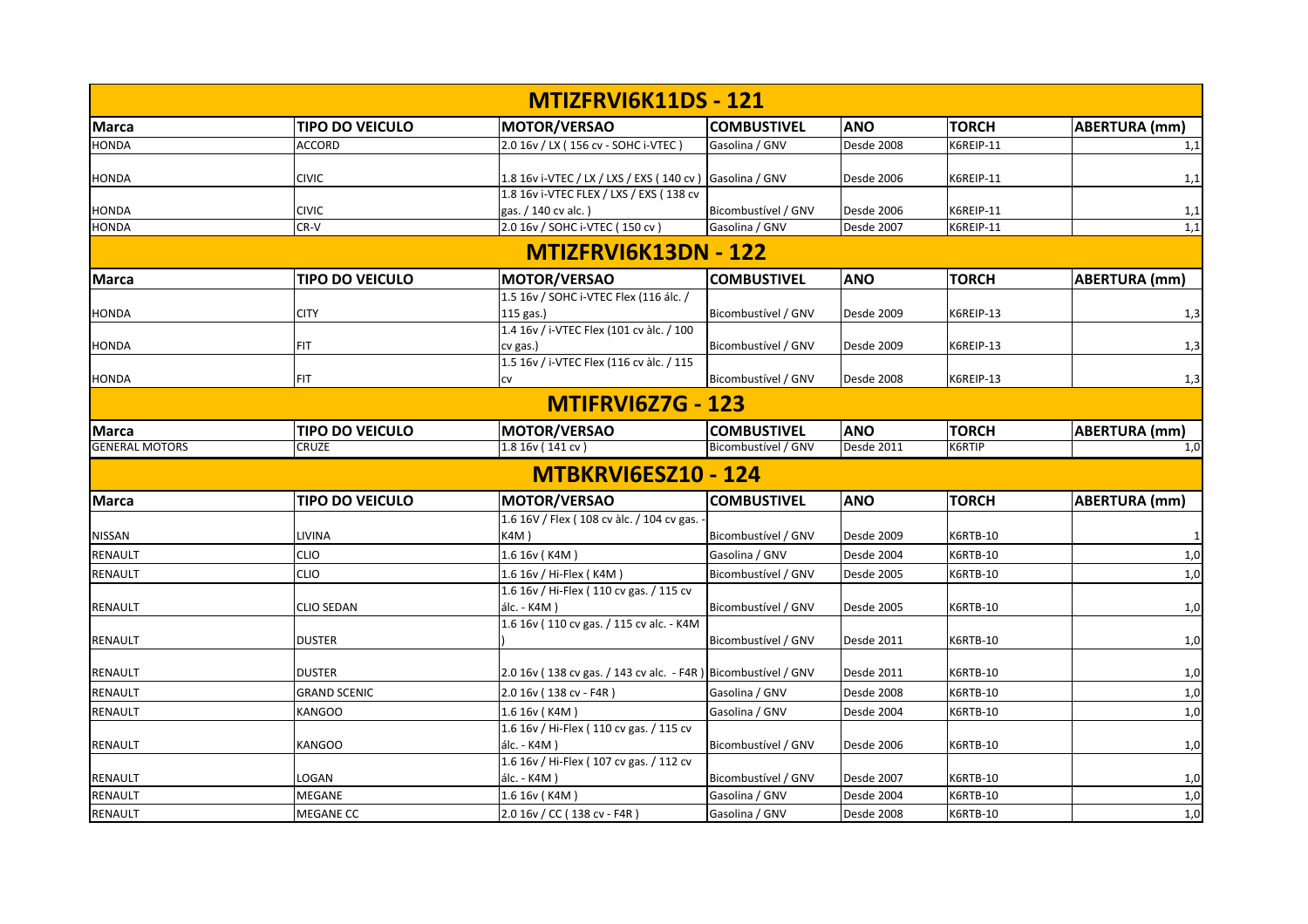## MTIZFRVI6K11DS - 121

| Marca | TIPO DO VEICULO | MOTOR/VERSAO | COMBUSTIVEL | ANO | TORCH | ABERTURA (mm) |
|---|---|---|---|---|---|---|
| HONDA | ACCORD | 2.0 16v / LX ( 156 cv - SOHC i-VTEC ) | Gasolina / GNV | Desde 2008 | K6REIP-11 | 1,1 |
| HONDA | CIVIC | 1.8 16v i-VTEC / LX / LXS / EXS ( 140 cv ) | Gasolina / GNV | Desde 2006 | K6REIP-11 | 1,1 |
| HONDA | CIVIC | 1.8 16v i-VTEC FLEX / LXS / EXS ( 138 cv gas. / 140 cv alc. ) | Bicombustível / GNV | Desde 2006 | K6REIP-11 | 1,1 |
| HONDA | CR-V | 2.0 16v / SOHC i-VTEC ( 150 cv ) | Gasolina / GNV | Desde 2007 | K6REIP-11 | 1,1 |

## MTIZFRVI6K13DN - 122

| Marca | TIPO DO VEICULO | MOTOR/VERSAO | COMBUSTIVEL | ANO | TORCH | ABERTURA (mm) |
|---|---|---|---|---|---|---|
| HONDA | CITY | 1.5 16v / SOHC i-VTEC Flex (116 álc. / 115 gas.) | Bicombustível / GNV | Desde 2009 | K6REIP-13 | 1,3 |
| HONDA | FIT | 1.4 16v / i-VTEC Flex (101 cv àlc. / 100 cv gas.) | Bicombustível / GNV | Desde 2009 | K6REIP-13 | 1,3 |
| HONDA | FIT | 1.5 16v / i-VTEC Flex (116 cv àlc. / 115 cv | Bicombustível / GNV | Desde 2008 | K6REIP-13 | 1,3 |

## MTIFRVI6Z7G - 123

| Marca | TIPO DO VEICULO | MOTOR/VERSAO | COMBUSTIVEL | ANO | TORCH | ABERTURA (mm) |
|---|---|---|---|---|---|---|
| GENERAL MOTORS | CRUZE | 1.8 16v ( 141 cv ) | Bicombustível / GNV | Desde 2011 | K6RTIP | 1,0 |

## MTBKRVI6ESZ10 - 124

| Marca | TIPO DO VEICULO | MOTOR/VERSAO | COMBUSTIVEL | ANO | TORCH | ABERTURA (mm) |
|---|---|---|---|---|---|---|
| NISSAN | LIVINA | 1.6 16V / Flex ( 108 cv àlc. / 104 cv gas. - K4M ) | Bicombustível / GNV | Desde 2009 | K6RTB-10 | 1 |
| RENAULT | CLIO | 1.6 16v ( K4M ) | Gasolina / GNV | Desde 2004 | K6RTB-10 | 1,0 |
| RENAULT | CLIO | 1.6 16v / Hi-Flex ( K4M ) | Bicombustível / GNV | Desde 2005 | K6RTB-10 | 1,0 |
| RENAULT | CLIO SEDAN | 1.6 16v / Hi-Flex ( 110 cv gas. / 115 cv álc. - K4M ) | Bicombustível / GNV | Desde 2005 | K6RTB-10 | 1,0 |
| RENAULT | DUSTER | 1.6 16v ( 110 cv gas. / 115 cv alc. - K4M ) | Bicombustível / GNV | Desde 2011 | K6RTB-10 | 1,0 |
| RENAULT | DUSTER | 2.0 16v ( 138 cv gas. / 143 cv alc. - F4R ) | Bicombustível / GNV | Desde 2011 | K6RTB-10 | 1,0 |
| RENAULT | GRAND SCENIC | 2.0 16v ( 138 cv - F4R ) | Gasolina / GNV | Desde 2008 | K6RTB-10 | 1,0 |
| RENAULT | KANGOO | 1.6 16v ( K4M ) | Gasolina / GNV | Desde 2004 | K6RTB-10 | 1,0 |
| RENAULT | KANGOO | 1.6 16v / Hi-Flex ( 110 cv gas. / 115 cv álc. - K4M ) | Bicombustível / GNV | Desde 2006 | K6RTB-10 | 1,0 |
| RENAULT | LOGAN | 1.6 16v / Hi-Flex ( 107 cv gas. / 112 cv álc. - K4M ) | Bicombustível / GNV | Desde 2007 | K6RTB-10 | 1,0 |
| RENAULT | MEGANE | 1.6 16v ( K4M ) | Gasolina / GNV | Desde 2004 | K6RTB-10 | 1,0 |
| RENAULT | MEGANE CC | 2.0 16v / CC ( 138 cv - F4R ) | Gasolina / GNV | Desde 2008 | K6RTB-10 | 1,0 |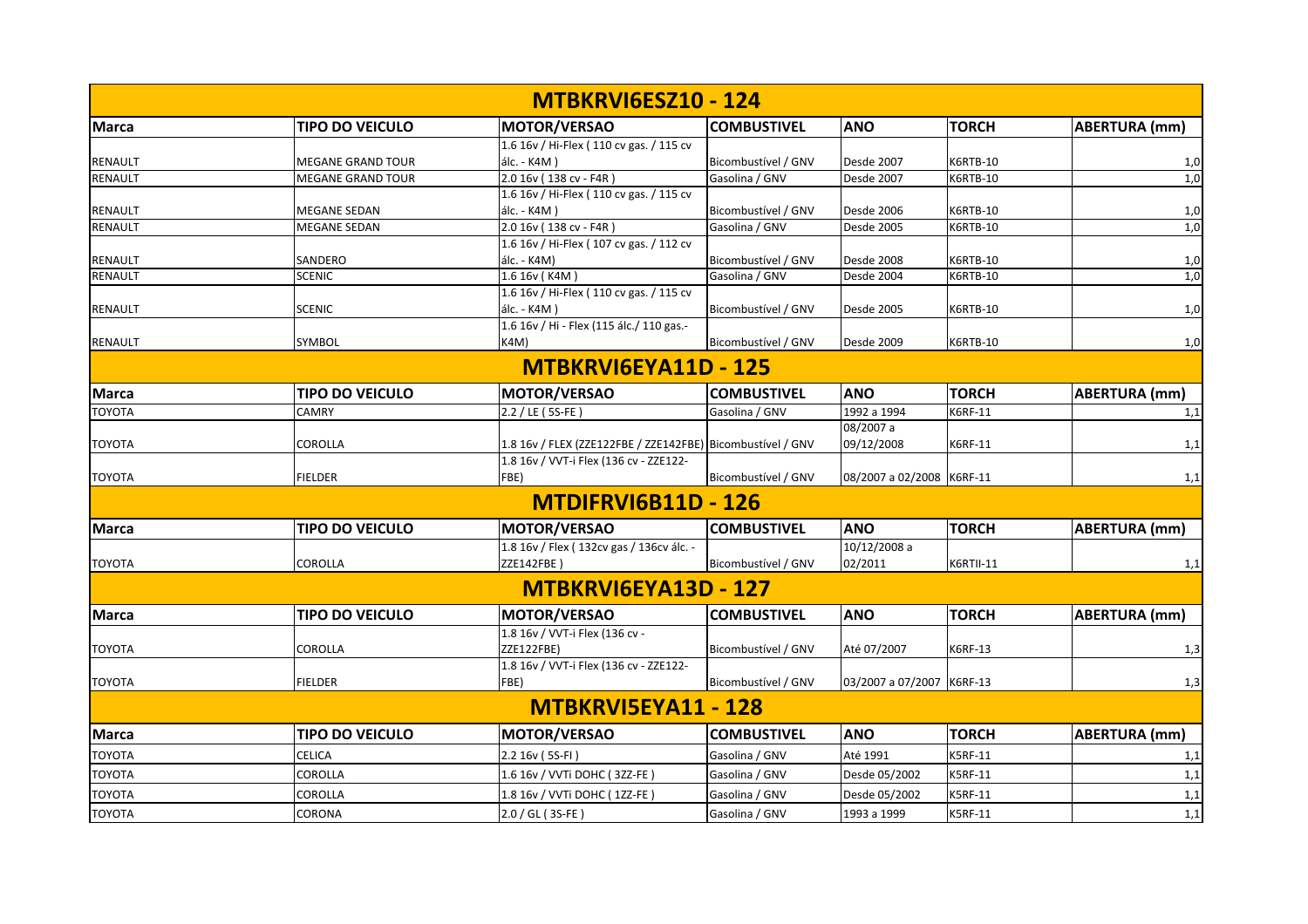## MTBKRVI6ESZ10 - 124

| Marca | TIPO DO VEICULO | MOTOR/VERSAO | COMBUSTIVEL | ANO | TORCH | ABERTURA (mm) |
|---|---|---|---|---|---|---|
| RENAULT | MEGANE GRAND TOUR | 1.6 16v / Hi-Flex ( 110 cv gas. / 115 cv álc. - K4M ) | Bicombustível / GNV | Desde 2007 | K6RTB-10 | 1,0 |
| RENAULT | MEGANE GRAND TOUR | 2.0 16v ( 138 cv - F4R ) | Gasolina / GNV | Desde 2007 | K6RTB-10 | 1,0 |
| RENAULT | MEGANE SEDAN | 1.6 16v / Hi-Flex ( 110 cv gas. / 115 cv álc. - K4M ) | Bicombustível / GNV | Desde 2006 | K6RTB-10 | 1,0 |
| RENAULT | MEGANE SEDAN | 2.0 16v ( 138 cv - F4R ) | Gasolina / GNV | Desde 2005 | K6RTB-10 | 1,0 |
| RENAULT | SANDERO | 1.6 16v / Hi-Flex ( 107 cv gas. / 112 cv álc. - K4M) | Bicombustível / GNV | Desde 2008 | K6RTB-10 | 1,0 |
| RENAULT | SCENIC | 1.6 16v ( K4M ) | Gasolina / GNV | Desde 2004 | K6RTB-10 | 1,0 |
| RENAULT | SCENIC | 1.6 16v / Hi-Flex ( 110 cv gas. / 115 cv álc. - K4M ) | Bicombustível / GNV | Desde 2005 | K6RTB-10 | 1,0 |
| RENAULT | SYMBOL | 1.6 16v / Hi - Flex (115 álc./ 110 gas.- K4M) | Bicombustível / GNV | Desde 2009 | K6RTB-10 | 1,0 |

## MTBKRVI6EYA11D - 125

| Marca | TIPO DO VEICULO | MOTOR/VERSAO | COMBUSTIVEL | ANO | TORCH | ABERTURA (mm) |
|---|---|---|---|---|---|---|
| TOYOTA | CAMRY | 2.2 / LE ( 5S-FE ) | Gasolina / GNV | 1992 a 1994 | K6RF-11 | 1,1 |
| TOYOTA | COROLLA | 1.8 16v / FLEX (ZZE122FBE / ZZE142FBE) | Bicombustível / GNV | 08/2007 a 09/12/2008 | K6RF-11 | 1,1 |
| TOYOTA | FIELDER | 1.8 16v / VVT-i Flex (136 cv - ZZE122-FBE) | Bicombustível / GNV | 08/2007 a 02/2008 | K6RF-11 | 1,1 |

## MTDIFRVI6B11D - 126

| Marca | TIPO DO VEICULO | MOTOR/VERSAO | COMBUSTIVEL | ANO | TORCH | ABERTURA (mm) |
|---|---|---|---|---|---|---|
| TOYOTA | COROLLA | 1.8 16v / Flex ( 132cv gas / 136cv álc. - ZZE142FBE ) | Bicombustível / GNV | 10/12/2008 a 02/2011 | K6RTII-11 | 1,1 |

## MTBKRVI6EYA13D - 127

| Marca | TIPO DO VEICULO | MOTOR/VERSAO | COMBUSTIVEL | ANO | TORCH | ABERTURA (mm) |
|---|---|---|---|---|---|---|
| TOYOTA | COROLLA | 1.8 16v / VVT-i Flex (136 cv - ZZE122FBE) | Bicombustível / GNV | Até 07/2007 | K6RF-13 | 1,3 |
| TOYOTA | FIELDER | 1.8 16v / VVT-i Flex (136 cv - ZZE122-FBE) | Bicombustível / GNV | 03/2007 a 07/2007 | K6RF-13 | 1,3 |

## MTBKRVI5EYA11 - 128

| Marca | TIPO DO VEICULO | MOTOR/VERSAO | COMBUSTIVEL | ANO | TORCH | ABERTURA (mm) |
|---|---|---|---|---|---|---|
| TOYOTA | CELICA | 2.2 16v ( 5S-FI ) | Gasolina / GNV | Até 1991 | K5RF-11 | 1,1 |
| TOYOTA | COROLLA | 1.6 16v / VVTi DOHC ( 3ZZ-FE ) | Gasolina / GNV | Desde 05/2002 | K5RF-11 | 1,1 |
| TOYOTA | COROLLA | 1.8 16v / VVTi DOHC ( 1ZZ-FE ) | Gasolina / GNV | Desde 05/2002 | K5RF-11 | 1,1 |
| TOYOTA | CORONA | 2.0 / GL ( 3S-FE ) | Gasolina / GNV | 1993 a 1999 | K5RF-11 | 1,1 |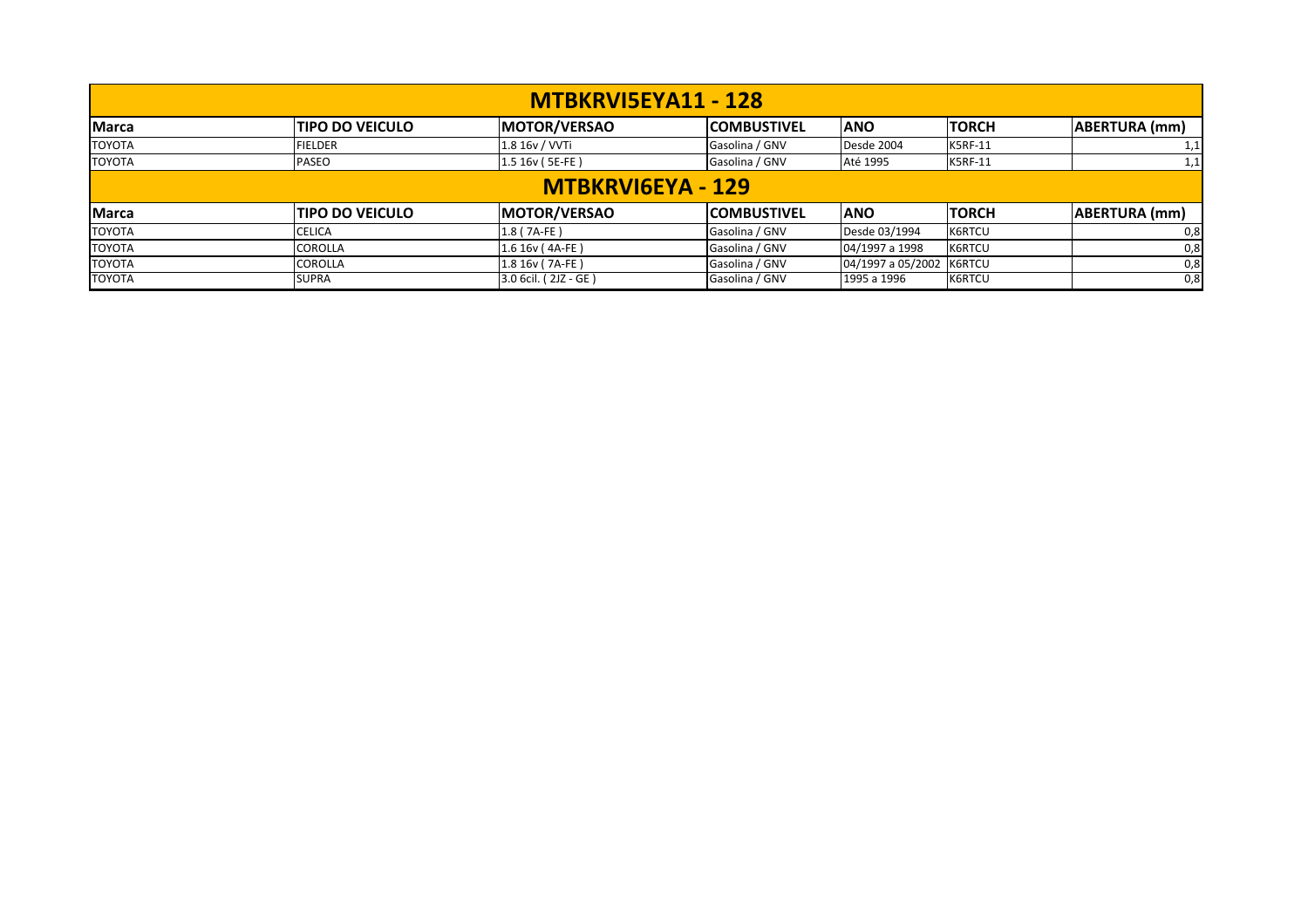| MTBKRVI5EYA11 - 128 | | | | | | |
|---|---|---|---|---|---|---|
| **Marca** | **TIPO DO VEICULO** | **MOTOR/VERSAO** | **COMBUSTIVEL** | **ANO** | **TORCH** | **ABERTURA (mm)** |
| TOYOTA | FIELDER | 1.8 16v / VVTi | Gasolina / GNV | Desde 2004 | K5RF-11 | 1,1 |
| TOYOTA | PASEO | 1.5 16v ( 5E-FE ) | Gasolina / GNV | Até 1995 | K5RF-11 | 1,1 |

| MTBKRVI6EYA - 129 | | | | | | |
|---|---|---|---|---|---|---|
| **Marca** | **TIPO DO VEICULO** | **MOTOR/VERSAO** | **COMBUSTIVEL** | **ANO** | **TORCH** | **ABERTURA (mm)** |
| TOYOTA | CELICA | 1.8 ( 7A-FE ) | Gasolina / GNV | Desde 03/1994 | K6RTCU | 0,8 |
| TOYOTA | COROLLA | 1.6 16v ( 4A-FE ) | Gasolina / GNV | 04/1997 a 1998 | K6RTCU | 0,8 |
| TOYOTA | COROLLA | 1.8 16v ( 7A-FE ) | Gasolina / GNV | 04/1997 a 05/2002 | K6RTCU | 0,8 |
| TOYOTA | SUPRA | 3.0 6cil. ( 2JZ - GE ) | Gasolina / GNV | 1995 a 1996 | K6RTCU | 0,8 |